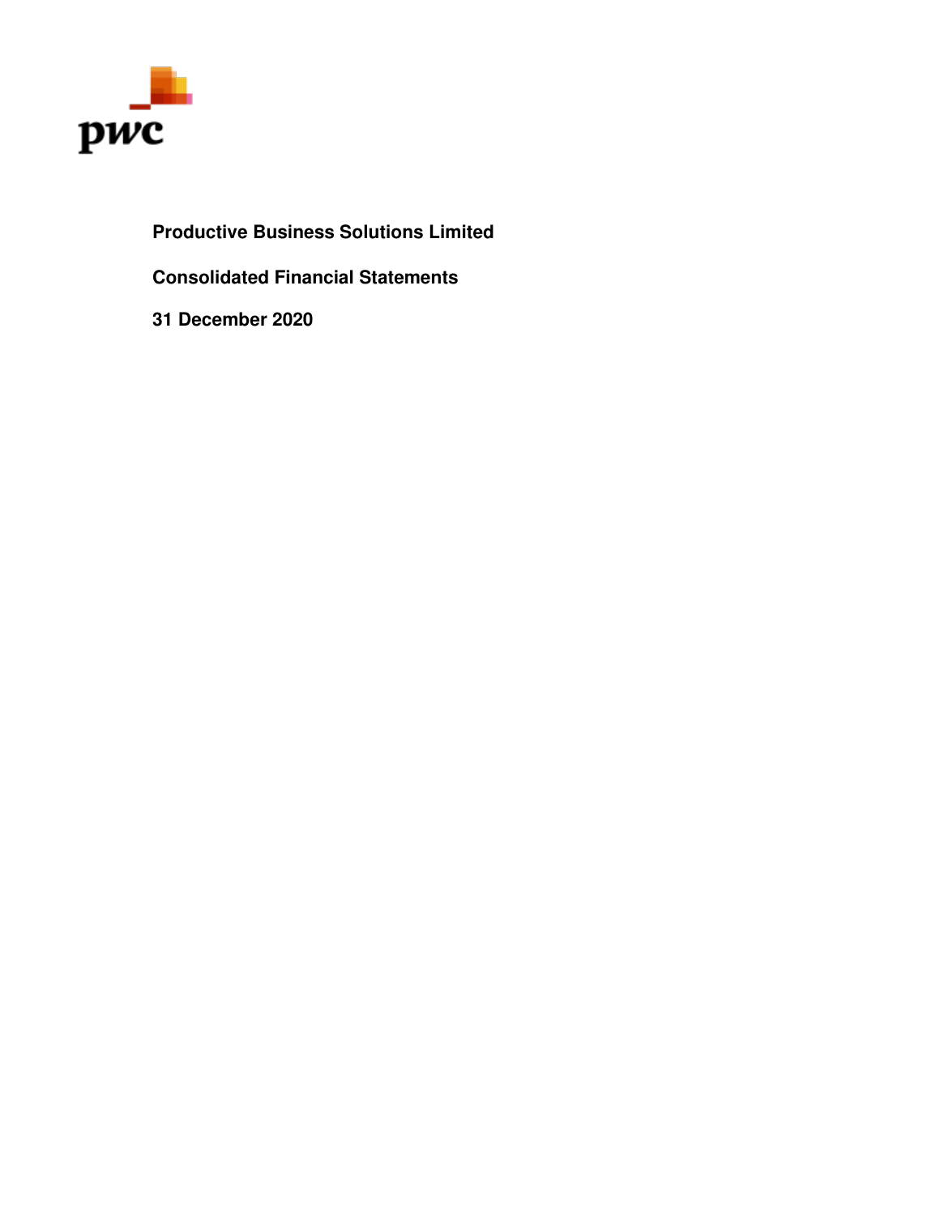pwc

# Productive Business Solutions Limited

## Consolidated Financial Statements

## 31 December 2020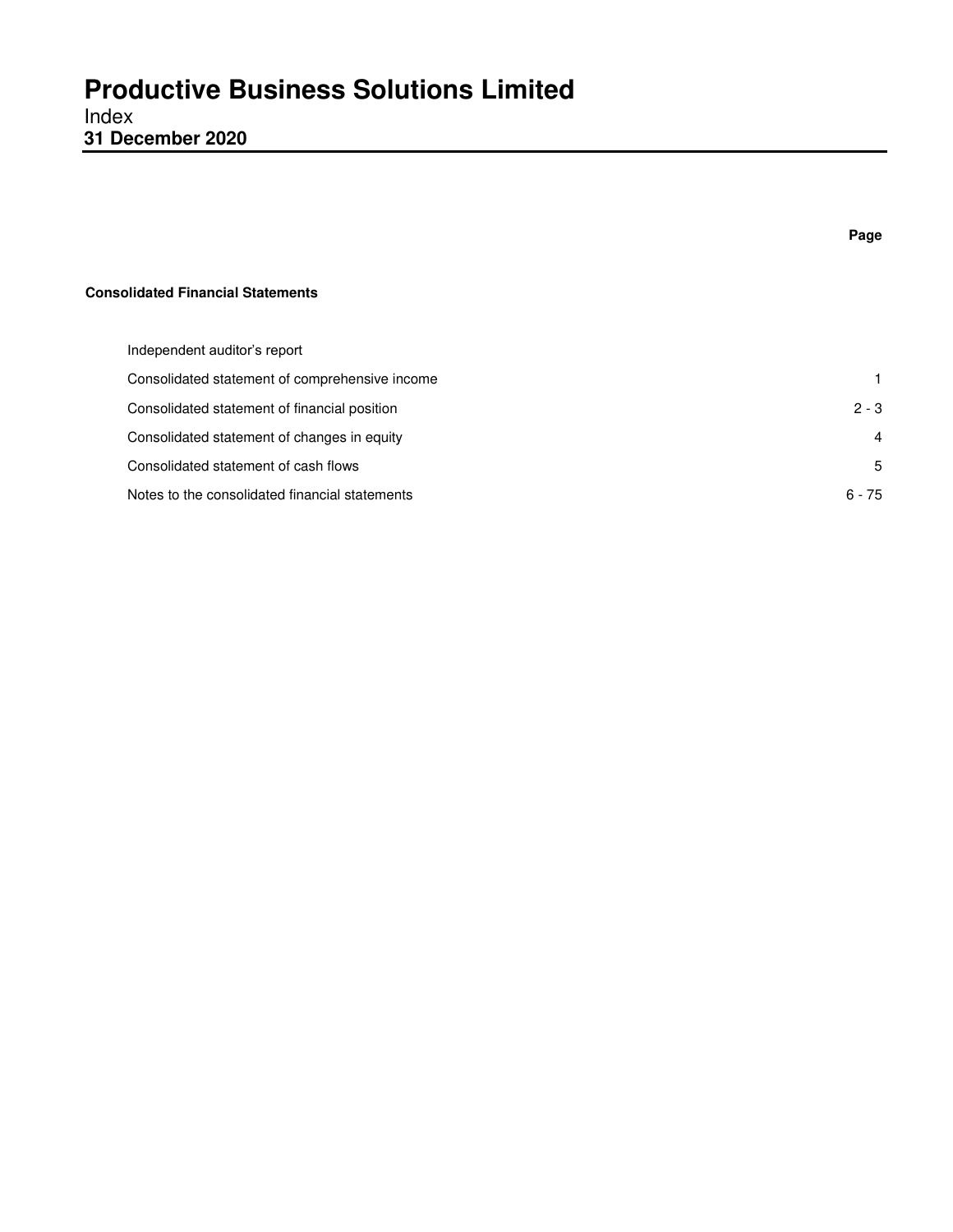# Productive Business Solutions Limited

Index

**31 December 2020**

| | Page |
|---|---|
| **Consolidated Financial Statements** | |
| Independent auditor's report | |
| Consolidated statement of comprehensive income | 1 |
| Consolidated statement of financial position | 2 - 3 |
| Consolidated statement of changes in equity | 4 |
| Consolidated statement of cash flows | 5 |
| Notes to the consolidated financial statements | 6 - 75 |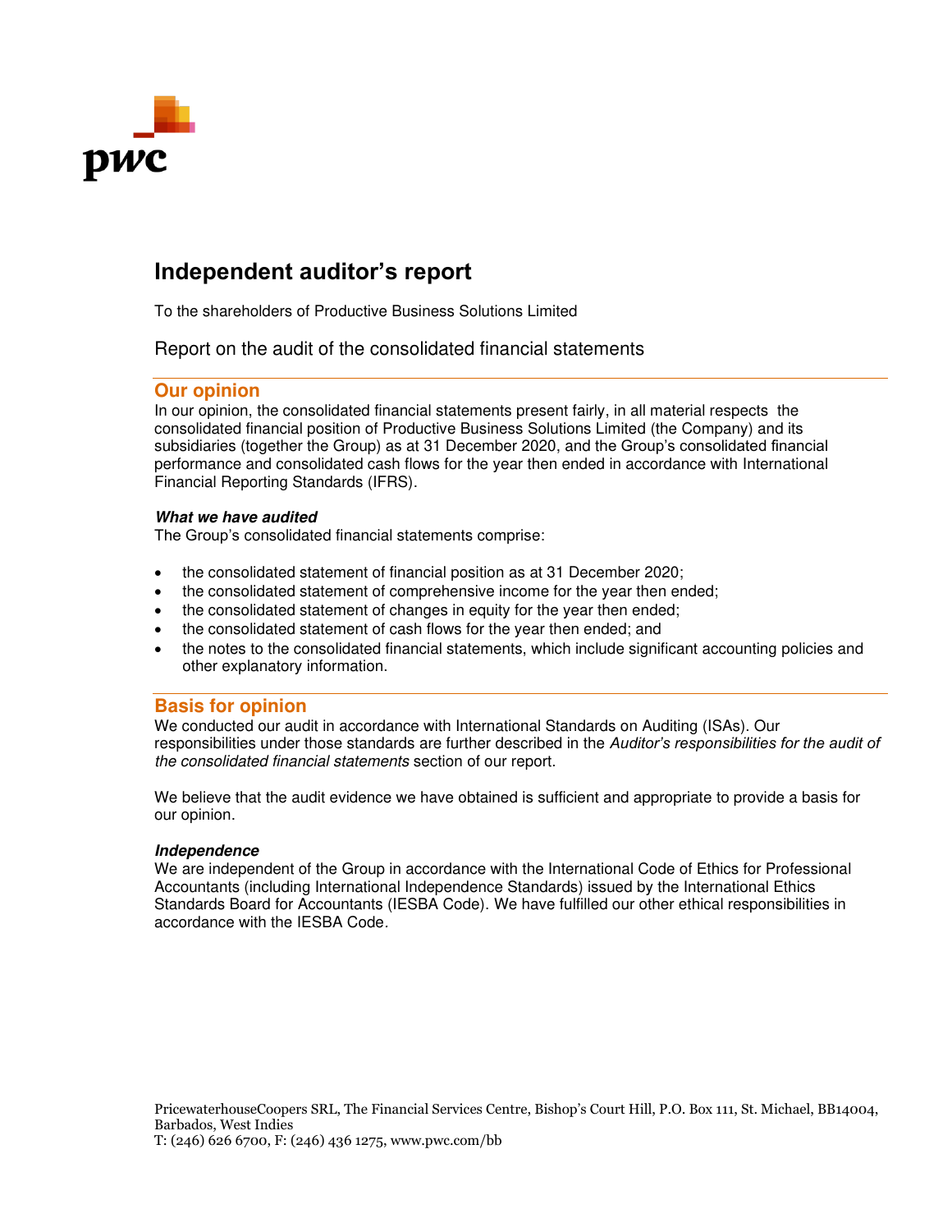# Independent auditor's report

To the shareholders of Productive Business Solutions Limited

## Report on the audit of the consolidated financial statements

### Our opinion

In our opinion, the consolidated financial statements present fairly, in all material respects the consolidated financial position of Productive Business Solutions Limited (the Company) and its subsidiaries (together the Group) as at 31 December 2020, and the Group's consolidated financial performance and consolidated cash flows for the year then ended in accordance with International Financial Reporting Standards (IFRS).

***What we have audited***

The Group's consolidated financial statements comprise:

- the consolidated statement of financial position as at 31 December 2020;
- the consolidated statement of comprehensive income for the year then ended;
- the consolidated statement of changes in equity for the year then ended;
- the consolidated statement of cash flows for the year then ended; and
- the notes to the consolidated financial statements, which include significant accounting policies and other explanatory information.

### Basis for opinion

We conducted our audit in accordance with International Standards on Auditing (ISAs). Our responsibilities under those standards are further described in the *Auditor's responsibilities for the audit of the consolidated financial statements* section of our report.

We believe that the audit evidence we have obtained is sufficient and appropriate to provide a basis for our opinion.

***Independence***

We are independent of the Group in accordance with the International Code of Ethics for Professional Accountants (including International Independence Standards) issued by the International Ethics Standards Board for Accountants (IESBA Code). We have fulfilled our other ethical responsibilities in accordance with the IESBA Code.

PricewaterhouseCoopers SRL, The Financial Services Centre, Bishop's Court Hill, P.O. Box 111, St. Michael, BB14004, Barbados, West Indies
T: (246) 626 6700, F: (246) 436 1275, www.pwc.com/bb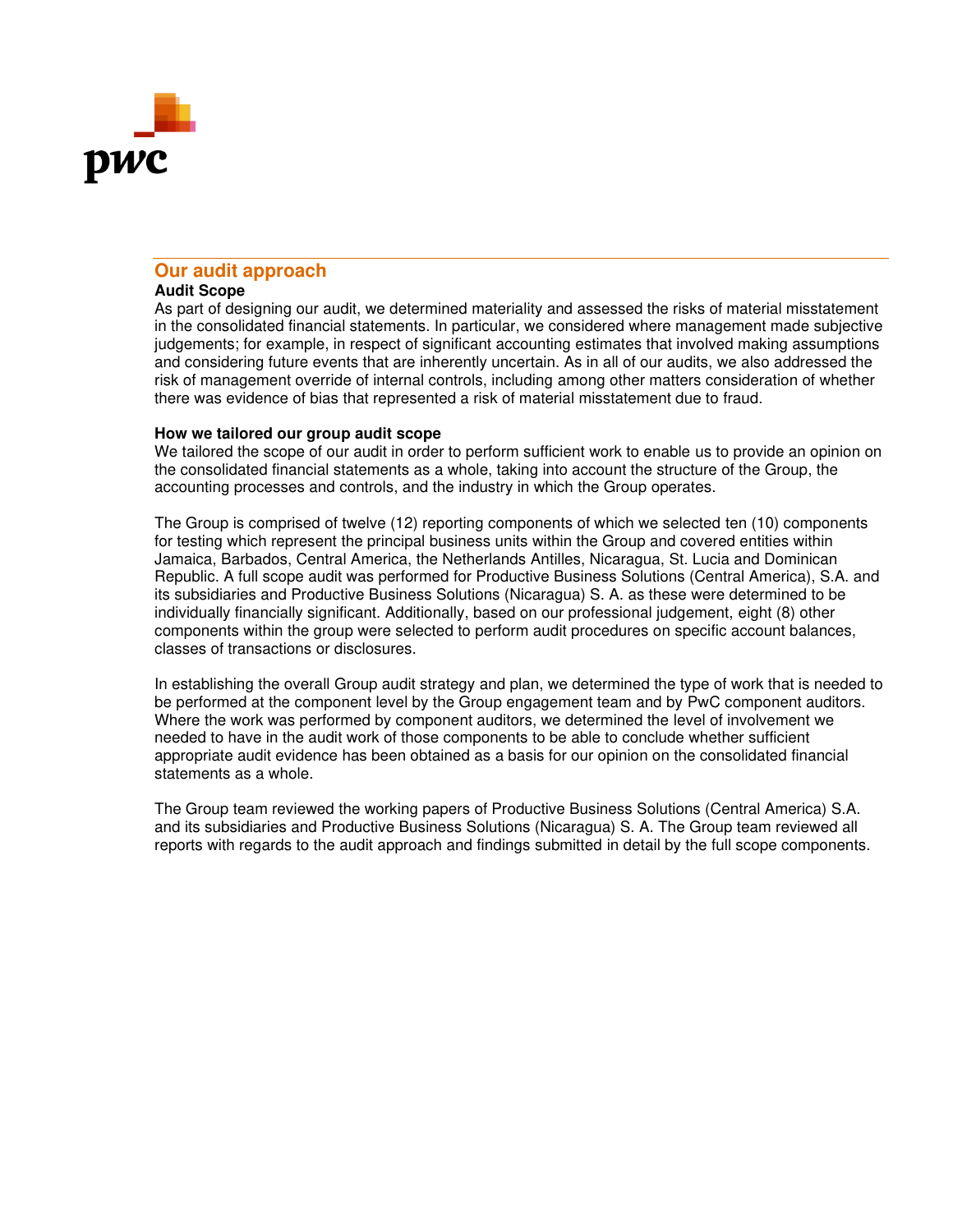## Our audit approach

**Audit Scope**

As part of designing our audit, we determined materiality and assessed the risks of material misstatement in the consolidated financial statements. In particular, we considered where management made subjective judgements; for example, in respect of significant accounting estimates that involved making assumptions and considering future events that are inherently uncertain. As in all of our audits, we also addressed the risk of management override of internal controls, including among other matters consideration of whether there was evidence of bias that represented a risk of material misstatement due to fraud.

**How we tailored our group audit scope**

We tailored the scope of our audit in order to perform sufficient work to enable us to provide an opinion on the consolidated financial statements as a whole, taking into account the structure of the Group, the accounting processes and controls, and the industry in which the Group operates.

The Group is comprised of twelve (12) reporting components of which we selected ten (10) components for testing which represent the principal business units within the Group and covered entities within Jamaica, Barbados, Central America, the Netherlands Antilles, Nicaragua, St. Lucia and Dominican Republic. A full scope audit was performed for Productive Business Solutions (Central America), S.A. and its subsidiaries and Productive Business Solutions (Nicaragua) S. A. as these were determined to be individually financially significant. Additionally, based on our professional judgement, eight (8) other components within the group were selected to perform audit procedures on specific account balances, classes of transactions or disclosures.

In establishing the overall Group audit strategy and plan, we determined the type of work that is needed to be performed at the component level by the Group engagement team and by PwC component auditors. Where the work was performed by component auditors, we determined the level of involvement we needed to have in the audit work of those components to be able to conclude whether sufficient appropriate audit evidence has been obtained as a basis for our opinion on the consolidated financial statements as a whole.

The Group team reviewed the working papers of Productive Business Solutions (Central America) S.A. and its subsidiaries and Productive Business Solutions (Nicaragua) S. A. The Group team reviewed all reports with regards to the audit approach and findings submitted in detail by the full scope components.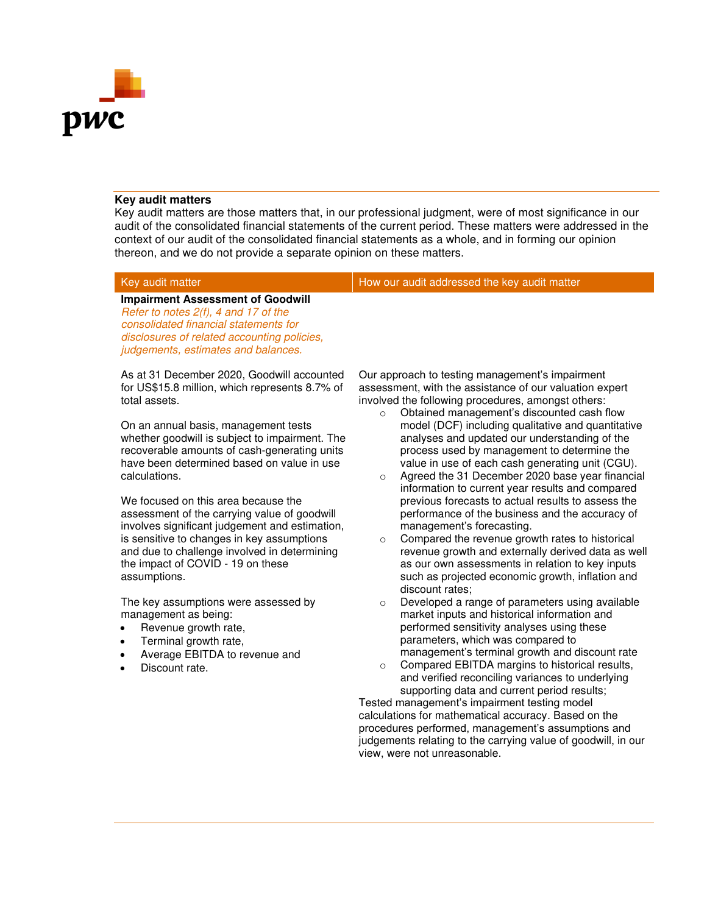## Key audit matters

Key audit matters are those matters that, in our professional judgment, were of most significance in our audit of the consolidated financial statements of the current period. These matters were addressed in the context of our audit of the consolidated financial statements as a whole, and in forming our opinion thereon, and we do not provide a separate opinion on these matters.

| Key audit matter | How our audit addressed the key audit matter |
|---|---|
| **Impairment Assessment of Goodwill**<br>*Refer to notes 2(f), 4 and 17 of the consolidated financial statements for disclosures of related accounting policies, judgements, estimates and balances.*<br><br>As at 31 December 2020, Goodwill accounted for US$15.8 million, which represents 8.7% of total assets.<br><br>On an annual basis, management tests whether goodwill is subject to impairment. The recoverable amounts of cash-generating units have been determined based on value in use calculations.<br><br>We focused on this area because the assessment of the carrying value of goodwill involves significant judgement and estimation, is sensitive to changes in key assumptions and due to challenge involved in determining the impact of COVID - 19 on these assumptions.<br><br>The key assumptions were assessed by management as being:<br>• Revenue growth rate,<br>• Terminal growth rate,<br>• Average EBITDA to revenue and<br>• Discount rate. | Our approach to testing management's impairment assessment, with the assistance of our valuation expert involved the following procedures, amongst others:<br>○ Obtained management's discounted cash flow model (DCF) including qualitative and quantitative analyses and updated our understanding of the process used by management to determine the value in use of each cash generating unit (CGU).<br>○ Agreed the 31 December 2020 base year financial information to current year results and compared previous forecasts to actual results to assess the performance of the business and the accuracy of management's forecasting.<br>○ Compared the revenue growth rates to historical revenue growth and externally derived data as well as our own assessments in relation to key inputs such as projected economic growth, inflation and discount rates;<br>○ Developed a range of parameters using available market inputs and historical information and performed sensitivity analyses using these parameters, which was compared to management's terminal growth and discount rate<br>○ Compared EBITDA margins to historical results, and verified reconciling variances to underlying supporting data and current period results;<br><br>Tested management's impairment testing model calculations for mathematical accuracy. Based on the procedures performed, management's assumptions and judgements relating to the carrying value of goodwill, in our view, were not unreasonable. |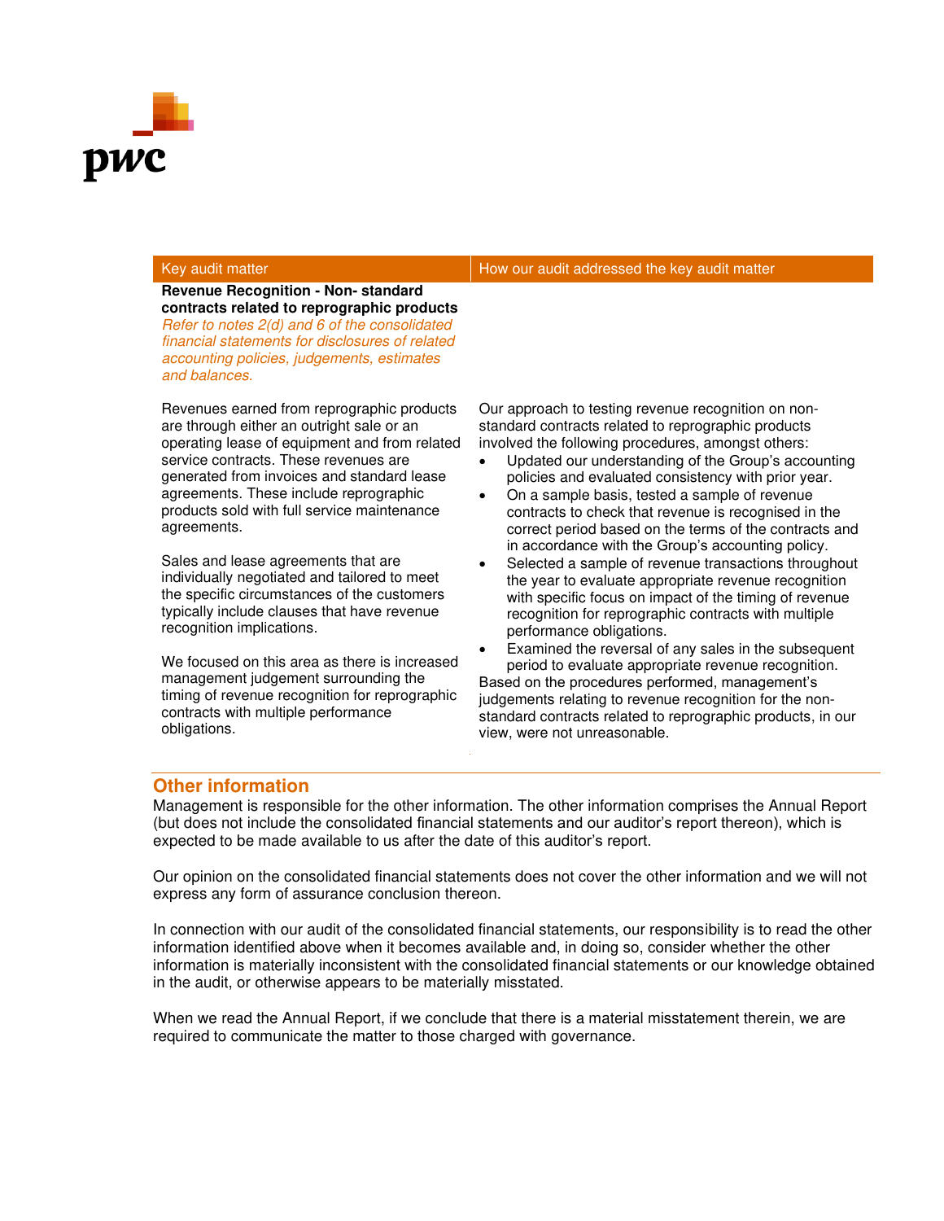| Key audit matter | How our audit addressed the key audit matter |
| --- | --- |
| **Revenue Recognition - Non- standard contracts related to reprographic products**<br>*Refer to notes 2(d) and 6 of the consolidated financial statements for disclosures of related accounting policies, judgements, estimates and balances.* | |
| Revenues earned from reprographic products are through either an outright sale or an operating lease of equipment and from related service contracts. These revenues are generated from invoices and standard lease agreements. These include reprographic products sold with full service maintenance agreements.<br><br>Sales and lease agreements that are individually negotiated and tailored to meet the specific circumstances of the customers typically include clauses that have revenue recognition implications.<br><br>We focused on this area as there is increased management judgement surrounding the timing of revenue recognition for reprographic contracts with multiple performance obligations. | Our approach to testing revenue recognition on non-standard contracts related to reprographic products involved the following procedures, amongst others:<br>• Updated our understanding of the Group's accounting policies and evaluated consistency with prior year.<br>• On a sample basis, tested a sample of revenue contracts to check that revenue is recognised in the correct period based on the terms of the contracts and in accordance with the Group's accounting policy.<br>• Selected a sample of revenue transactions throughout the year to evaluate appropriate revenue recognition with specific focus on impact of the timing of revenue recognition for reprographic contracts with multiple performance obligations.<br>• Examined the reversal of any sales in the subsequent period to evaluate appropriate revenue recognition.<br>Based on the procedures performed, management's judgements relating to revenue recognition for the non-standard contracts related to reprographic products, in our view, were not unreasonable. |

## Other information

Management is responsible for the other information. The other information comprises the Annual Report (but does not include the consolidated financial statements and our auditor's report thereon), which is expected to be made available to us after the date of this auditor's report.

Our opinion on the consolidated financial statements does not cover the other information and we will not express any form of assurance conclusion thereon.

In connection with our audit of the consolidated financial statements, our responsibility is to read the other information identified above when it becomes available and, in doing so, consider whether the other information is materially inconsistent with the consolidated financial statements or our knowledge obtained in the audit, or otherwise appears to be materially misstated.

When we read the Annual Report, if we conclude that there is a material misstatement therein, we are required to communicate the matter to those charged with governance.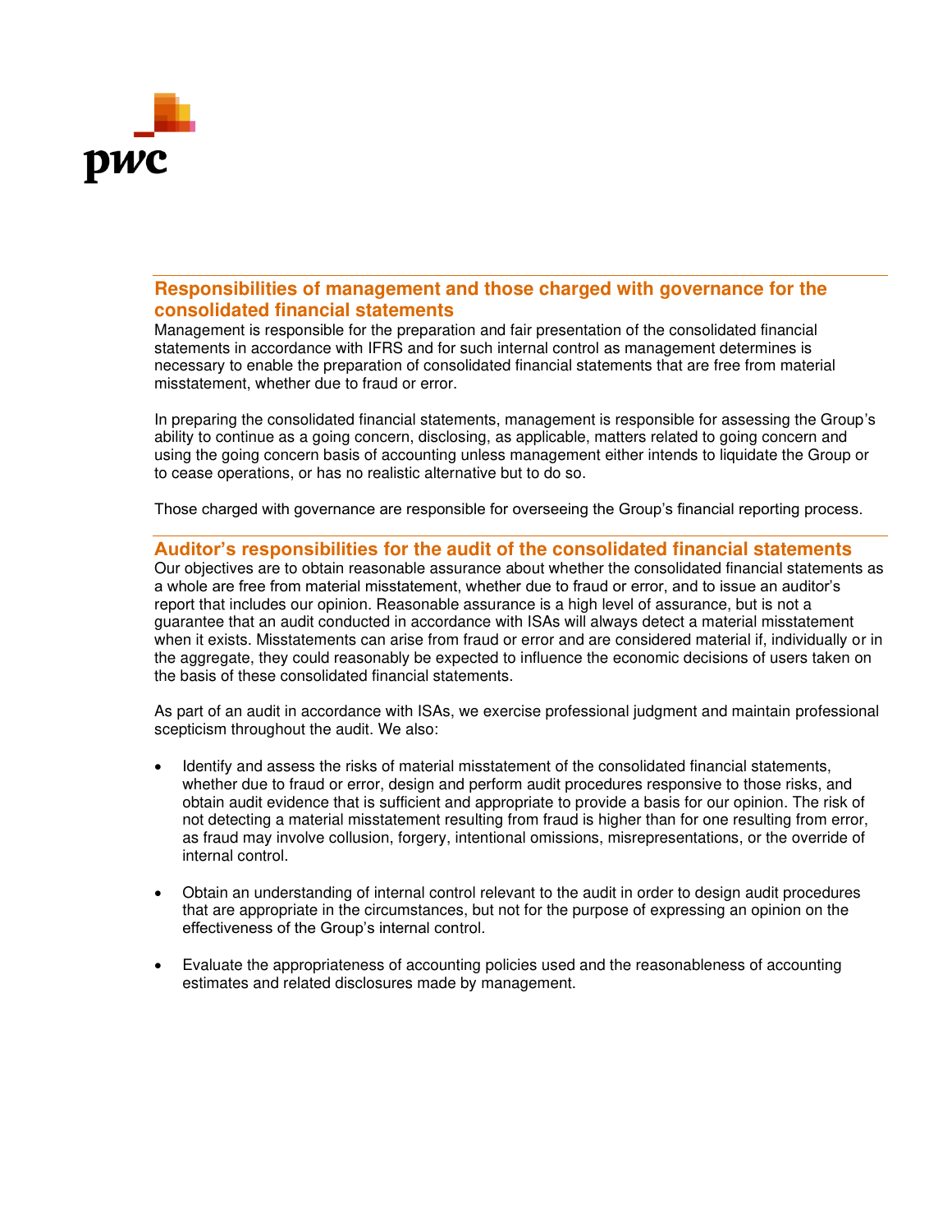## Responsibilities of management and those charged with governance for the consolidated financial statements

Management is responsible for the preparation and fair presentation of the consolidated financial statements in accordance with IFRS and for such internal control as management determines is necessary to enable the preparation of consolidated financial statements that are free from material misstatement, whether due to fraud or error.

In preparing the consolidated financial statements, management is responsible for assessing the Group's ability to continue as a going concern, disclosing, as applicable, matters related to going concern and using the going concern basis of accounting unless management either intends to liquidate the Group or to cease operations, or has no realistic alternative but to do so.

Those charged with governance are responsible for overseeing the Group's financial reporting process.

## Auditor's responsibilities for the audit of the consolidated financial statements

Our objectives are to obtain reasonable assurance about whether the consolidated financial statements as a whole are free from material misstatement, whether due to fraud or error, and to issue an auditor's report that includes our opinion. Reasonable assurance is a high level of assurance, but is not a guarantee that an audit conducted in accordance with ISAs will always detect a material misstatement when it exists. Misstatements can arise from fraud or error and are considered material if, individually or in the aggregate, they could reasonably be expected to influence the economic decisions of users taken on the basis of these consolidated financial statements.

As part of an audit in accordance with ISAs, we exercise professional judgment and maintain professional scepticism throughout the audit. We also:

- Identify and assess the risks of material misstatement of the consolidated financial statements, whether due to fraud or error, design and perform audit procedures responsive to those risks, and obtain audit evidence that is sufficient and appropriate to provide a basis for our opinion. The risk of not detecting a material misstatement resulting from fraud is higher than for one resulting from error, as fraud may involve collusion, forgery, intentional omissions, misrepresentations, or the override of internal control.

- Obtain an understanding of internal control relevant to the audit in order to design audit procedures that are appropriate in the circumstances, but not for the purpose of expressing an opinion on the effectiveness of the Group's internal control.

- Evaluate the appropriateness of accounting policies used and the reasonableness of accounting estimates and related disclosures made by management.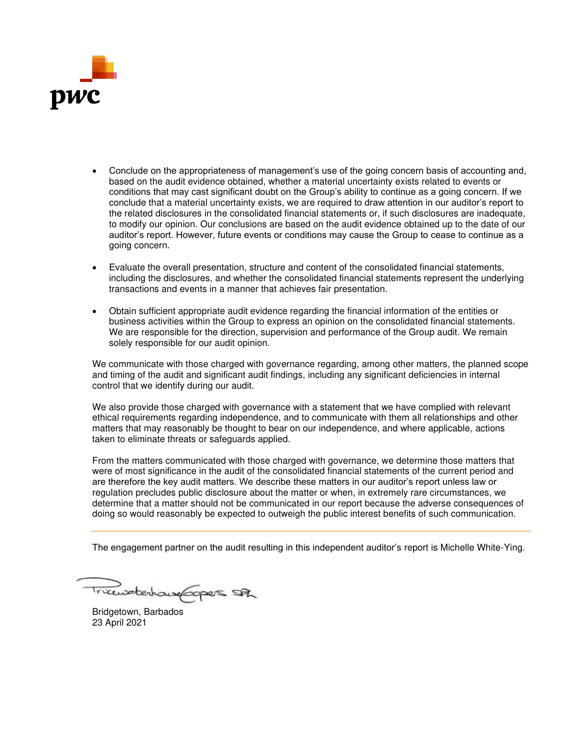- Conclude on the appropriateness of management's use of the going concern basis of accounting and, based on the audit evidence obtained, whether a material uncertainty exists related to events or conditions that may cast significant doubt on the Group's ability to continue as a going concern. If we conclude that a material uncertainty exists, we are required to draw attention in our auditor's report to the related disclosures in the consolidated financial statements or, if such disclosures are inadequate, to modify our opinion. Our conclusions are based on the audit evidence obtained up to the date of our auditor's report. However, future events or conditions may cause the Group to cease to continue as a going concern.

- Evaluate the overall presentation, structure and content of the consolidated financial statements, including the disclosures, and whether the consolidated financial statements represent the underlying transactions and events in a manner that achieves fair presentation.

- Obtain sufficient appropriate audit evidence regarding the financial information of the entities or business activities within the Group to express an opinion on the consolidated financial statements. We are responsible for the direction, supervision and performance of the Group audit. We remain solely responsible for our audit opinion.

We communicate with those charged with governance regarding, among other matters, the planned scope and timing of the audit and significant audit findings, including any significant deficiencies in internal control that we identify during our audit.

We also provide those charged with governance with a statement that we have complied with relevant ethical requirements regarding independence, and to communicate with them all relationships and other matters that may reasonably be thought to bear on our independence, and where applicable, actions taken to eliminate threats or safeguards applied.

From the matters communicated with those charged with governance, we determine those matters that were of most significance in the audit of the consolidated financial statements of the current period and are therefore the key audit matters. We describe these matters in our auditor's report unless law or regulation precludes public disclosure about the matter or when, in extremely rare circumstances, we determine that a matter should not be communicated in our report because the adverse consequences of doing so would reasonably be expected to outweigh the public interest benefits of such communication.

---

The engagement partner on the audit resulting in this independent auditor's report is Michelle White-Ying.

PricewaterhouseCoopers SRL

Bridgetown, Barbados
23 April 2021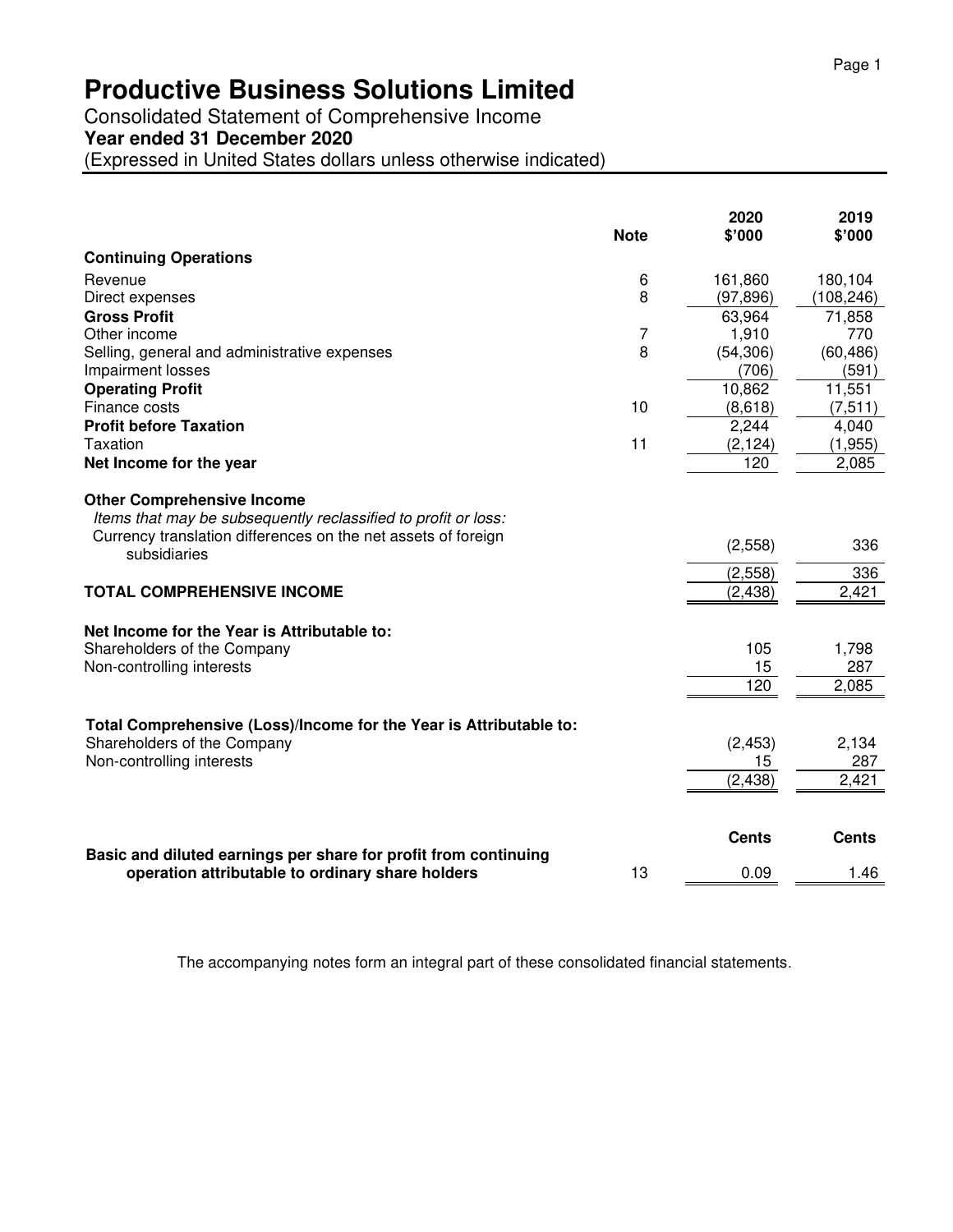# Productive Business Solutions Limited

Consolidated Statement of Comprehensive Income

**Year ended 31 December 2020**

(Expressed in United States dollars unless otherwise indicated)

| | Note | 2020 $'000 | 2019 $'000 |
|---|---|---|---|
| **Continuing Operations** | | | |
| Revenue | 6 | 161,860 | 180,104 |
| Direct expenses | 8 | (97,896) | (108,246) |
| **Gross Profit** | | 63,964 | 71,858 |
| Other income | 7 | 1,910 | 770 |
| Selling, general and administrative expenses | 8 | (54,306) | (60,486) |
| Impairment losses | | (706) | (591) |
| **Operating Profit** | | 10,862 | 11,551 |
| Finance costs | 10 | (8,618) | (7,511) |
| **Profit before Taxation** | | 2,244 | 4,040 |
| Taxation | 11 | (2,124) | (1,955) |
| **Net Income for the year** | | 120 | 2,085 |
| **Other Comprehensive Income** | | | |
| *Items that may be subsequently reclassified to profit or loss:* | | | |
| Currency translation differences on the net assets of foreign subsidiaries | | (2,558) | 336 |
| | | (2,558) | 336 |
| **TOTAL COMPREHENSIVE INCOME** | | (2,438) | 2,421 |
| **Net Income for the Year is Attributable to:** | | | |
| Shareholders of the Company | | 105 | 1,798 |
| Non-controlling interests | | 15 | 287 |
| | | 120 | 2,085 |
| **Total Comprehensive (Loss)/Income for the Year is Attributable to:** | | | |
| Shareholders of the Company | | (2,453) | 2,134 |
| Non-controlling interests | | 15 | 287 |
| | | (2,438) | 2,421 |
| | | **Cents** | **Cents** |
| **Basic and diluted earnings per share for profit from continuing operation attributable to ordinary share holders** | 13 | 0.09 | 1.46 |

The accompanying notes form an integral part of these consolidated financial statements.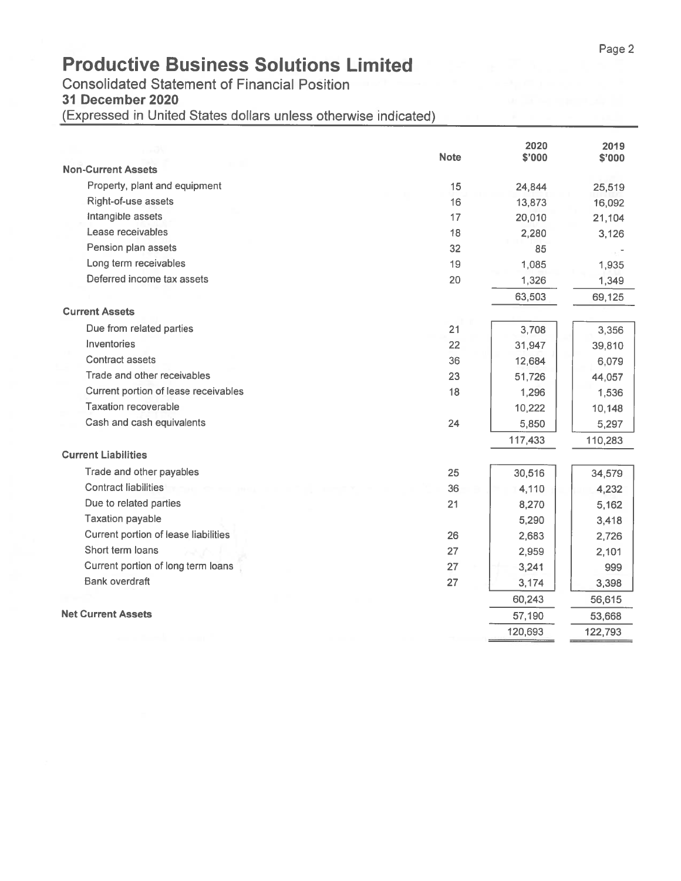# Productive Business Solutions Limited

Consolidated Statement of Financial Position

**31 December 2020**

(Expressed in United States dollars unless otherwise indicated)

| | Note | 2020 $'000 | 2019 $'000 |
|---|---|---|---|
| **Non-Current Assets** | | | |
| Property, plant and equipment | 15 | 24,844 | 25,519 |
| Right-of-use assets | 16 | 13,873 | 16,092 |
| Intangible assets | 17 | 20,010 | 21,104 |
| Lease receivables | 18 | 2,280 | 3,126 |
| Pension plan assets | 32 | 85 | - |
| Long term receivables | 19 | 1,085 | 1,935 |
| Deferred income tax assets | 20 | 1,326 | 1,349 |
| | | 63,503 | 69,125 |
| **Current Assets** | | | |
| Due from related parties | 21 | 3,708 | 3,356 |
| Inventories | 22 | 31,947 | 39,810 |
| Contract assets | 36 | 12,684 | 6,079 |
| Trade and other receivables | 23 | 51,726 | 44,057 |
| Current portion of lease receivables | 18 | 1,296 | 1,536 |
| Taxation recoverable | | 10,222 | 10,148 |
| Cash and cash equivalents | 24 | 5,850 | 5,297 |
| | | 117,433 | 110,283 |
| **Current Liabilities** | | | |
| Trade and other payables | 25 | 30,516 | 34,579 |
| Contract liabilities | 36 | 4,110 | 4,232 |
| Due to related parties | 21 | 8,270 | 5,162 |
| Taxation payable | | 5,290 | 3,418 |
| Current portion of lease liabilities | 26 | 2,683 | 2,726 |
| Short term loans | 27 | 2,959 | 2,101 |
| Current portion of long term loans | 27 | 3,241 | 999 |
| Bank overdraft | 27 | 3,174 | 3,398 |
| | | 60,243 | 56,615 |
| **Net Current Assets** | | 57,190 | 53,668 |
| | | 120,693 | 122,793 |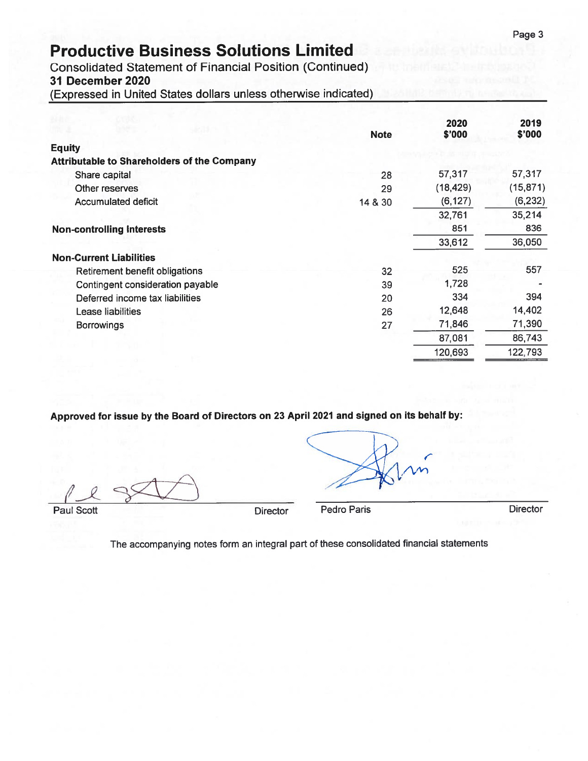# Productive Business Solutions Limited

Consolidated Statement of Financial Position (Continued)

**31 December 2020**

(Expressed in United States dollars unless otherwise indicated)

| | Note | 2020 $'000 | 2019 $'000 |
|---|---|---|---|
| **Equity** | | | |
| **Attributable to Shareholders of the Company** | | | |
| Share capital | 28 | 57,317 | 57,317 |
| Other reserves | 29 | (18,429) | (15,871) |
| Accumulated deficit | 14 & 30 | (6,127) | (6,232) |
| | | 32,761 | 35,214 |
| **Non-controlling Interests** | | 851 | 836 |
| | | 33,612 | 36,050 |
| **Non-Current Liabilities** | | | |
| Retirement benefit obligations | 32 | 525 | 557 |
| Contingent consideration payable | 39 | 1,728 | - |
| Deferred income tax liabilities | 20 | 334 | 394 |
| Lease liabilities | 26 | 12,648 | 14,402 |
| Borrowings | 27 | 71,846 | 71,390 |
| | | 87,081 | 86,743 |
| | | 120,693 | 122,793 |

**Approved for issue by the Board of Directors on 23 April 2021 and signed on its behalf by:**

Paul Scott — Director

Pedro Paris — Director

The accompanying notes form an integral part of these consolidated financial statements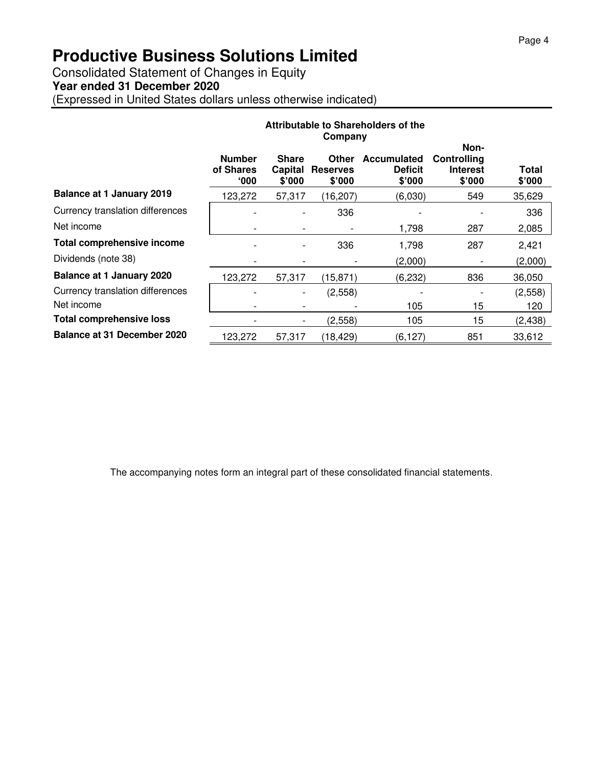# Productive Business Solutions Limited

Consolidated Statement of Changes in Equity

**Year ended 31 December 2020**

(Expressed in United States dollars unless otherwise indicated)

| | Attributable to Shareholders of the Company | | | | | |
|---|---|---|---|---|---|---|
| | **Number of Shares '000** | **Share Capital $'000** | **Other Reserves $'000** | **Accumulated Deficit $'000** | **Non-Controlling Interest $'000** | **Total $'000** |
| **Balance at 1 January 2019** | 123,272 | 57,317 | (16,207) | (6,030) | 549 | 35,629 |
| Currency translation differences | - | - | 336 | - | - | 336 |
| Net income | - | - | - | 1,798 | 287 | 2,085 |
| **Total comprehensive income** | - | - | 336 | 1,798 | 287 | 2,421 |
| Dividends (note 38) | - | - | - | (2,000) | - | (2,000) |
| **Balance at 1 January 2020** | 123,272 | 57,317 | (15,871) | (6,232) | 836 | 36,050 |
| Currency translation differences | - | - | (2,558) | - | - | (2,558) |
| Net income | - | - | - | 105 | 15 | 120 |
| **Total comprehensive loss** | - | - | (2,558) | 105 | 15 | (2,438) |
| **Balance at 31 December 2020** | 123,272 | 57,317 | (18,429) | (6,127) | 851 | 33,612 |

The accompanying notes form an integral part of these consolidated financial statements.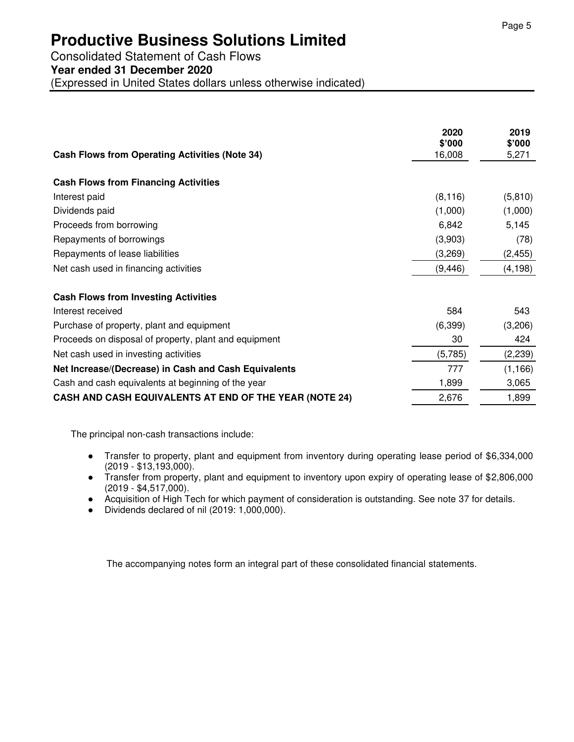# Productive Business Solutions Limited

Consolidated Statement of Cash Flows

**Year ended 31 December 2020**

(Expressed in United States dollars unless otherwise indicated)

| | 2020<br>$'000 | 2019<br>$'000 |
|---|---|---|
| **Cash Flows from Operating Activities (Note 34)** | 16,008 | 5,271 |
| | | |
| **Cash Flows from Financing Activities** | | |
| Interest paid | (8,116) | (5,810) |
| Dividends paid | (1,000) | (1,000) |
| Proceeds from borrowing | 6,842 | 5,145 |
| Repayments of borrowings | (3,903) | (78) |
| Repayments of lease liabilities | (3,269) | (2,455) |
| Net cash used in financing activities | (9,446) | (4,198) |
| | | |
| **Cash Flows from Investing Activities** | | |
| Interest received | 584 | 543 |
| Purchase of property, plant and equipment | (6,399) | (3,206) |
| Proceeds on disposal of property, plant and equipment | 30 | 424 |
| Net cash used in investing activities | (5,785) | (2,239) |
| **Net Increase/(Decrease) in Cash and Cash Equivalents** | 777 | (1,166) |
| Cash and cash equivalents at beginning of the year | 1,899 | 3,065 |
| **CASH AND CASH EQUIVALENTS AT END OF THE YEAR (NOTE 24)** | 2,676 | 1,899 |

The principal non-cash transactions include:

- Transfer to property, plant and equipment from inventory during operating lease period of $6,334,000 (2019 - $13,193,000).
- Transfer from property, plant and equipment to inventory upon expiry of operating lease of $2,806,000 (2019 - $4,517,000).
- Acquisition of High Tech for which payment of consideration is outstanding. See note 37 for details.
- Dividends declared of nil (2019: 1,000,000).

The accompanying notes form an integral part of these consolidated financial statements.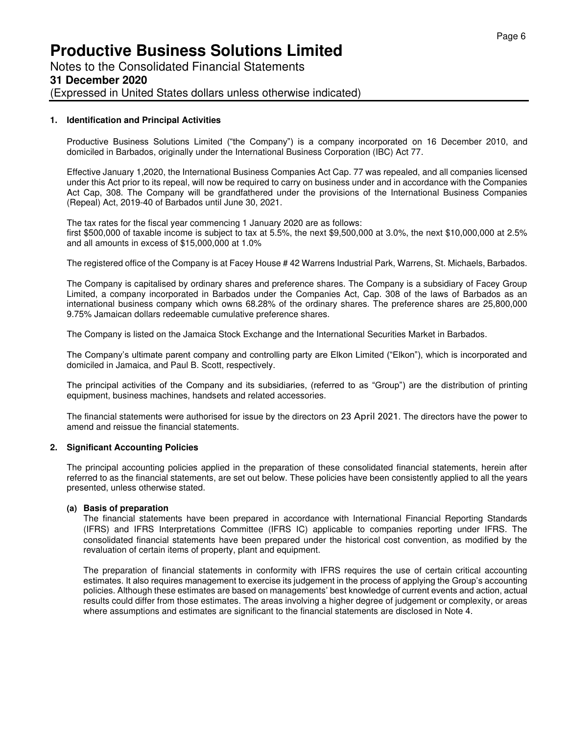# Productive Business Solutions Limited

Notes to the Consolidated Financial Statements

**31 December 2020**

(Expressed in United States dollars unless otherwise indicated)

## 1. Identification and Principal Activities

Productive Business Solutions Limited ("the Company") is a company incorporated on 16 December 2010, and domiciled in Barbados, originally under the International Business Corporation (IBC) Act 77.

Effective January 1,2020, the International Business Companies Act Cap. 77 was repealed, and all companies licensed under this Act prior to its repeal, will now be required to carry on business under and in accordance with the Companies Act Cap, 308. The Company will be grandfathered under the provisions of the International Business Companies (Repeal) Act, 2019-40 of Barbados until June 30, 2021.

The tax rates for the fiscal year commencing 1 January 2020 are as follows:
first $500,000 of taxable income is subject to tax at 5.5%, the next $9,500,000 at 3.0%, the next $10,000,000 at 2.5% and all amounts in excess of $15,000,000 at 1.0%

The registered office of the Company is at Facey House # 42 Warrens Industrial Park, Warrens, St. Michaels, Barbados.

The Company is capitalised by ordinary shares and preference shares. The Company is a subsidiary of Facey Group Limited, a company incorporated in Barbados under the Companies Act, Cap. 308 of the laws of Barbados as an international business company which owns 68.28% of the ordinary shares. The preference shares are 25,800,000 9.75% Jamaican dollars redeemable cumulative preference shares.

The Company is listed on the Jamaica Stock Exchange and the International Securities Market in Barbados.

The Company's ultimate parent company and controlling party are Elkon Limited ("Elkon"), which is incorporated and domiciled in Jamaica, and Paul B. Scott, respectively.

The principal activities of the Company and its subsidiaries, (referred to as "Group") are the distribution of printing equipment, business machines, handsets and related accessories.

The financial statements were authorised for issue by the directors on 23 April 2021. The directors have the power to amend and reissue the financial statements.

## 2. Significant Accounting Policies

The principal accounting policies applied in the preparation of these consolidated financial statements, herein after referred to as the financial statements, are set out below. These policies have been consistently applied to all the years presented, unless otherwise stated.

### (a) Basis of preparation

The financial statements have been prepared in accordance with International Financial Reporting Standards (IFRS) and IFRS Interpretations Committee (IFRS IC) applicable to companies reporting under IFRS. The consolidated financial statements have been prepared under the historical cost convention, as modified by the revaluation of certain items of property, plant and equipment.

The preparation of financial statements in conformity with IFRS requires the use of certain critical accounting estimates. It also requires management to exercise its judgement in the process of applying the Group's accounting policies. Although these estimates are based on managements' best knowledge of current events and action, actual results could differ from those estimates. The areas involving a higher degree of judgement or complexity, or areas where assumptions and estimates are significant to the financial statements are disclosed in Note 4.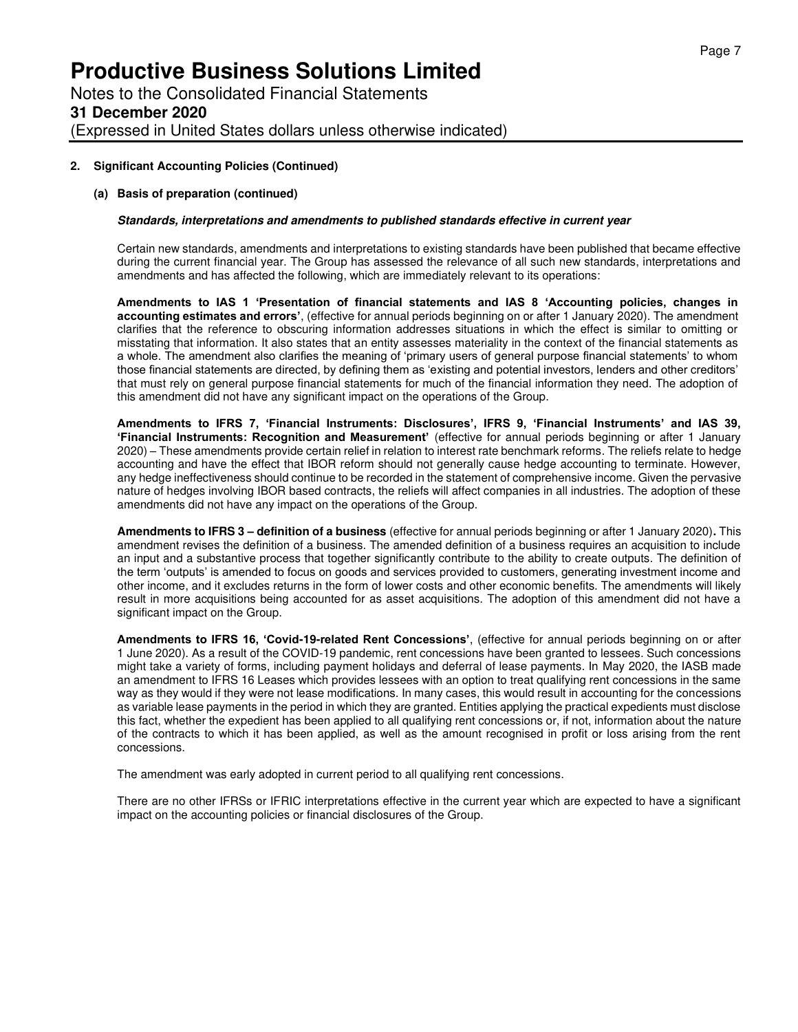# Productive Business Solutions Limited

Notes to the Consolidated Financial Statements

**31 December 2020**

(Expressed in United States dollars unless otherwise indicated)

**2. Significant Accounting Policies (Continued)**

**(a) Basis of preparation (continued)**

***Standards, interpretations and amendments to published standards effective in current year***

Certain new standards, amendments and interpretations to existing standards have been published that became effective during the current financial year. The Group has assessed the relevance of all such new standards, interpretations and amendments and has affected the following, which are immediately relevant to its operations:

**Amendments to IAS 1 'Presentation of financial statements and IAS 8 'Accounting policies, changes in accounting estimates and errors'**, (effective for annual periods beginning on or after 1 January 2020). The amendment clarifies that the reference to obscuring information addresses situations in which the effect is similar to omitting or misstating that information. It also states that an entity assesses materiality in the context of the financial statements as a whole. The amendment also clarifies the meaning of 'primary users of general purpose financial statements' to whom those financial statements are directed, by defining them as 'existing and potential investors, lenders and other creditors' that must rely on general purpose financial statements for much of the financial information they need. The adoption of this amendment did not have any significant impact on the operations of the Group.

**Amendments to IFRS 7, 'Financial Instruments: Disclosures', IFRS 9, 'Financial Instruments' and IAS 39, 'Financial Instruments: Recognition and Measurement'** (effective for annual periods beginning or after 1 January 2020) – These amendments provide certain relief in relation to interest rate benchmark reforms. The reliefs relate to hedge accounting and have the effect that IBOR reform should not generally cause hedge accounting to terminate. However, any hedge ineffectiveness should continue to be recorded in the statement of comprehensive income. Given the pervasive nature of hedges involving IBOR based contracts, the reliefs will affect companies in all industries. The adoption of these amendments did not have any impact on the operations of the Group.

**Amendments to IFRS 3 – definition of a business** (effective for annual periods beginning or after 1 January 2020)**.** This amendment revises the definition of a business. The amended definition of a business requires an acquisition to include an input and a substantive process that together significantly contribute to the ability to create outputs. The definition of the term 'outputs' is amended to focus on goods and services provided to customers, generating investment income and other income, and it excludes returns in the form of lower costs and other economic benefits. The amendments will likely result in more acquisitions being accounted for as asset acquisitions. The adoption of this amendment did not have a significant impact on the Group.

**Amendments to IFRS 16, 'Covid-19-related Rent Concessions'**, (effective for annual periods beginning on or after 1 June 2020). As a result of the COVID-19 pandemic, rent concessions have been granted to lessees. Such concessions might take a variety of forms, including payment holidays and deferral of lease payments. In May 2020, the IASB made an amendment to IFRS 16 Leases which provides lessees with an option to treat qualifying rent concessions in the same way as they would if they were not lease modifications. In many cases, this would result in accounting for the concessions as variable lease payments in the period in which they are granted. Entities applying the practical expedients must disclose this fact, whether the expedient has been applied to all qualifying rent concessions or, if not, information about the nature of the contracts to which it has been applied, as well as the amount recognised in profit or loss arising from the rent concessions.

The amendment was early adopted in current period to all qualifying rent concessions.

There are no other IFRSs or IFRIC interpretations effective in the current year which are expected to have a significant impact on the accounting policies or financial disclosures of the Group.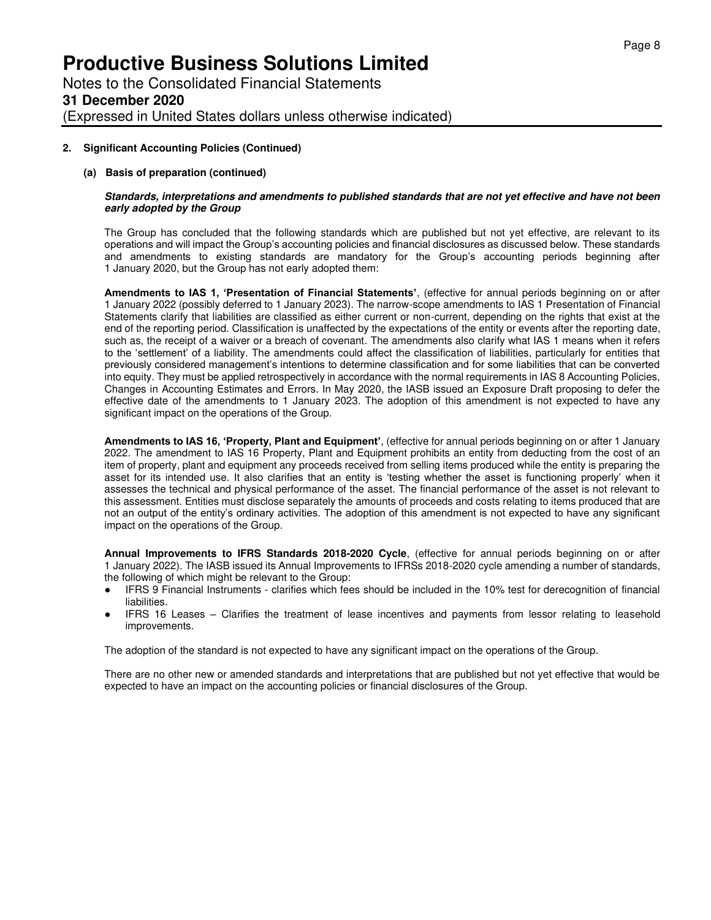# Productive Business Solutions Limited

Notes to the Consolidated Financial Statements

**31 December 2020**

(Expressed in United States dollars unless otherwise indicated)

**2. Significant Accounting Policies (Continued)**

**(a) Basis of preparation (continued)**

***Standards, interpretations and amendments to published standards that are not yet effective and have not been early adopted by the Group***

The Group has concluded that the following standards which are published but not yet effective, are relevant to its operations and will impact the Group's accounting policies and financial disclosures as discussed below. These standards and amendments to existing standards are mandatory for the Group's accounting periods beginning after 1 January 2020, but the Group has not early adopted them:

**Amendments to IAS 1, 'Presentation of Financial Statements'**, (effective for annual periods beginning on or after 1 January 2022 (possibly deferred to 1 January 2023). The narrow-scope amendments to IAS 1 Presentation of Financial Statements clarify that liabilities are classified as either current or non-current, depending on the rights that exist at the end of the reporting period. Classification is unaffected by the expectations of the entity or events after the reporting date, such as, the receipt of a waiver or a breach of covenant. The amendments also clarify what IAS 1 means when it refers to the 'settlement' of a liability. The amendments could affect the classification of liabilities, particularly for entities that previously considered management's intentions to determine classification and for some liabilities that can be converted into equity. They must be applied retrospectively in accordance with the normal requirements in IAS 8 Accounting Policies, Changes in Accounting Estimates and Errors. In May 2020, the IASB issued an Exposure Draft proposing to defer the effective date of the amendments to 1 January 2023. The adoption of this amendment is not expected to have any significant impact on the operations of the Group.

**Amendments to IAS 16, 'Property, Plant and Equipment'**, (effective for annual periods beginning on or after 1 January 2022. The amendment to IAS 16 Property, Plant and Equipment prohibits an entity from deducting from the cost of an item of property, plant and equipment any proceeds received from selling items produced while the entity is preparing the asset for its intended use. It also clarifies that an entity is 'testing whether the asset is functioning properly' when it assesses the technical and physical performance of the asset. The financial performance of the asset is not relevant to this assessment. Entities must disclose separately the amounts of proceeds and costs relating to items produced that are not an output of the entity's ordinary activities. The adoption of this amendment is not expected to have any significant impact on the operations of the Group.

**Annual Improvements to IFRS Standards 2018-2020 Cycle**, (effective for annual periods beginning on or after 1 January 2022). The IASB issued its Annual Improvements to IFRSs 2018-2020 cycle amending a number of standards, the following of which might be relevant to the Group:

- IFRS 9 Financial Instruments - clarifies which fees should be included in the 10% test for derecognition of financial liabilities.
- IFRS 16 Leases – Clarifies the treatment of lease incentives and payments from lessor relating to leasehold improvements.

The adoption of the standard is not expected to have any significant impact on the operations of the Group.

There are no other new or amended standards and interpretations that are published but not yet effective that would be expected to have an impact on the accounting policies or financial disclosures of the Group.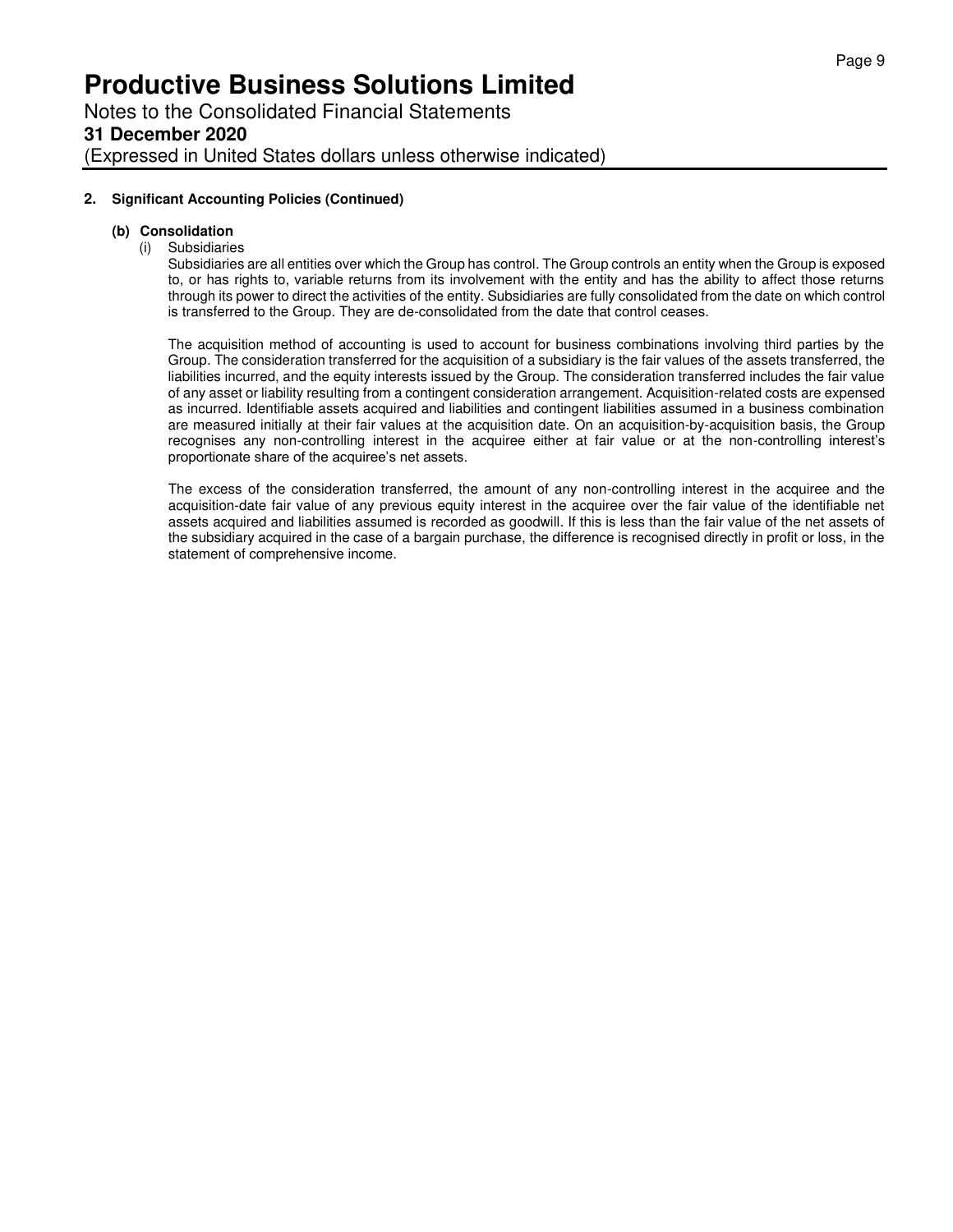## 2. Significant Accounting Policies (Continued)

### (b) Consolidation

(i) Subsidiaries

Subsidiaries are all entities over which the Group has control. The Group controls an entity when the Group is exposed to, or has rights to, variable returns from its involvement with the entity and has the ability to affect those returns through its power to direct the activities of the entity. Subsidiaries are fully consolidated from the date on which control is transferred to the Group. They are de-consolidated from the date that control ceases.

The acquisition method of accounting is used to account for business combinations involving third parties by the Group. The consideration transferred for the acquisition of a subsidiary is the fair values of the assets transferred, the liabilities incurred, and the equity interests issued by the Group. The consideration transferred includes the fair value of any asset or liability resulting from a contingent consideration arrangement. Acquisition-related costs are expensed as incurred. Identifiable assets acquired and liabilities and contingent liabilities assumed in a business combination are measured initially at their fair values at the acquisition date. On an acquisition-by-acquisition basis, the Group recognises any non-controlling interest in the acquiree either at fair value or at the non-controlling interest's proportionate share of the acquiree's net assets.

The excess of the consideration transferred, the amount of any non-controlling interest in the acquiree and the acquisition-date fair value of any previous equity interest in the acquiree over the fair value of the identifiable net assets acquired and liabilities assumed is recorded as goodwill. If this is less than the fair value of the net assets of the subsidiary acquired in the case of a bargain purchase, the difference is recognised directly in profit or loss, in the statement of comprehensive income.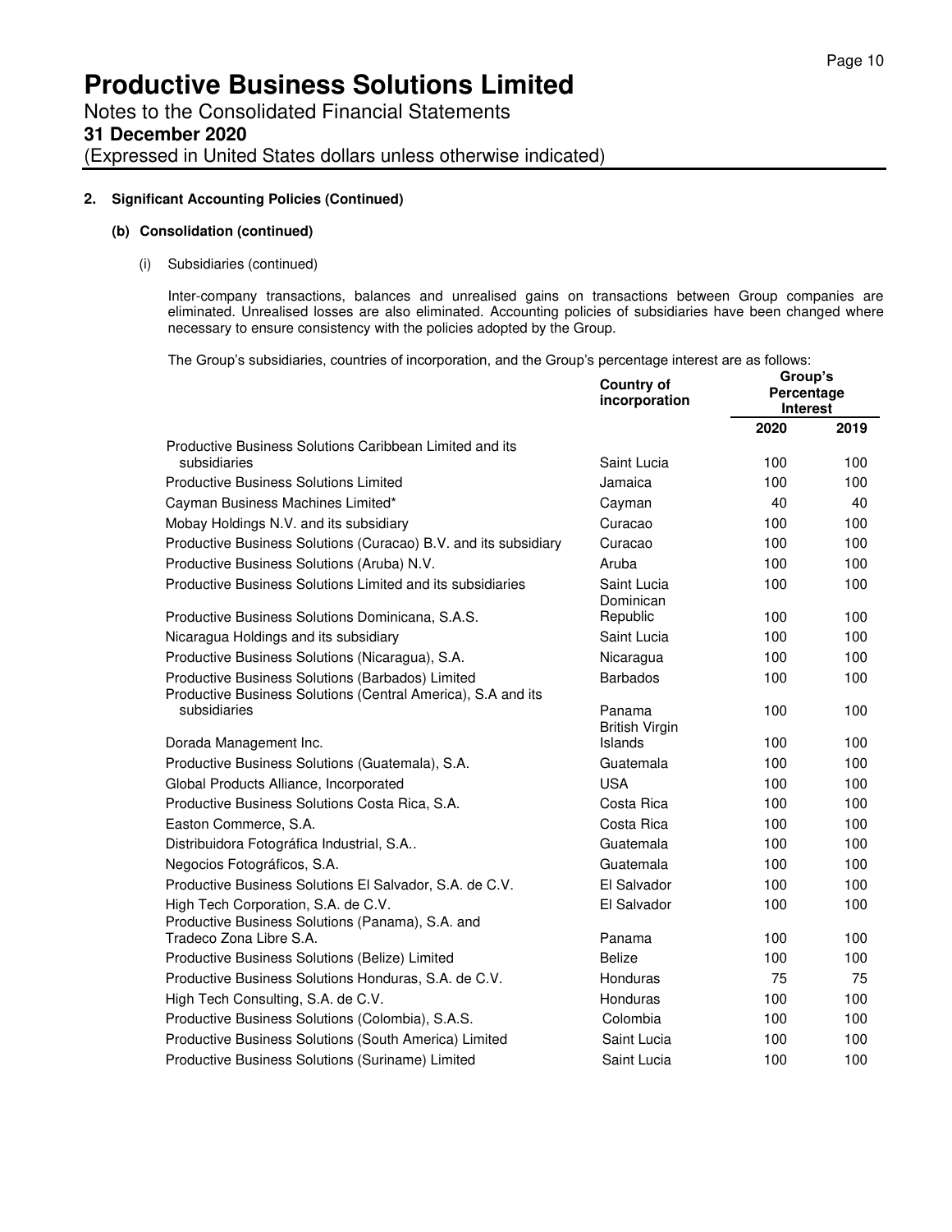## 2. Significant Accounting Policies (Continued)

### (b) Consolidation (continued)

(i) Subsidiaries (continued)

Inter-company transactions, balances and unrealised gains on transactions between Group companies are eliminated. Unrealised losses are also eliminated. Accounting policies of subsidiaries have been changed where necessary to ensure consistency with the policies adopted by the Group.

The Group's subsidiaries, countries of incorporation, and the Group's percentage interest are as follows:

| | Country of incorporation | Group's Percentage Interest | |
|---|---|---|---|
| | | **2020** | **2019** |
| Productive Business Solutions Caribbean Limited and its subsidiaries | Saint Lucia | 100 | 100 |
| Productive Business Solutions Limited | Jamaica | 100 | 100 |
| Cayman Business Machines Limited* | Cayman | 40 | 40 |
| Mobay Holdings N.V. and its subsidiary | Curacao | 100 | 100 |
| Productive Business Solutions (Curacao) B.V. and its subsidiary | Curacao | 100 | 100 |
| Productive Business Solutions (Aruba) N.V. | Aruba | 100 | 100 |
| Productive Business Solutions Limited and its subsidiaries | Saint Lucia | 100 | 100 |
| Productive Business Solutions Dominicana, S.A.S. | Dominican Republic | 100 | 100 |
| Nicaragua Holdings and its subsidiary | Saint Lucia | 100 | 100 |
| Productive Business Solutions (Nicaragua), S.A. | Nicaragua | 100 | 100 |
| Productive Business Solutions (Barbados) Limited | Barbados | 100 | 100 |
| Productive Business Solutions (Central America), S.A and its subsidiaries | Panama | 100 | 100 |
| Dorada Management Inc. | British Virgin Islands | 100 | 100 |
| Productive Business Solutions (Guatemala), S.A. | Guatemala | 100 | 100 |
| Global Products Alliance, Incorporated | USA | 100 | 100 |
| Productive Business Solutions Costa Rica, S.A. | Costa Rica | 100 | 100 |
| Easton Commerce, S.A. | Costa Rica | 100 | 100 |
| Distribuidora Fotográfica Industrial, S.A.. | Guatemala | 100 | 100 |
| Negocios Fotográficos, S.A. | Guatemala | 100 | 100 |
| Productive Business Solutions El Salvador, S.A. de C.V. | El Salvador | 100 | 100 |
| High Tech Corporation, S.A. de C.V. | El Salvador | 100 | 100 |
| Productive Business Solutions (Panama), S.A. and Tradeco Zona Libre S.A. | Panama | 100 | 100 |
| Productive Business Solutions (Belize) Limited | Belize | 100 | 100 |
| Productive Business Solutions Honduras, S.A. de C.V. | Honduras | 75 | 75 |
| High Tech Consulting, S.A. de C.V. | Honduras | 100 | 100 |
| Productive Business Solutions (Colombia), S.A.S. | Colombia | 100 | 100 |
| Productive Business Solutions (South America) Limited | Saint Lucia | 100 | 100 |
| Productive Business Solutions (Suriname) Limited | Saint Lucia | 100 | 100 |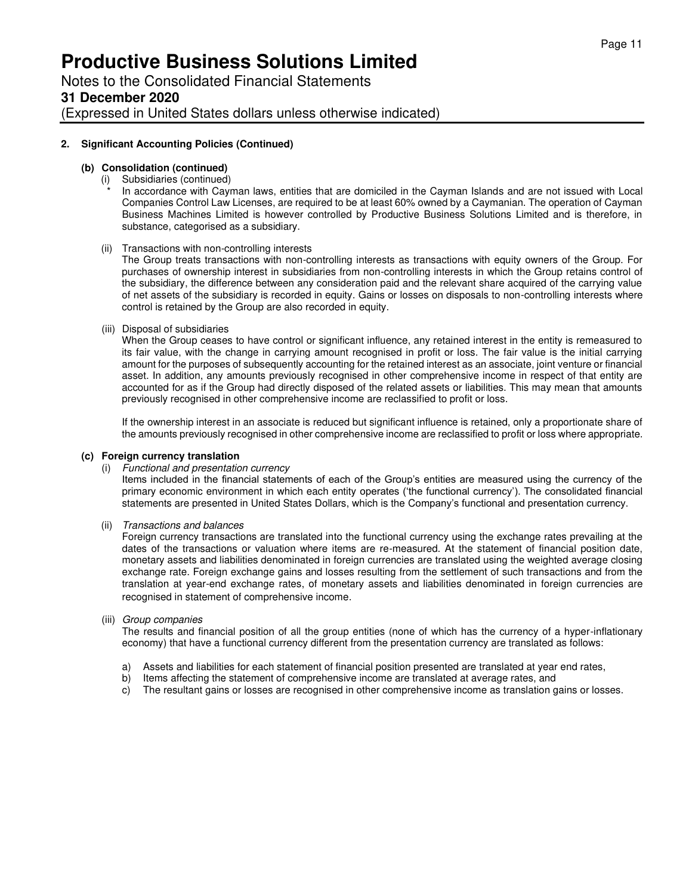## 2. Significant Accounting Policies (Continued)

### (b) Consolidation (continued)

(i) Subsidiaries (continued)

\* In accordance with Cayman laws, entities that are domiciled in the Cayman Islands and are not issued with Local Companies Control Law Licenses, are required to be at least 60% owned by a Caymanian. The operation of Cayman Business Machines Limited is however controlled by Productive Business Solutions Limited and is therefore, in substance, categorised as a subsidiary.

(ii) Transactions with non-controlling interests

The Group treats transactions with non-controlling interests as transactions with equity owners of the Group. For purchases of ownership interest in subsidiaries from non-controlling interests in which the Group retains control of the subsidiary, the difference between any consideration paid and the relevant share acquired of the carrying value of net assets of the subsidiary is recorded in equity. Gains or losses on disposals to non-controlling interests where control is retained by the Group are also recorded in equity.

(iii) Disposal of subsidiaries

When the Group ceases to have control or significant influence, any retained interest in the entity is remeasured to its fair value, with the change in carrying amount recognised in profit or loss. The fair value is the initial carrying amount for the purposes of subsequently accounting for the retained interest as an associate, joint venture or financial asset. In addition, any amounts previously recognised in other comprehensive income in respect of that entity are accounted for as if the Group had directly disposed of the related assets or liabilities. This may mean that amounts previously recognised in other comprehensive income are reclassified to profit or loss.

If the ownership interest in an associate is reduced but significant influence is retained, only a proportionate share of the amounts previously recognised in other comprehensive income are reclassified to profit or loss where appropriate.

### (c) Foreign currency translation

(i) *Functional and presentation currency*

Items included in the financial statements of each of the Group's entities are measured using the currency of the primary economic environment in which each entity operates ('the functional currency'). The consolidated financial statements are presented in United States Dollars, which is the Company's functional and presentation currency.

(ii) *Transactions and balances*

Foreign currency transactions are translated into the functional currency using the exchange rates prevailing at the dates of the transactions or valuation where items are re-measured. At the statement of financial position date, monetary assets and liabilities denominated in foreign currencies are translated using the weighted average closing exchange rate. Foreign exchange gains and losses resulting from the settlement of such transactions and from the translation at year-end exchange rates, of monetary assets and liabilities denominated in foreign currencies are recognised in statement of comprehensive income.

(iii) *Group companies*

The results and financial position of all the group entities (none of which has the currency of a hyper-inflationary economy) that have a functional currency different from the presentation currency are translated as follows:

a) Assets and liabilities for each statement of financial position presented are translated at year end rates,
b) Items affecting the statement of comprehensive income are translated at average rates, and
c) The resultant gains or losses are recognised in other comprehensive income as translation gains or losses.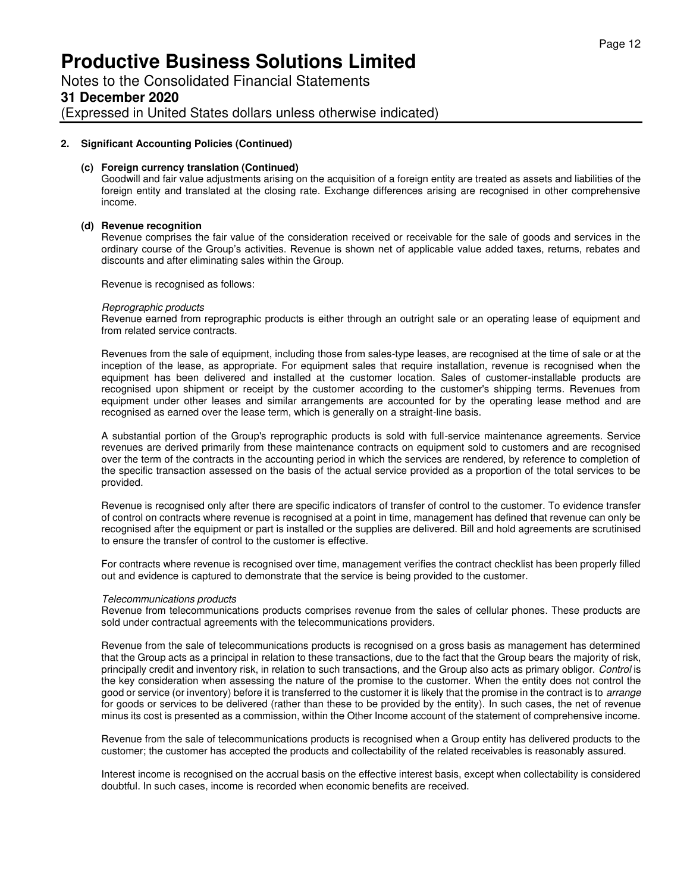## 2. Significant Accounting Policies (Continued)

### (c) Foreign currency translation (Continued)

Goodwill and fair value adjustments arising on the acquisition of a foreign entity are treated as assets and liabilities of the foreign entity and translated at the closing rate. Exchange differences arising are recognised in other comprehensive income.

### (d) Revenue recognition

Revenue comprises the fair value of the consideration received or receivable for the sale of goods and services in the ordinary course of the Group's activities. Revenue is shown net of applicable value added taxes, returns, rebates and discounts and after eliminating sales within the Group.

Revenue is recognised as follows:

*Reprographic products*

Revenue earned from reprographic products is either through an outright sale or an operating lease of equipment and from related service contracts.

Revenues from the sale of equipment, including those from sales-type leases, are recognised at the time of sale or at the inception of the lease, as appropriate. For equipment sales that require installation, revenue is recognised when the equipment has been delivered and installed at the customer location. Sales of customer-installable products are recognised upon shipment or receipt by the customer according to the customer's shipping terms. Revenues from equipment under other leases and similar arrangements are accounted for by the operating lease method and are recognised as earned over the lease term, which is generally on a straight-line basis.

A substantial portion of the Group's reprographic products is sold with full-service maintenance agreements. Service revenues are derived primarily from these maintenance contracts on equipment sold to customers and are recognised over the term of the contracts in the accounting period in which the services are rendered, by reference to completion of the specific transaction assessed on the basis of the actual service provided as a proportion of the total services to be provided.

Revenue is recognised only after there are specific indicators of transfer of control to the customer. To evidence transfer of control on contracts where revenue is recognised at a point in time, management has defined that revenue can only be recognised after the equipment or part is installed or the supplies are delivered. Bill and hold agreements are scrutinised to ensure the transfer of control to the customer is effective.

For contracts where revenue is recognised over time, management verifies the contract checklist has been properly filled out and evidence is captured to demonstrate that the service is being provided to the customer.

*Telecommunications products*

Revenue from telecommunications products comprises revenue from the sales of cellular phones. These products are sold under contractual agreements with the telecommunications providers.

Revenue from the sale of telecommunications products is recognised on a gross basis as management has determined that the Group acts as a principal in relation to these transactions, due to the fact that the Group bears the majority of risk, principally credit and inventory risk, in relation to such transactions, and the Group also acts as primary obligor. *Control* is the key consideration when assessing the nature of the promise to the customer. When the entity does not control the good or service (or inventory) before it is transferred to the customer it is likely that the promise in the contract is to *arrange* for goods or services to be delivered (rather than these to be provided by the entity). In such cases, the net of revenue minus its cost is presented as a commission, within the Other Income account of the statement of comprehensive income.

Revenue from the sale of telecommunications products is recognised when a Group entity has delivered products to the customer; the customer has accepted the products and collectability of the related receivables is reasonably assured.

Interest income is recognised on the accrual basis on the effective interest basis, except when collectability is considered doubtful. In such cases, income is recorded when economic benefits are received.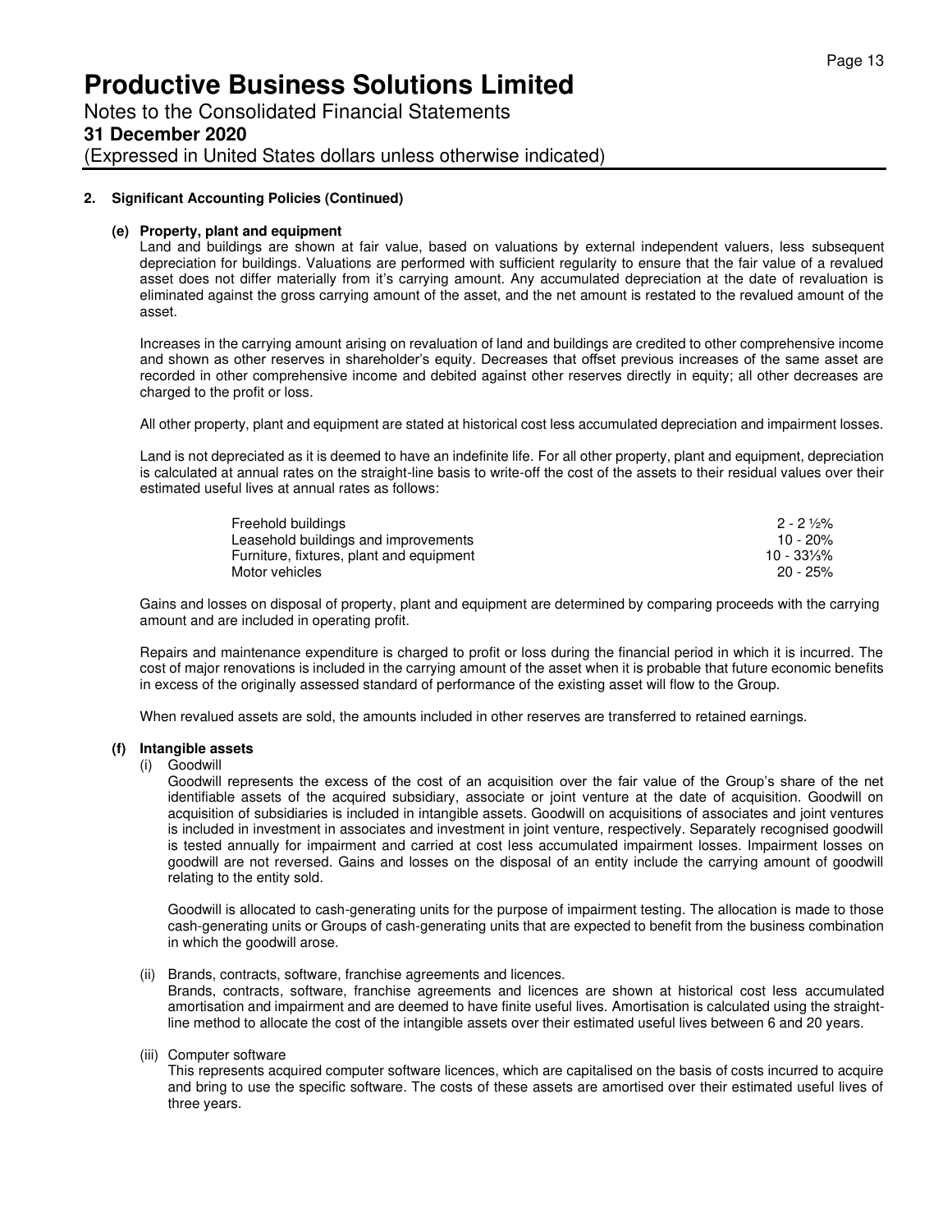# Productive Business Solutions Limited

Notes to the Consolidated Financial Statements

**31 December 2020**

(Expressed in United States dollars unless otherwise indicated)

## 2. Significant Accounting Policies (Continued)

### (e) Property, plant and equipment

Land and buildings are shown at fair value, based on valuations by external independent valuers, less subsequent depreciation for buildings. Valuations are performed with sufficient regularity to ensure that the fair value of a revalued asset does not differ materially from it's carrying amount. Any accumulated depreciation at the date of revaluation is eliminated against the gross carrying amount of the asset, and the net amount is restated to the revalued amount of the asset.

Increases in the carrying amount arising on revaluation of land and buildings are credited to other comprehensive income and shown as other reserves in shareholder's equity. Decreases that offset previous increases of the same asset are recorded in other comprehensive income and debited against other reserves directly in equity; all other decreases are charged to the profit or loss.

All other property, plant and equipment are stated at historical cost less accumulated depreciation and impairment losses.

Land is not depreciated as it is deemed to have an indefinite life. For all other property, plant and equipment, depreciation is calculated at annual rates on the straight-line basis to write-off the cost of the assets to their residual values over their estimated useful lives at annual rates as follows:

| | |
|---|---|
| Freehold buildings | 2 - 2 ½% |
| Leasehold buildings and improvements | 10 - 20% |
| Furniture, fixtures, plant and equipment | 10 - 33⅓% |
| Motor vehicles | 20 - 25% |

Gains and losses on disposal of property, plant and equipment are determined by comparing proceeds with the carrying amount and are included in operating profit.

Repairs and maintenance expenditure is charged to profit or loss during the financial period in which it is incurred. The cost of major renovations is included in the carrying amount of the asset when it is probable that future economic benefits in excess of the originally assessed standard of performance of the existing asset will flow to the Group.

When revalued assets are sold, the amounts included in other reserves are transferred to retained earnings.

### (f) Intangible assets

(i) Goodwill

Goodwill represents the excess of the cost of an acquisition over the fair value of the Group's share of the net identifiable assets of the acquired subsidiary, associate or joint venture at the date of acquisition. Goodwill on acquisition of subsidiaries is included in intangible assets. Goodwill on acquisitions of associates and joint ventures is included in investment in associates and investment in joint venture, respectively. Separately recognised goodwill is tested annually for impairment and carried at cost less accumulated impairment losses. Impairment losses on goodwill are not reversed. Gains and losses on the disposal of an entity include the carrying amount of goodwill relating to the entity sold.

Goodwill is allocated to cash-generating units for the purpose of impairment testing. The allocation is made to those cash-generating units or Groups of cash-generating units that are expected to benefit from the business combination in which the goodwill arose.

(ii) Brands, contracts, software, franchise agreements and licences.

Brands, contracts, software, franchise agreements and licences are shown at historical cost less accumulated amortisation and impairment and are deemed to have finite useful lives. Amortisation is calculated using the straight-line method to allocate the cost of the intangible assets over their estimated useful lives between 6 and 20 years.

(iii) Computer software

This represents acquired computer software licences, which are capitalised on the basis of costs incurred to acquire and bring to use the specific software. The costs of these assets are amortised over their estimated useful lives of three years.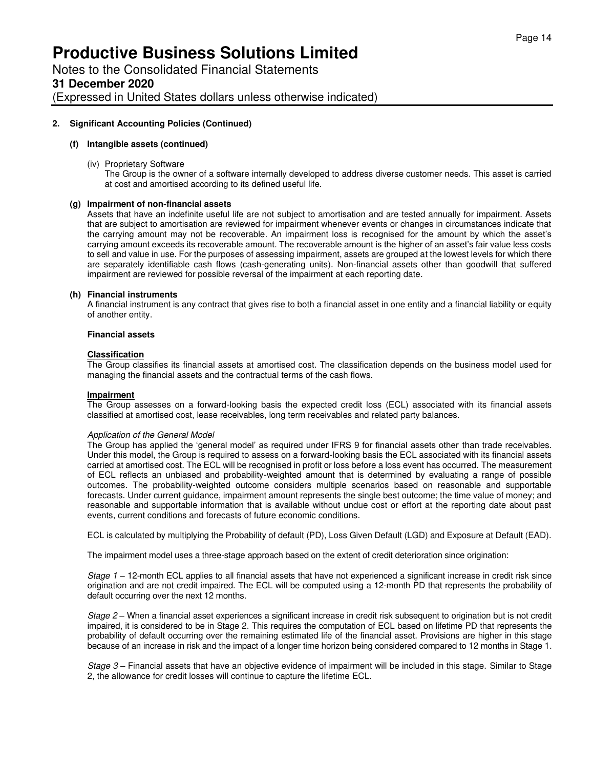## 2. Significant Accounting Policies (Continued)

### (f) Intangible assets (continued)

(iv) Proprietary Software

The Group is the owner of a software internally developed to address diverse customer needs. This asset is carried at cost and amortised according to its defined useful life.

### (g) Impairment of non-financial assets

Assets that have an indefinite useful life are not subject to amortisation and are tested annually for impairment. Assets that are subject to amortisation are reviewed for impairment whenever events or changes in circumstances indicate that the carrying amount may not be recoverable. An impairment loss is recognised for the amount by which the asset's carrying amount exceeds its recoverable amount. The recoverable amount is the higher of an asset's fair value less costs to sell and value in use. For the purposes of assessing impairment, assets are grouped at the lowest levels for which there are separately identifiable cash flows (cash-generating units). Non-financial assets other than goodwill that suffered impairment are reviewed for possible reversal of the impairment at each reporting date.

### (h) Financial instruments

A financial instrument is any contract that gives rise to both a financial asset in one entity and a financial liability or equity of another entity.

**Financial assets**

**Classification**

The Group classifies its financial assets at amortised cost. The classification depends on the business model used for managing the financial assets and the contractual terms of the cash flows.

**Impairment**

The Group assesses on a forward-looking basis the expected credit loss (ECL) associated with its financial assets classified at amortised cost, lease receivables, long term receivables and related party balances.

*Application of the General Model*

The Group has applied the 'general model' as required under IFRS 9 for financial assets other than trade receivables. Under this model, the Group is required to assess on a forward-looking basis the ECL associated with its financial assets carried at amortised cost. The ECL will be recognised in profit or loss before a loss event has occurred. The measurement of ECL reflects an unbiased and probability-weighted amount that is determined by evaluating a range of possible outcomes. The probability-weighted outcome considers multiple scenarios based on reasonable and supportable forecasts. Under current guidance, impairment amount represents the single best outcome; the time value of money; and reasonable and supportable information that is available without undue cost or effort at the reporting date about past events, current conditions and forecasts of future economic conditions.

ECL is calculated by multiplying the Probability of default (PD), Loss Given Default (LGD) and Exposure at Default (EAD).

The impairment model uses a three-stage approach based on the extent of credit deterioration since origination:

*Stage 1* – 12-month ECL applies to all financial assets that have not experienced a significant increase in credit risk since origination and are not credit impaired. The ECL will be computed using a 12-month PD that represents the probability of default occurring over the next 12 months.

*Stage 2* – When a financial asset experiences a significant increase in credit risk subsequent to origination but is not credit impaired, it is considered to be in Stage 2. This requires the computation of ECL based on lifetime PD that represents the probability of default occurring over the remaining estimated life of the financial asset. Provisions are higher in this stage because of an increase in risk and the impact of a longer time horizon being considered compared to 12 months in Stage 1.

*Stage 3* – Financial assets that have an objective evidence of impairment will be included in this stage. Similar to Stage 2, the allowance for credit losses will continue to capture the lifetime ECL.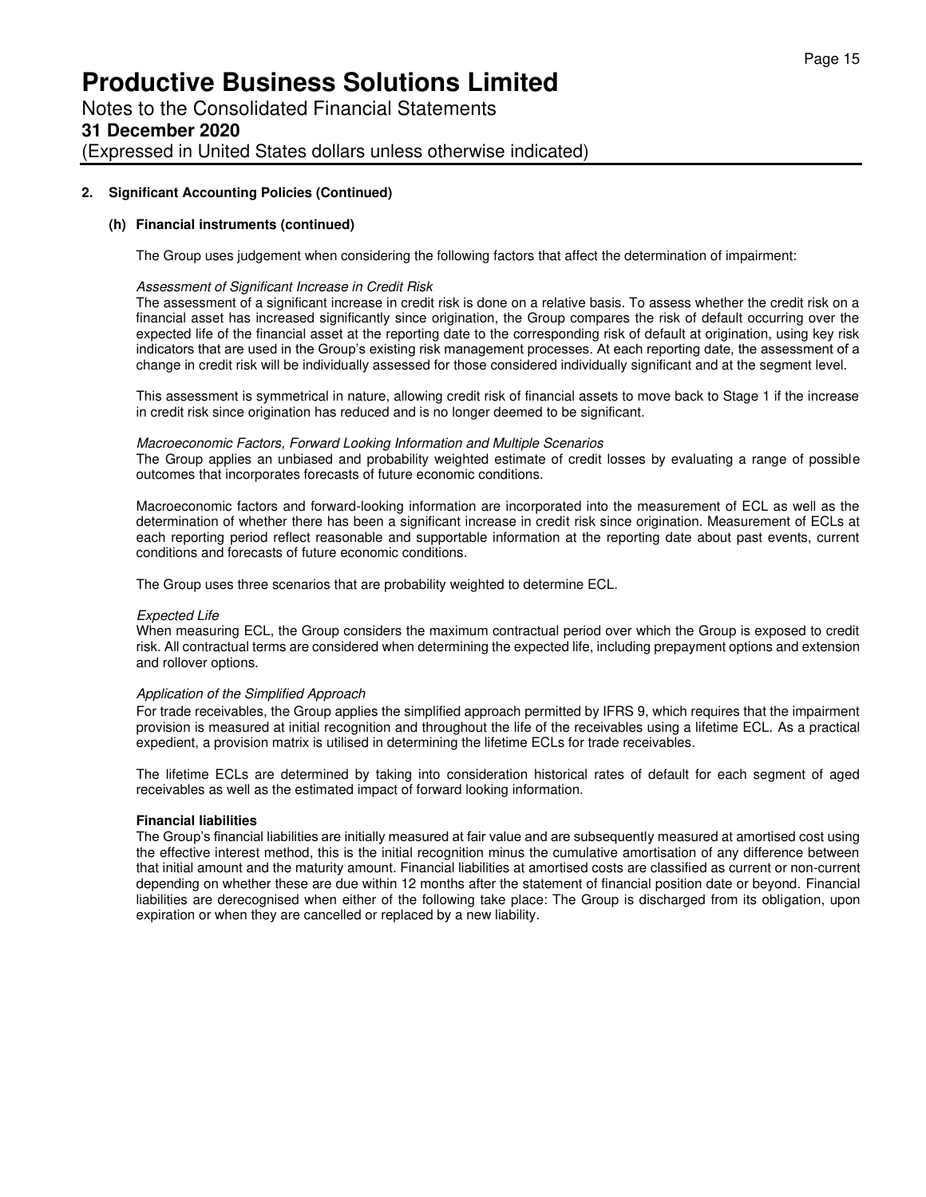## 2. Significant Accounting Policies (Continued)

### (h) Financial instruments (continued)

The Group uses judgement when considering the following factors that affect the determination of impairment:

*Assessment of Significant Increase in Credit Risk*

The assessment of a significant increase in credit risk is done on a relative basis. To assess whether the credit risk on a financial asset has increased significantly since origination, the Group compares the risk of default occurring over the expected life of the financial asset at the reporting date to the corresponding risk of default at origination, using key risk indicators that are used in the Group's existing risk management processes. At each reporting date, the assessment of a change in credit risk will be individually assessed for those considered individually significant and at the segment level.

This assessment is symmetrical in nature, allowing credit risk of financial assets to move back to Stage 1 if the increase in credit risk since origination has reduced and is no longer deemed to be significant.

*Macroeconomic Factors, Forward Looking Information and Multiple Scenarios*

The Group applies an unbiased and probability weighted estimate of credit losses by evaluating a range of possible outcomes that incorporates forecasts of future economic conditions.

Macroeconomic factors and forward-looking information are incorporated into the measurement of ECL as well as the determination of whether there has been a significant increase in credit risk since origination. Measurement of ECLs at each reporting period reflect reasonable and supportable information at the reporting date about past events, current conditions and forecasts of future economic conditions.

The Group uses three scenarios that are probability weighted to determine ECL.

*Expected Life*

When measuring ECL, the Group considers the maximum contractual period over which the Group is exposed to credit risk. All contractual terms are considered when determining the expected life, including prepayment options and extension and rollover options.

*Application of the Simplified Approach*

For trade receivables, the Group applies the simplified approach permitted by IFRS 9, which requires that the impairment provision is measured at initial recognition and throughout the life of the receivables using a lifetime ECL. As a practical expedient, a provision matrix is utilised in determining the lifetime ECLs for trade receivables.

The lifetime ECLs are determined by taking into consideration historical rates of default for each segment of aged receivables as well as the estimated impact of forward looking information.

**Financial liabilities**

The Group's financial liabilities are initially measured at fair value and are subsequently measured at amortised cost using the effective interest method, this is the initial recognition minus the cumulative amortisation of any difference between that initial amount and the maturity amount. Financial liabilities at amortised costs are classified as current or non-current depending on whether these are due within 12 months after the statement of financial position date or beyond. Financial liabilities are derecognised when either of the following take place: The Group is discharged from its obligation, upon expiration or when they are cancelled or replaced by a new liability.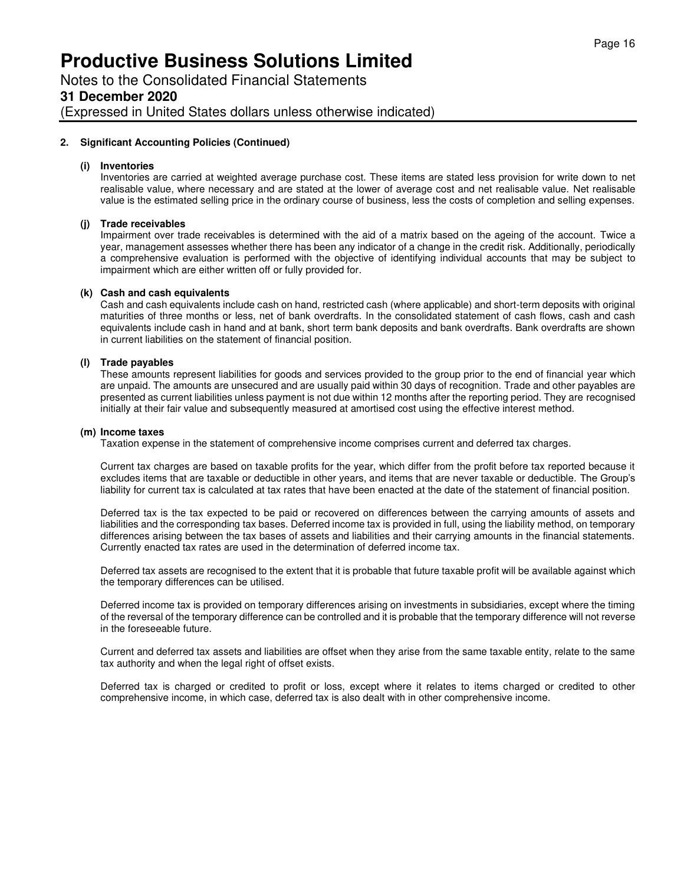## 2. Significant Accounting Policies (Continued)

### (i) Inventories

Inventories are carried at weighted average purchase cost. These items are stated less provision for write down to net realisable value, where necessary and are stated at the lower of average cost and net realisable value. Net realisable value is the estimated selling price in the ordinary course of business, less the costs of completion and selling expenses.

### (j) Trade receivables

Impairment over trade receivables is determined with the aid of a matrix based on the ageing of the account. Twice a year, management assesses whether there has been any indicator of a change in the credit risk. Additionally, periodically a comprehensive evaluation is performed with the objective of identifying individual accounts that may be subject to impairment which are either written off or fully provided for.

### (k) Cash and cash equivalents

Cash and cash equivalents include cash on hand, restricted cash (where applicable) and short-term deposits with original maturities of three months or less, net of bank overdrafts. In the consolidated statement of cash flows, cash and cash equivalents include cash in hand and at bank, short term bank deposits and bank overdrafts. Bank overdrafts are shown in current liabilities on the statement of financial position.

### (l) Trade payables

These amounts represent liabilities for goods and services provided to the group prior to the end of financial year which are unpaid. The amounts are unsecured and are usually paid within 30 days of recognition. Trade and other payables are presented as current liabilities unless payment is not due within 12 months after the reporting period. They are recognised initially at their fair value and subsequently measured at amortised cost using the effective interest method.

### (m) Income taxes

Taxation expense in the statement of comprehensive income comprises current and deferred tax charges.

Current tax charges are based on taxable profits for the year, which differ from the profit before tax reported because it excludes items that are taxable or deductible in other years, and items that are never taxable or deductible. The Group's liability for current tax is calculated at tax rates that have been enacted at the date of the statement of financial position.

Deferred tax is the tax expected to be paid or recovered on differences between the carrying amounts of assets and liabilities and the corresponding tax bases. Deferred income tax is provided in full, using the liability method, on temporary differences arising between the tax bases of assets and liabilities and their carrying amounts in the financial statements. Currently enacted tax rates are used in the determination of deferred income tax.

Deferred tax assets are recognised to the extent that it is probable that future taxable profit will be available against which the temporary differences can be utilised.

Deferred income tax is provided on temporary differences arising on investments in subsidiaries, except where the timing of the reversal of the temporary difference can be controlled and it is probable that the temporary difference will not reverse in the foreseeable future.

Current and deferred tax assets and liabilities are offset when they arise from the same taxable entity, relate to the same tax authority and when the legal right of offset exists.

Deferred tax is charged or credited to profit or loss, except where it relates to items charged or credited to other comprehensive income, in which case, deferred tax is also dealt with in other comprehensive income.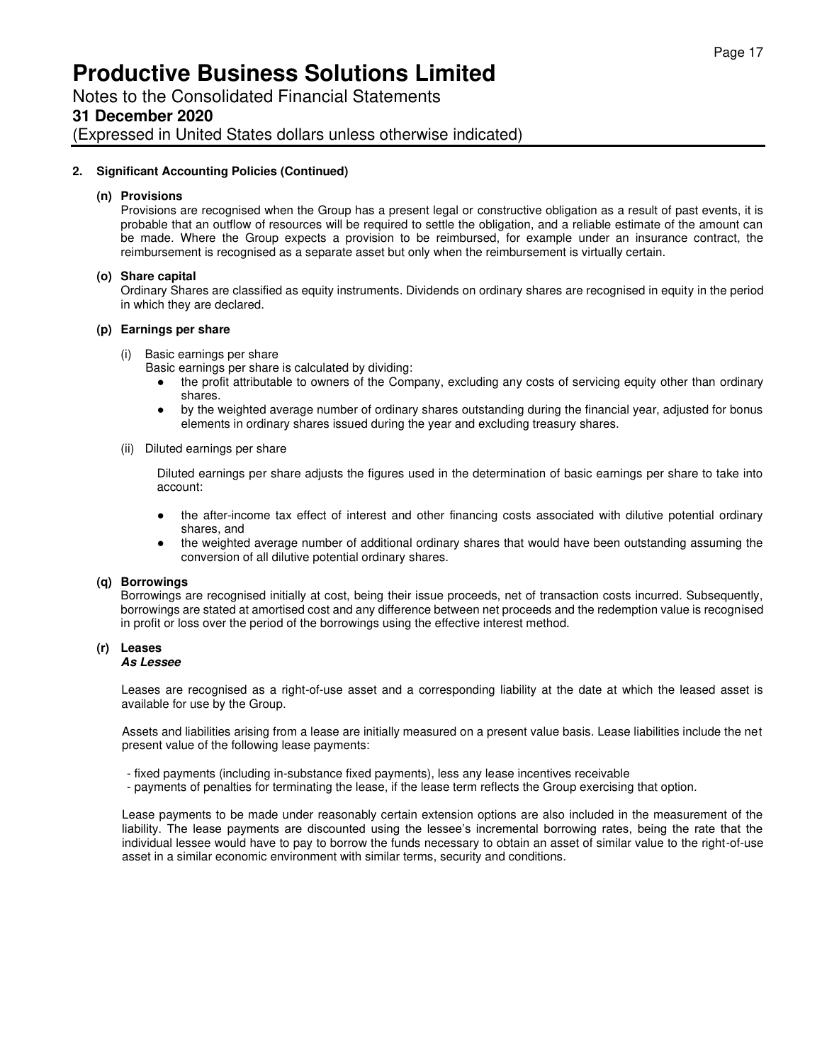## 2. Significant Accounting Policies (Continued)

### (n) Provisions

Provisions are recognised when the Group has a present legal or constructive obligation as a result of past events, it is probable that an outflow of resources will be required to settle the obligation, and a reliable estimate of the amount can be made. Where the Group expects a provision to be reimbursed, for example under an insurance contract, the reimbursement is recognised as a separate asset but only when the reimbursement is virtually certain.

### (o) Share capital

Ordinary Shares are classified as equity instruments. Dividends on ordinary shares are recognised in equity in the period in which they are declared.

### (p) Earnings per share

(i) Basic earnings per share

Basic earnings per share is calculated by dividing:

- the profit attributable to owners of the Company, excluding any costs of servicing equity other than ordinary shares.
- by the weighted average number of ordinary shares outstanding during the financial year, adjusted for bonus elements in ordinary shares issued during the year and excluding treasury shares.

(ii) Diluted earnings per share

Diluted earnings per share adjusts the figures used in the determination of basic earnings per share to take into account:

- the after-income tax effect of interest and other financing costs associated with dilutive potential ordinary shares, and
- the weighted average number of additional ordinary shares that would have been outstanding assuming the conversion of all dilutive potential ordinary shares.

### (q) Borrowings

Borrowings are recognised initially at cost, being their issue proceeds, net of transaction costs incurred. Subsequently, borrowings are stated at amortised cost and any difference between net proceeds and the redemption value is recognised in profit or loss over the period of the borrowings using the effective interest method.

### (r) Leases

***As Lessee***

Leases are recognised as a right-of-use asset and a corresponding liability at the date at which the leased asset is available for use by the Group.

Assets and liabilities arising from a lease are initially measured on a present value basis. Lease liabilities include the net present value of the following lease payments:

- fixed payments (including in-substance fixed payments), less any lease incentives receivable
- payments of penalties for terminating the lease, if the lease term reflects the Group exercising that option.

Lease payments to be made under reasonably certain extension options are also included in the measurement of the liability. The lease payments are discounted using the lessee's incremental borrowing rates, being the rate that the individual lessee would have to pay to borrow the funds necessary to obtain an asset of similar value to the right-of-use asset in a similar economic environment with similar terms, security and conditions.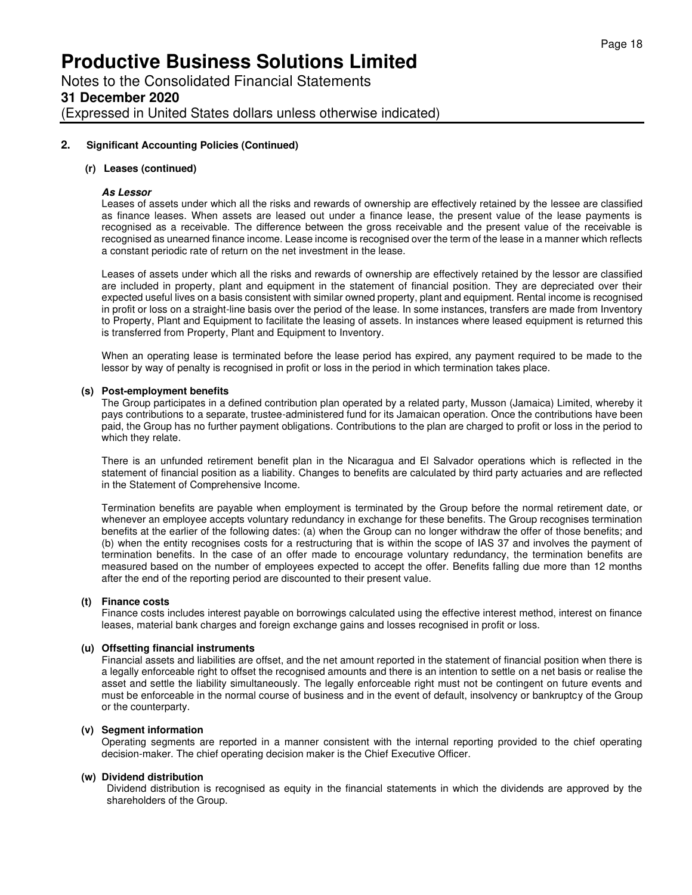## 2. Significant Accounting Policies (Continued)

### (r) Leases (continued)

***As Lessor***

Leases of assets under which all the risks and rewards of ownership are effectively retained by the lessee are classified as finance leases. When assets are leased out under a finance lease, the present value of the lease payments is recognised as a receivable. The difference between the gross receivable and the present value of the receivable is recognised as unearned finance income. Lease income is recognised over the term of the lease in a manner which reflects a constant periodic rate of return on the net investment in the lease.

Leases of assets under which all the risks and rewards of ownership are effectively retained by the lessor are classified are included in property, plant and equipment in the statement of financial position. They are depreciated over their expected useful lives on a basis consistent with similar owned property, plant and equipment. Rental income is recognised in profit or loss on a straight-line basis over the period of the lease. In some instances, transfers are made from Inventory to Property, Plant and Equipment to facilitate the leasing of assets. In instances where leased equipment is returned this is transferred from Property, Plant and Equipment to Inventory.

When an operating lease is terminated before the lease period has expired, any payment required to be made to the lessor by way of penalty is recognised in profit or loss in the period in which termination takes place.

### (s) Post-employment benefits

The Group participates in a defined contribution plan operated by a related party, Musson (Jamaica) Limited, whereby it pays contributions to a separate, trustee-administered fund for its Jamaican operation. Once the contributions have been paid, the Group has no further payment obligations. Contributions to the plan are charged to profit or loss in the period to which they relate.

There is an unfunded retirement benefit plan in the Nicaragua and El Salvador operations which is reflected in the statement of financial position as a liability. Changes to benefits are calculated by third party actuaries and are reflected in the Statement of Comprehensive Income.

Termination benefits are payable when employment is terminated by the Group before the normal retirement date, or whenever an employee accepts voluntary redundancy in exchange for these benefits. The Group recognises termination benefits at the earlier of the following dates: (a) when the Group can no longer withdraw the offer of those benefits; and (b) when the entity recognises costs for a restructuring that is within the scope of IAS 37 and involves the payment of termination benefits. In the case of an offer made to encourage voluntary redundancy, the termination benefits are measured based on the number of employees expected to accept the offer. Benefits falling due more than 12 months after the end of the reporting period are discounted to their present value.

### (t) Finance costs

Finance costs includes interest payable on borrowings calculated using the effective interest method, interest on finance leases, material bank charges and foreign exchange gains and losses recognised in profit or loss.

### (u) Offsetting financial instruments

Financial assets and liabilities are offset, and the net amount reported in the statement of financial position when there is a legally enforceable right to offset the recognised amounts and there is an intention to settle on a net basis or realise the asset and settle the liability simultaneously. The legally enforceable right must not be contingent on future events and must be enforceable in the normal course of business and in the event of default, insolvency or bankruptcy of the Group or the counterparty.

### (v) Segment information

Operating segments are reported in a manner consistent with the internal reporting provided to the chief operating decision-maker. The chief operating decision maker is the Chief Executive Officer.

### (w) Dividend distribution

Dividend distribution is recognised as equity in the financial statements in which the dividends are approved by the shareholders of the Group.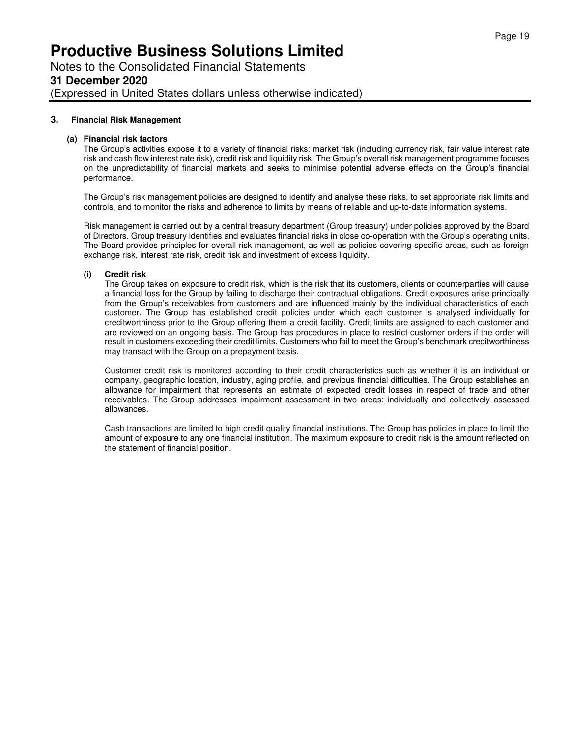## 3. Financial Risk Management

### (a) Financial risk factors

The Group's activities expose it to a variety of financial risks: market risk (including currency risk, fair value interest rate risk and cash flow interest rate risk), credit risk and liquidity risk. The Group's overall risk management programme focuses on the unpredictability of financial markets and seeks to minimise potential adverse effects on the Group's financial performance.

The Group's risk management policies are designed to identify and analyse these risks, to set appropriate risk limits and controls, and to monitor the risks and adherence to limits by means of reliable and up-to-date information systems.

Risk management is carried out by a central treasury department (Group treasury) under policies approved by the Board of Directors. Group treasury identifies and evaluates financial risks in close co-operation with the Group's operating units. The Board provides principles for overall risk management, as well as policies covering specific areas, such as foreign exchange risk, interest rate risk, credit risk and investment of excess liquidity.

#### (i) Credit risk

The Group takes on exposure to credit risk, which is the risk that its customers, clients or counterparties will cause a financial loss for the Group by failing to discharge their contractual obligations. Credit exposures arise principally from the Group's receivables from customers and are influenced mainly by the individual characteristics of each customer. The Group has established credit policies under which each customer is analysed individually for creditworthiness prior to the Group offering them a credit facility. Credit limits are assigned to each customer and are reviewed on an ongoing basis. The Group has procedures in place to restrict customer orders if the order will result in customers exceeding their credit limits. Customers who fail to meet the Group's benchmark creditworthiness may transact with the Group on a prepayment basis.

Customer credit risk is monitored according to their credit characteristics such as whether it is an individual or company, geographic location, industry, aging profile, and previous financial difficulties. The Group establishes an allowance for impairment that represents an estimate of expected credit losses in respect of trade and other receivables. The Group addresses impairment assessment in two areas: individually and collectively assessed allowances.

Cash transactions are limited to high credit quality financial institutions. The Group has policies in place to limit the amount of exposure to any one financial institution. The maximum exposure to credit risk is the amount reflected on the statement of financial position.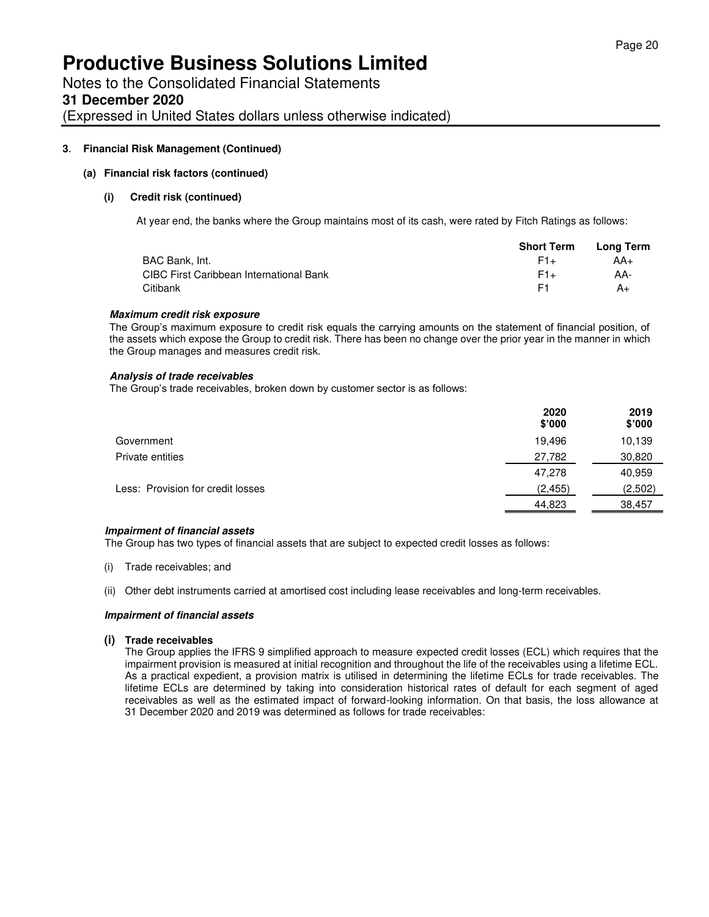# Productive Business Solutions Limited

Notes to the Consolidated Financial Statements

**31 December 2020**

(Expressed in United States dollars unless otherwise indicated)

**3. Financial Risk Management (Continued)**

**(a) Financial risk factors (continued)**

**(i) Credit risk (continued)**

At year end, the banks where the Group maintains most of its cash, were rated by Fitch Ratings as follows:

| | Short Term | Long Term |
|---|---|---|
| BAC Bank, Int. | F1+ | AA+ |
| CIBC First Caribbean International Bank | F1+ | AA- |
| Citibank | F1 | A+ |

***Maximum credit risk exposure***

The Group's maximum exposure to credit risk equals the carrying amounts on the statement of financial position, of the assets which expose the Group to credit risk. There has been no change over the prior year in the manner in which the Group manages and measures credit risk.

***Analysis of trade receivables***

The Group's trade receivables, broken down by customer sector is as follows:

| | 2020 $'000 | 2019 $'000 |
|---|---|---|
| Government | 19,496 | 10,139 |
| Private entities | 27,782 | 30,820 |
| | 47,278 | 40,959 |
| Less: Provision for credit losses | (2,455) | (2,502) |
| | 44,823 | 38,457 |

***Impairment of financial assets***

The Group has two types of financial assets that are subject to expected credit losses as follows:

(i) Trade receivables; and

(ii) Other debt instruments carried at amortised cost including lease receivables and long-term receivables.

***Impairment of financial assets***

**(i) Trade receivables**

The Group applies the IFRS 9 simplified approach to measure expected credit losses (ECL) which requires that the impairment provision is measured at initial recognition and throughout the life of the receivables using a lifetime ECL. As a practical expedient, a provision matrix is utilised in determining the lifetime ECLs for trade receivables. The lifetime ECLs are determined by taking into consideration historical rates of default for each segment of aged receivables as well as the estimated impact of forward-looking information. On that basis, the loss allowance at 31 December 2020 and 2019 was determined as follows for trade receivables: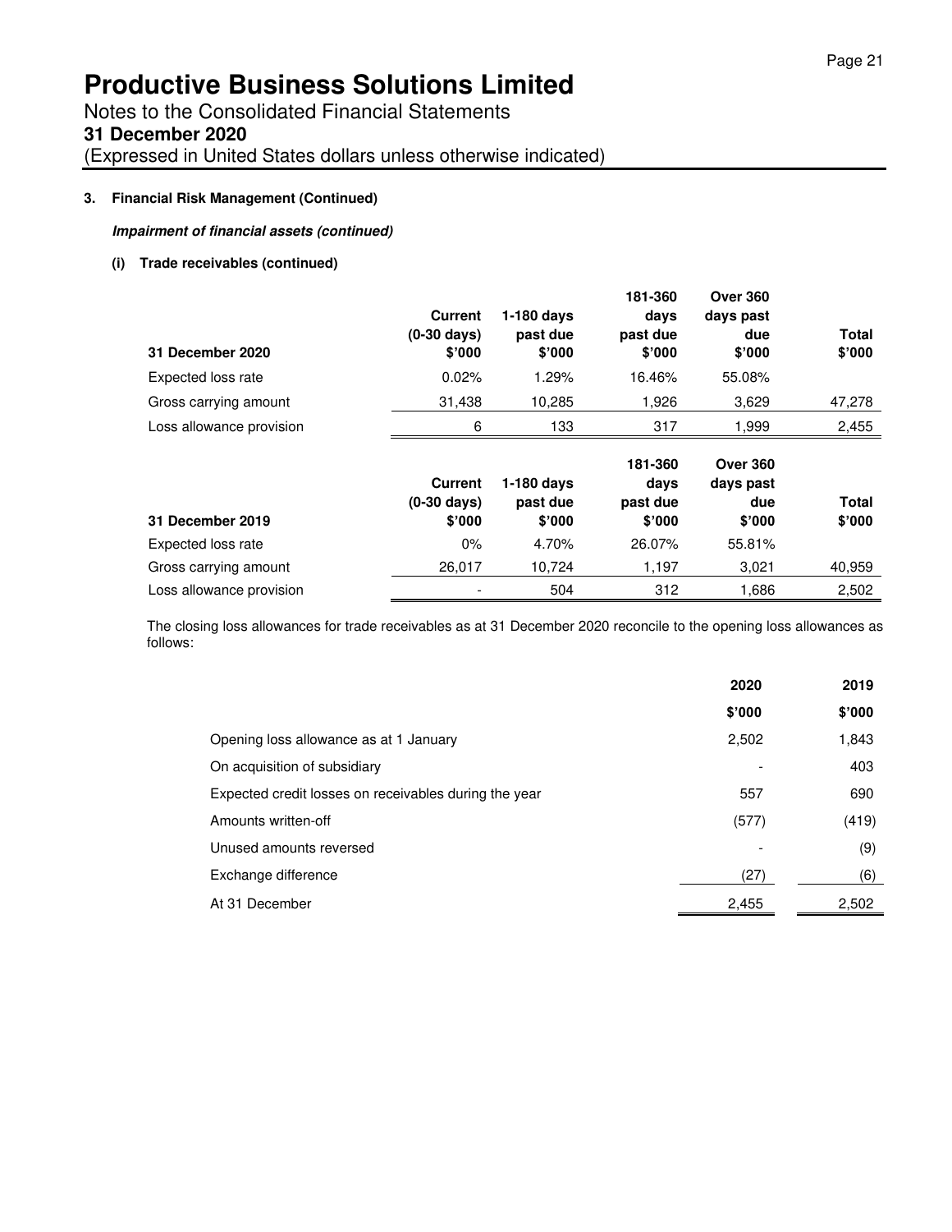### 3. Financial Risk Management (Continued)

***Impairment of financial assets (continued)***

**(i) Trade receivables (continued)**

| 31 December 2020 | Current (0-30 days) $'000 | 1-180 days past due $'000 | 181-360 days past due $'000 | Over 360 days past due $'000 | Total $'000 |
|---|---|---|---|---|---|
| Expected loss rate | 0.02% | 1.29% | 16.46% | 55.08% | |
| Gross carrying amount | 31,438 | 10,285 | 1,926 | 3,629 | 47,278 |
| Loss allowance provision | 6 | 133 | 317 | 1,999 | 2,455 |

| 31 December 2019 | Current (0-30 days) $'000 | 1-180 days past due $'000 | 181-360 days past due $'000 | Over 360 days past due $'000 | Total $'000 |
|---|---|---|---|---|---|
| Expected loss rate | 0% | 4.70% | 26.07% | 55.81% | |
| Gross carrying amount | 26,017 | 10,724 | 1,197 | 3,021 | 40,959 |
| Loss allowance provision | - | 504 | 312 | 1,686 | 2,502 |

The closing loss allowances for trade receivables as at 31 December 2020 reconcile to the opening loss allowances as follows:

| | 2020 $'000 | 2019 $'000 |
|---|---|---|
| Opening loss allowance as at 1 January | 2,502 | 1,843 |
| On acquisition of subsidiary | - | 403 |
| Expected credit losses on receivables during the year | 557 | 690 |
| Amounts written-off | (577) | (419) |
| Unused amounts reversed | - | (9) |
| Exchange difference | (27) | (6) |
| At 31 December | 2,455 | 2,502 |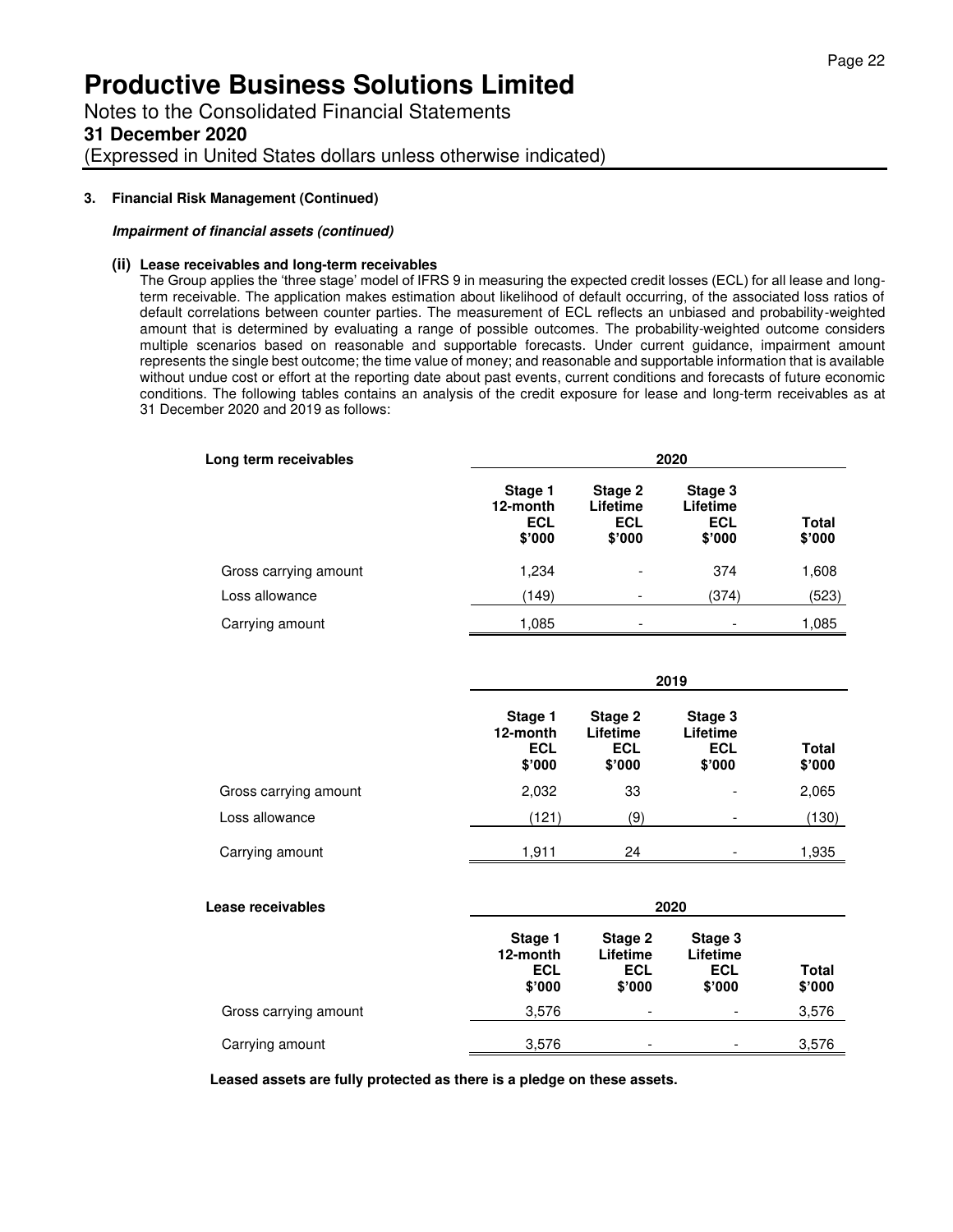# Productive Business Solutions Limited

Notes to the Consolidated Financial Statements

**31 December 2020**

(Expressed in United States dollars unless otherwise indicated)

**3. Financial Risk Management (Continued)**

***Impairment of financial assets (continued)***

**(ii) Lease receivables and long-term receivables**

The Group applies the 'three stage' model of IFRS 9 in measuring the expected credit losses (ECL) for all lease and long-term receivable. The application makes estimation about likelihood of default occurring, of the associated loss ratios of default correlations between counter parties. The measurement of ECL reflects an unbiased and probability-weighted amount that is determined by evaluating a range of possible outcomes. The probability-weighted outcome considers multiple scenarios based on reasonable and supportable forecasts. Under current guidance, impairment amount represents the single best outcome; the time value of money; and reasonable and supportable information that is available without undue cost or effort at the reporting date about past events, current conditions and forecasts of future economic conditions. The following tables contains an analysis of the credit exposure for lease and long-term receivables as at 31 December 2020 and 2019 as follows:

| **Long term receivables** | **2020** | | | |
|---|---|---|---|---|
| | **Stage 1 12-month ECL \$'000** | **Stage 2 Lifetime ECL \$'000** | **Stage 3 Lifetime ECL \$'000** | **Total \$'000** |
| Gross carrying amount | 1,234 | - | 374 | 1,608 |
| Loss allowance | (149) | - | (374) | (523) |
| Carrying amount | 1,085 | - | - | 1,085 |

| | **2019** | | | |
|---|---|---|---|---|
| | **Stage 1 12-month ECL \$'000** | **Stage 2 Lifetime ECL \$'000** | **Stage 3 Lifetime ECL \$'000** | **Total \$'000** |
| Gross carrying amount | 2,032 | 33 | - | 2,065 |
| Loss allowance | (121) | (9) | - | (130) |
| Carrying amount | 1,911 | 24 | - | 1,935 |

| **Lease receivables** | **2020** | | | |
|---|---|---|---|---|
| | **Stage 1 12-month ECL \$'000** | **Stage 2 Lifetime ECL \$'000** | **Stage 3 Lifetime ECL \$'000** | **Total \$'000** |
| Gross carrying amount | 3,576 | - | - | 3,576 |
| Carrying amount | 3,576 | - | - | 3,576 |

**Leased assets are fully protected as there is a pledge on these assets.**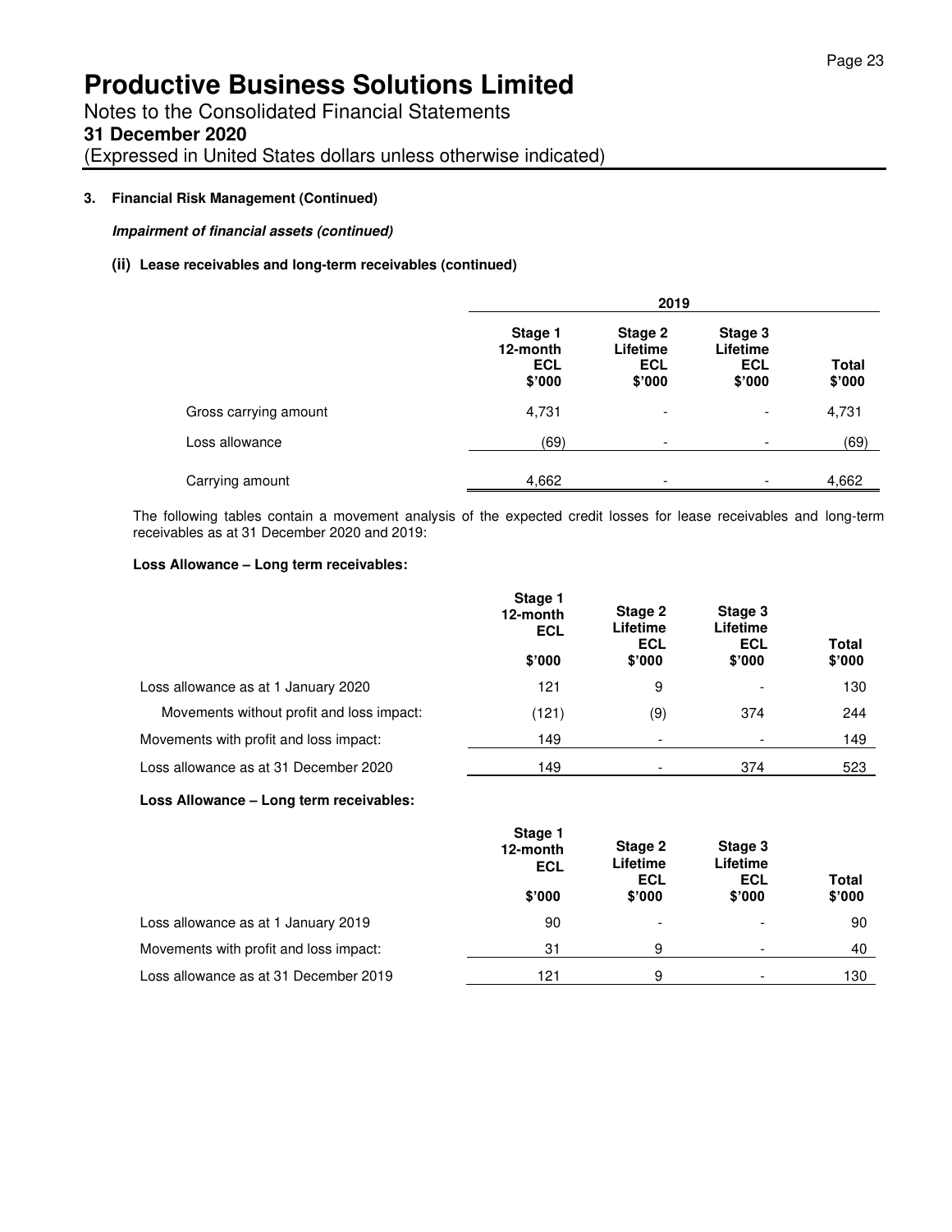# Productive Business Solutions Limited

Notes to the Consolidated Financial Statements

**31 December 2020**

(Expressed in United States dollars unless otherwise indicated)

**3. Financial Risk Management (Continued)**

***Impairment of financial assets (continued)***

**(ii) Lease receivables and long-term receivables (continued)**

| | 2019 | | | |
|---|---|---|---|---|
| | **Stage 1 12-month ECL $'000** | **Stage 2 Lifetime ECL $'000** | **Stage 3 Lifetime ECL $'000** | **Total $'000** |
| Gross carrying amount | 4,731 | - | - | 4,731 |
| Loss allowance | (69) | - | - | (69) |
| Carrying amount | 4,662 | - | - | 4,662 |

The following tables contain a movement analysis of the expected credit losses for lease receivables and long-term receivables as at 31 December 2020 and 2019:

**Loss Allowance – Long term receivables:**

| | **Stage 1 12-month ECL $'000** | **Stage 2 Lifetime ECL $'000** | **Stage 3 Lifetime ECL $'000** | **Total $'000** |
|---|---|---|---|---|
| Loss allowance as at 1 January 2020 | 121 | 9 | - | 130 |
| Movements without profit and loss impact: | (121) | (9) | 374 | 244 |
| Movements with profit and loss impact: | 149 | - | - | 149 |
| Loss allowance as at 31 December 2020 | 149 | - | 374 | 523 |

**Loss Allowance – Long term receivables:**

| | **Stage 1 12-month ECL $'000** | **Stage 2 Lifetime ECL $'000** | **Stage 3 Lifetime ECL $'000** | **Total $'000** |
|---|---|---|---|---|
| Loss allowance as at 1 January 2019 | 90 | - | - | 90 |
| Movements with profit and loss impact: | 31 | 9 | - | 40 |
| Loss allowance as at 31 December 2019 | 121 | 9 | - | 130 |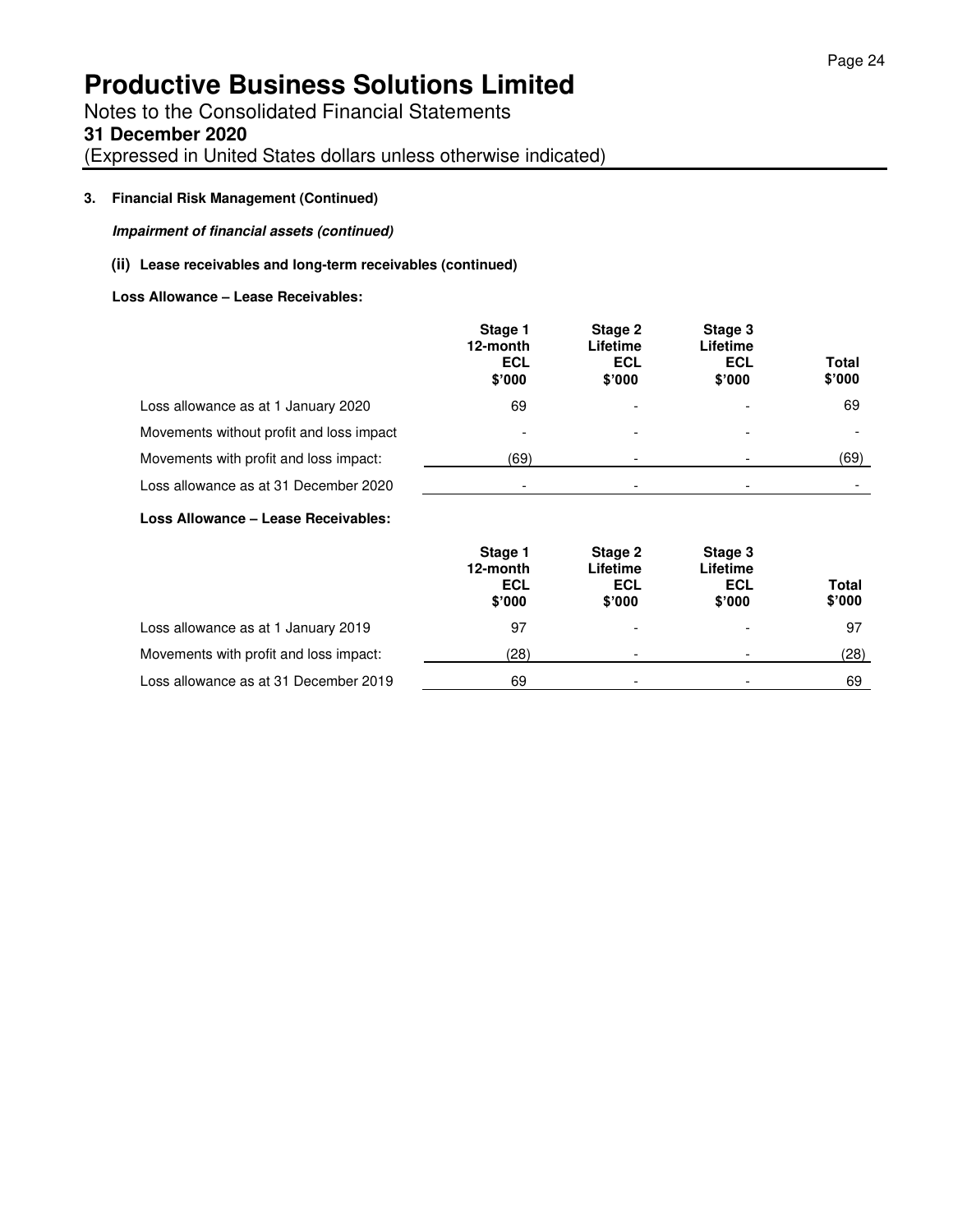# Productive Business Solutions Limited

Notes to the Consolidated Financial Statements

**31 December 2020**

(Expressed in United States dollars unless otherwise indicated)

**3. Financial Risk Management (Continued)**

***Impairment of financial assets (continued)***

**(ii) Lease receivables and long-term receivables (continued)**

**Loss Allowance – Lease Receivables:**

| | Stage 1 12-month ECL $'000 | Stage 2 Lifetime ECL $'000 | Stage 3 Lifetime ECL $'000 | Total $'000 |
|---|---|---|---|---|
| Loss allowance as at 1 January 2020 | 69 | - | - | 69 |
| Movements without profit and loss impact | - | - | - | - |
| Movements with profit and loss impact: | (69) | - | - | (69) |
| Loss allowance as at 31 December 2020 | - | - | - | - |

**Loss Allowance – Lease Receivables:**

| | Stage 1 12-month ECL $'000 | Stage 2 Lifetime ECL $'000 | Stage 3 Lifetime ECL $'000 | Total $'000 |
|---|---|---|---|---|
| Loss allowance as at 1 January 2019 | 97 | - | - | 97 |
| Movements with profit and loss impact: | (28) | - | - | (28) |
| Loss allowance as at 31 December 2019 | 69 | - | - | 69 |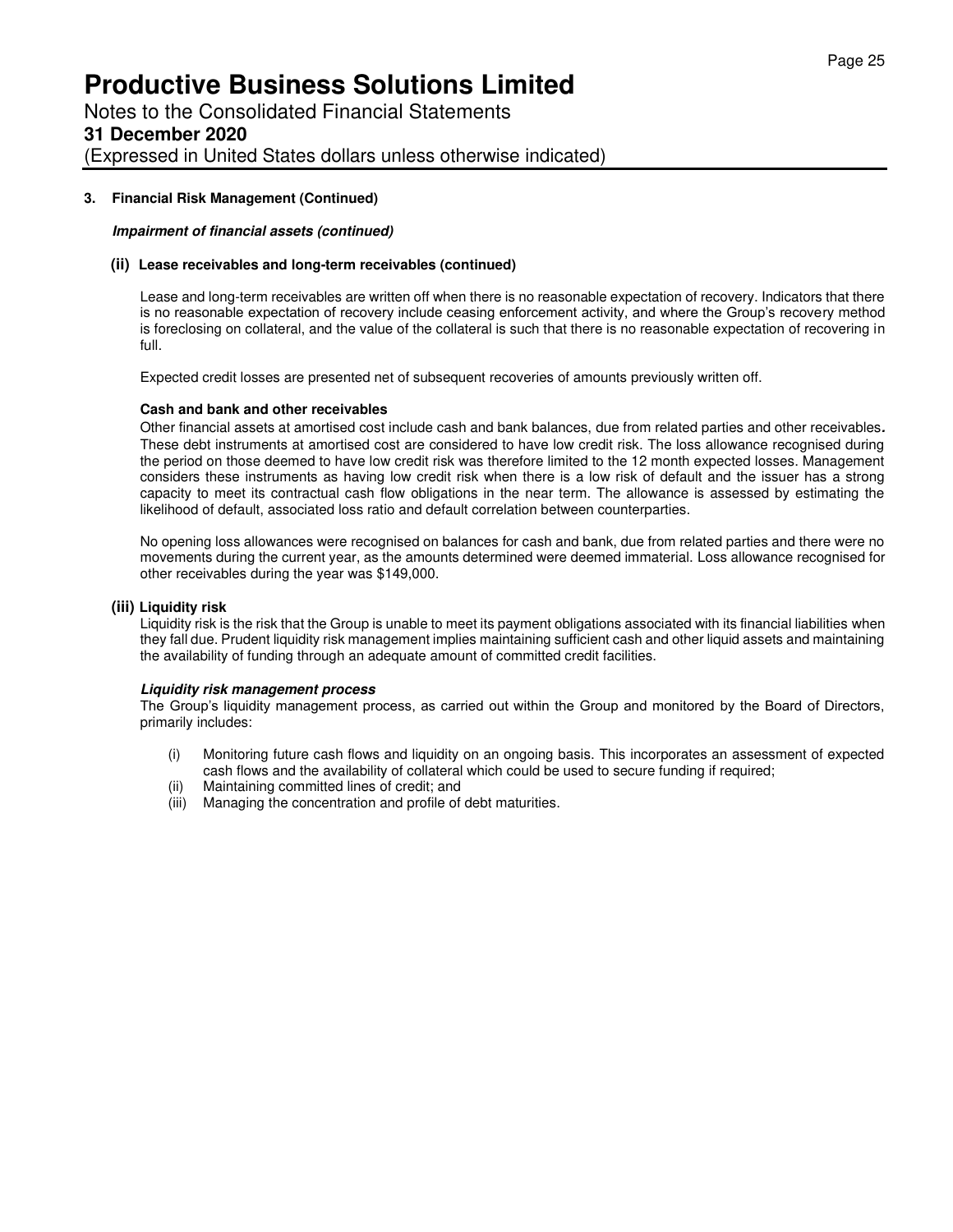# Productive Business Solutions Limited

Notes to the Consolidated Financial Statements

**31 December 2020**

(Expressed in United States dollars unless otherwise indicated)

**3. Financial Risk Management (Continued)**

***Impairment of financial assets (continued)***

**(ii) Lease receivables and long-term receivables (continued)**

Lease and long-term receivables are written off when there is no reasonable expectation of recovery. Indicators that there is no reasonable expectation of recovery include ceasing enforcement activity, and where the Group's recovery method is foreclosing on collateral, and the value of the collateral is such that there is no reasonable expectation of recovering in full.

Expected credit losses are presented net of subsequent recoveries of amounts previously written off.

**Cash and bank and other receivables**

Other financial assets at amortised cost include cash and bank balances, due from related parties and other receivables. These debt instruments at amortised cost are considered to have low credit risk. The loss allowance recognised during the period on those deemed to have low credit risk was therefore limited to the 12 month expected losses. Management considers these instruments as having low credit risk when there is a low risk of default and the issuer has a strong capacity to meet its contractual cash flow obligations in the near term. The allowance is assessed by estimating the likelihood of default, associated loss ratio and default correlation between counterparties.

No opening loss allowances were recognised on balances for cash and bank, due from related parties and there were no movements during the current year, as the amounts determined were deemed immaterial. Loss allowance recognised for other receivables during the year was $149,000.

**(iii) Liquidity risk**

Liquidity risk is the risk that the Group is unable to meet its payment obligations associated with its financial liabilities when they fall due. Prudent liquidity risk management implies maintaining sufficient cash and other liquid assets and maintaining the availability of funding through an adequate amount of committed credit facilities.

***Liquidity risk management process***

The Group's liquidity management process, as carried out within the Group and monitored by the Board of Directors, primarily includes:

(i) Monitoring future cash flows and liquidity on an ongoing basis. This incorporates an assessment of expected cash flows and the availability of collateral which could be used to secure funding if required;

(ii) Maintaining committed lines of credit; and

(iii) Managing the concentration and profile of debt maturities.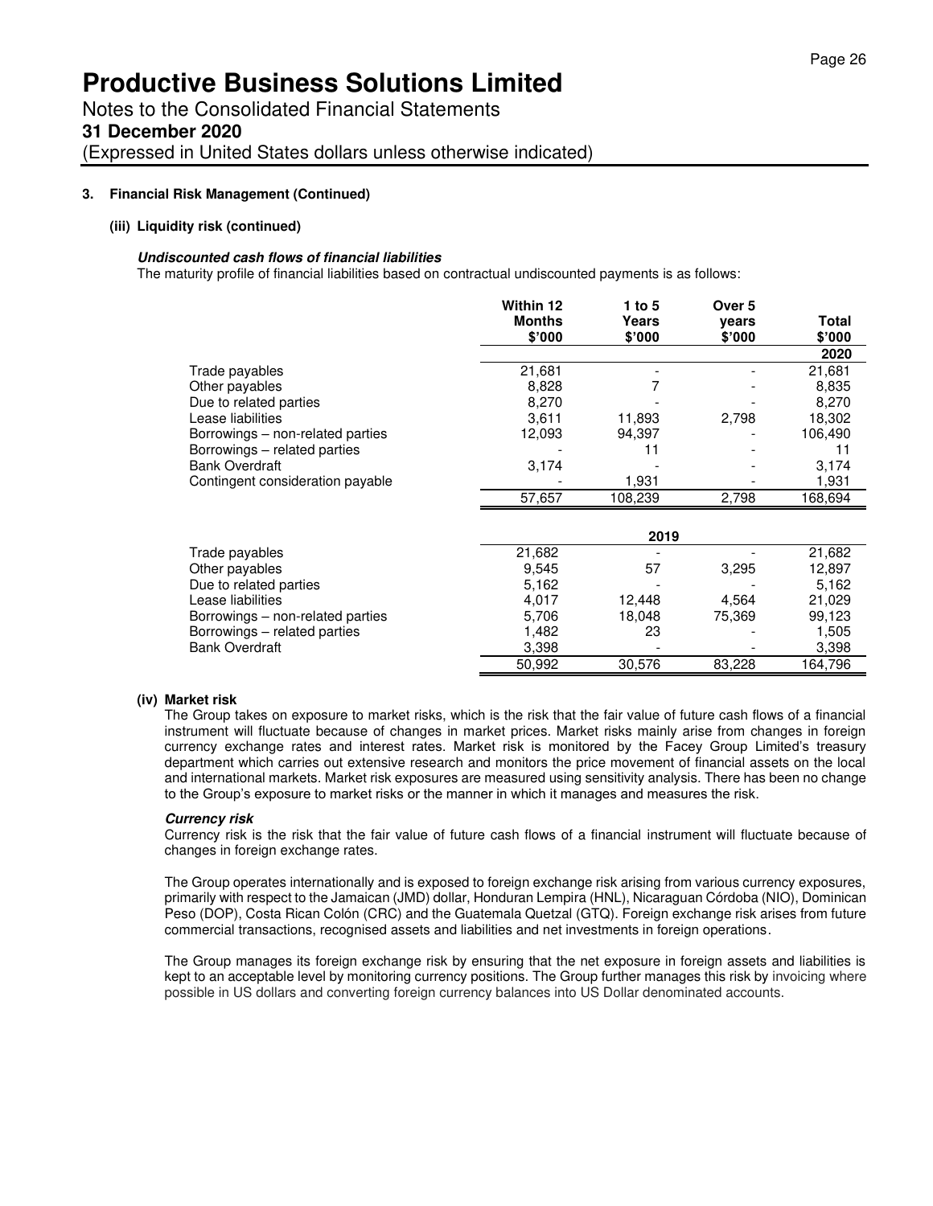# Productive Business Solutions Limited

Notes to the Consolidated Financial Statements

**31 December 2020**

(Expressed in United States dollars unless otherwise indicated)

**3. Financial Risk Management (Continued)**

**(iii) Liquidity risk (continued)**

***Undiscounted cash flows of financial liabilities***

The maturity profile of financial liabilities based on contractual undiscounted payments is as follows:

| | Within 12 Months $'000 | 1 to 5 Years $'000 | Over 5 years $'000 | Total $'000 |
|---|---|---|---|---|
| | | | | **2020** |
| Trade payables | 21,681 | - | - | 21,681 |
| Other payables | 8,828 | 7 | - | 8,835 |
| Due to related parties | 8,270 | - | - | 8,270 |
| Lease liabilities | 3,611 | 11,893 | 2,798 | 18,302 |
| Borrowings – non-related parties | 12,093 | 94,397 | - | 106,490 |
| Borrowings – related parties | - | 11 | - | 11 |
| Bank Overdraft | 3,174 | - | - | 3,174 |
| Contingent consideration payable | - | 1,931 | - | 1,931 |
| | 57,657 | 108,239 | 2,798 | 168,694 |
| | | **2019** | | |
| Trade payables | 21,682 | - | - | 21,682 |
| Other payables | 9,545 | 57 | 3,295 | 12,897 |
| Due to related parties | 5,162 | - | - | 5,162 |
| Lease liabilities | 4,017 | 12,448 | 4,564 | 21,029 |
| Borrowings – non-related parties | 5,706 | 18,048 | 75,369 | 99,123 |
| Borrowings – related parties | 1,482 | 23 | - | 1,505 |
| Bank Overdraft | 3,398 | - | - | 3,398 |
| | 50,992 | 30,576 | 83,228 | 164,796 |

**(iv) Market risk**

The Group takes on exposure to market risks, which is the risk that the fair value of future cash flows of a financial instrument will fluctuate because of changes in market prices. Market risks mainly arise from changes in foreign currency exchange rates and interest rates. Market risk is monitored by the Facey Group Limited's treasury department which carries out extensive research and monitors the price movement of financial assets on the local and international markets. Market risk exposures are measured using sensitivity analysis. There has been no change to the Group's exposure to market risks or the manner in which it manages and measures the risk.

***Currency risk***

Currency risk is the risk that the fair value of future cash flows of a financial instrument will fluctuate because of changes in foreign exchange rates.

The Group operates internationally and is exposed to foreign exchange risk arising from various currency exposures, primarily with respect to the Jamaican (JMD) dollar, Honduran Lempira (HNL), Nicaraguan Córdoba (NIO), Dominican Peso (DOP), Costa Rican Colón (CRC) and the Guatemala Quetzal (GTQ). Foreign exchange risk arises from future commercial transactions, recognised assets and liabilities and net investments in foreign operations.

The Group manages its foreign exchange risk by ensuring that the net exposure in foreign assets and liabilities is kept to an acceptable level by monitoring currency positions. The Group further manages this risk by invoicing where possible in US dollars and converting foreign currency balances into US Dollar denominated accounts.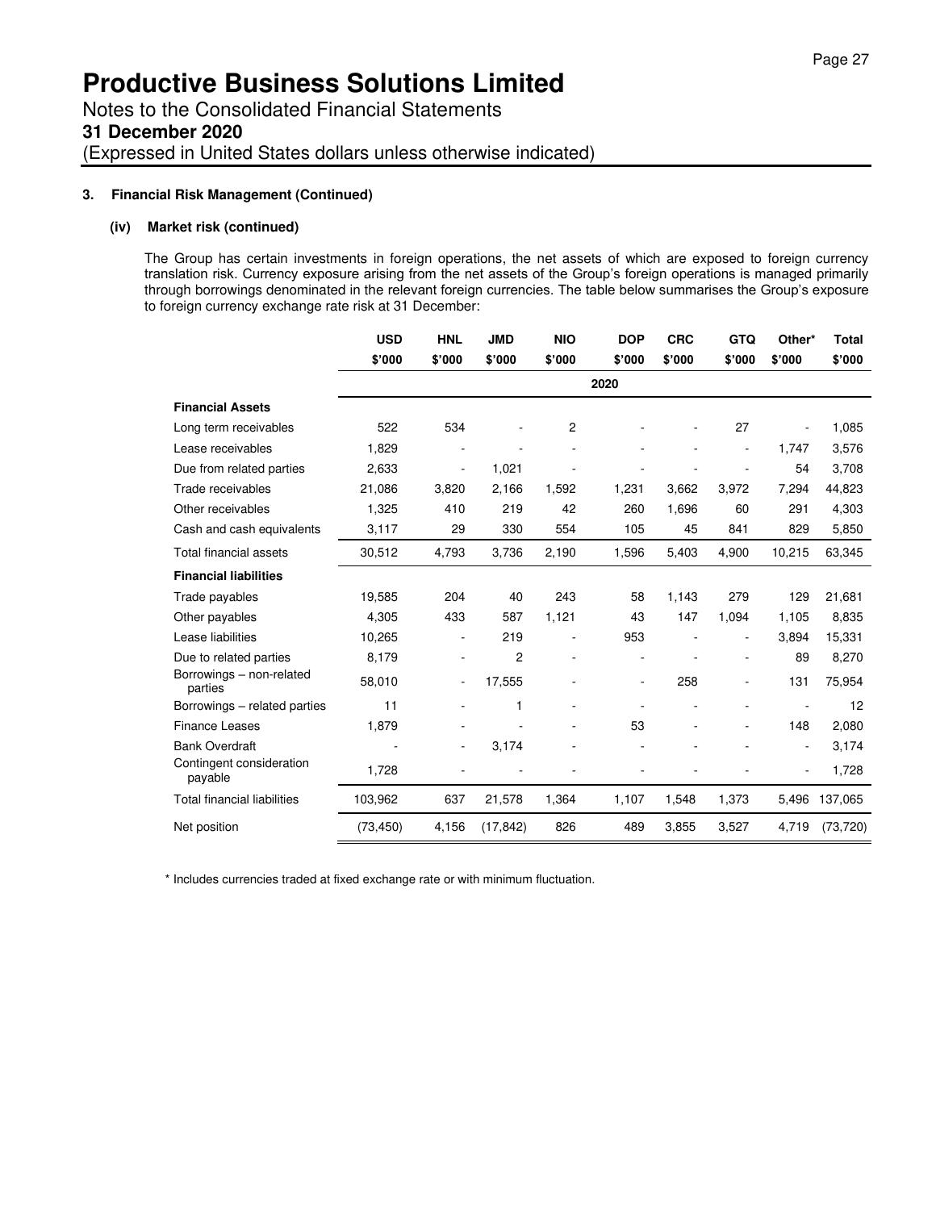# Productive Business Solutions Limited

Notes to the Consolidated Financial Statements

**31 December 2020**

(Expressed in United States dollars unless otherwise indicated)

### 3. Financial Risk Management (Continued)

#### (iv) Market risk (continued)

The Group has certain investments in foreign operations, the net assets of which are exposed to foreign currency translation risk. Currency exposure arising from the net assets of the Group's foreign operations is managed primarily through borrowings denominated in the relevant foreign currencies. The table below summarises the Group's exposure to foreign currency exchange rate risk at 31 December:

| | USD | HNL | JMD | NIO | DOP | CRC | GTQ | Other* | Total |
|---|---|---|---|---|---|---|---|---|---|
| | $'000 | $'000 | $'000 | $'000 | $'000 | $'000 | $'000 | $'000 | $'000 |
| | | | | | 2020 | | | | |
| **Financial Assets** | | | | | | | | | |
| Long term receivables | 522 | 534 | - | 2 | - | - | 27 | - | 1,085 |
| Lease receivables | 1,829 | - | - | - | - | - | - | 1,747 | 3,576 |
| Due from related parties | 2,633 | - | 1,021 | - | - | - | - | 54 | 3,708 |
| Trade receivables | 21,086 | 3,820 | 2,166 | 1,592 | 1,231 | 3,662 | 3,972 | 7,294 | 44,823 |
| Other receivables | 1,325 | 410 | 219 | 42 | 260 | 1,696 | 60 | 291 | 4,303 |
| Cash and cash equivalents | 3,117 | 29 | 330 | 554 | 105 | 45 | 841 | 829 | 5,850 |
| Total financial assets | 30,512 | 4,793 | 3,736 | 2,190 | 1,596 | 5,403 | 4,900 | 10,215 | 63,345 |
| **Financial liabilities** | | | | | | | | | |
| Trade payables | 19,585 | 204 | 40 | 243 | 58 | 1,143 | 279 | 129 | 21,681 |
| Other payables | 4,305 | 433 | 587 | 1,121 | 43 | 147 | 1,094 | 1,105 | 8,835 |
| Lease liabilities | 10,265 | - | 219 | - | 953 | - | - | 3,894 | 15,331 |
| Due to related parties | 8,179 | - | 2 | - | - | - | - | 89 | 8,270 |
| Borrowings – non-related parties | 58,010 | - | 17,555 | - | - | 258 | - | 131 | 75,954 |
| Borrowings – related parties | 11 | - | 1 | - | - | - | - | - | 12 |
| Finance Leases | 1,879 | - | - | - | 53 | - | - | 148 | 2,080 |
| Bank Overdraft | - | - | 3,174 | - | - | - | - | - | 3,174 |
| Contingent consideration payable | 1,728 | - | - | - | - | - | - | - | 1,728 |
| Total financial liabilities | 103,962 | 637 | 21,578 | 1,364 | 1,107 | 1,548 | 1,373 | 5,496 | 137,065 |
| Net position | (73,450) | 4,156 | (17,842) | 826 | 489 | 3,855 | 3,527 | 4,719 | (73,720) |

\* Includes currencies traded at fixed exchange rate or with minimum fluctuation.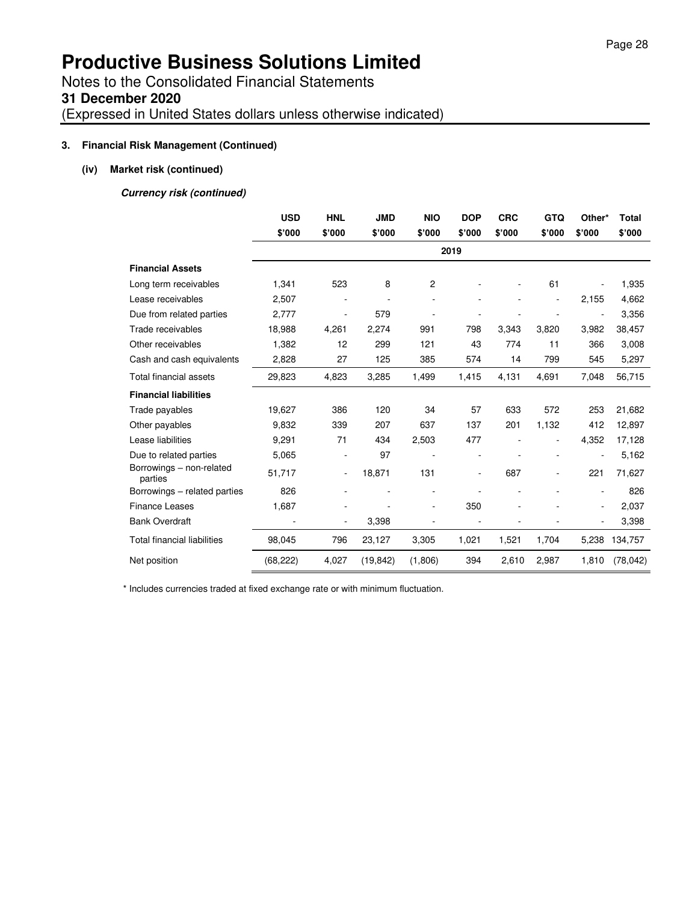# Productive Business Solutions Limited

Notes to the Consolidated Financial Statements

**31 December 2020**

(Expressed in United States dollars unless otherwise indicated)

**3. Financial Risk Management (Continued)**

**(iv) Market risk (continued)**

***Currency risk (continued)***

| | USD | HNL | JMD | NIO | DOP | CRC | GTQ | Other* | Total |
|---|---|---|---|---|---|---|---|---|---|
| | $'000 | $'000 | $'000 | $'000 | $'000 | $'000 | $'000 | $'000 | $'000 |
| | | | | | 2019 | | | | |
| **Financial Assets** | | | | | | | | | |
| Long term receivables | 1,341 | 523 | 8 | 2 | - | - | 61 | - | 1,935 |
| Lease receivables | 2,507 | - | - | - | - | - | - | 2,155 | 4,662 |
| Due from related parties | 2,777 | - | 579 | - | - | - | - | - | 3,356 |
| Trade receivables | 18,988 | 4,261 | 2,274 | 991 | 798 | 3,343 | 3,820 | 3,982 | 38,457 |
| Other receivables | 1,382 | 12 | 299 | 121 | 43 | 774 | 11 | 366 | 3,008 |
| Cash and cash equivalents | 2,828 | 27 | 125 | 385 | 574 | 14 | 799 | 545 | 5,297 |
| Total financial assets | 29,823 | 4,823 | 3,285 | 1,499 | 1,415 | 4,131 | 4,691 | 7,048 | 56,715 |
| **Financial liabilities** | | | | | | | | | |
| Trade payables | 19,627 | 386 | 120 | 34 | 57 | 633 | 572 | 253 | 21,682 |
| Other payables | 9,832 | 339 | 207 | 637 | 137 | 201 | 1,132 | 412 | 12,897 |
| Lease liabilities | 9,291 | 71 | 434 | 2,503 | 477 | - | - | 4,352 | 17,128 |
| Due to related parties | 5,065 | - | 97 | - | - | - | - | - | 5,162 |
| Borrowings – non-related parties | 51,717 | - | 18,871 | 131 | - | 687 | - | 221 | 71,627 |
| Borrowings – related parties | 826 | - | - | - | - | - | - | - | 826 |
| Finance Leases | 1,687 | - | - | - | 350 | - | - | - | 2,037 |
| Bank Overdraft | - | - | 3,398 | - | - | - | - | - | 3,398 |
| Total financial liabilities | 98,045 | 796 | 23,127 | 3,305 | 1,021 | 1,521 | 1,704 | 5,238 | 134,757 |
| Net position | (68,222) | 4,027 | (19,842) | (1,806) | 394 | 2,610 | 2,987 | 1,810 | (78,042) |

\* Includes currencies traded at fixed exchange rate or with minimum fluctuation.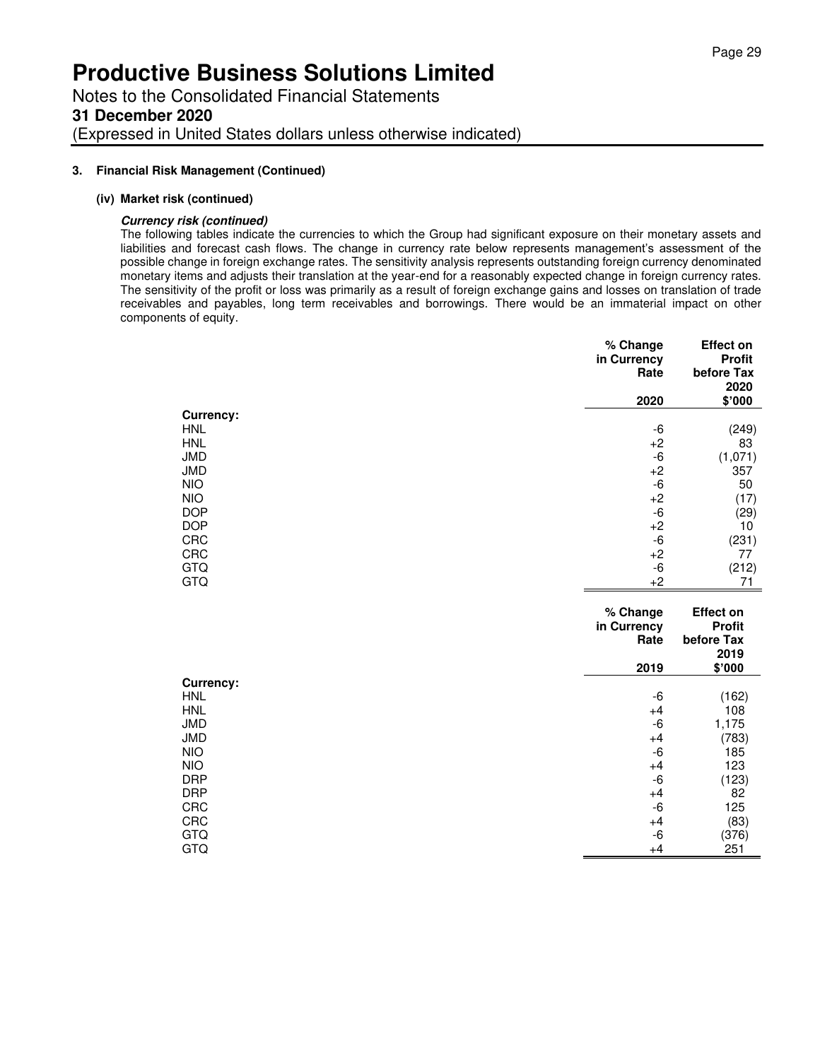# Productive Business Solutions Limited

Notes to the Consolidated Financial Statements

**31 December 2020**

(Expressed in United States dollars unless otherwise indicated)

**3. Financial Risk Management (Continued)**

**(iv) Market risk (continued)**

***Currency risk (continued)***

The following tables indicate the currencies to which the Group had significant exposure on their monetary assets and liabilities and forecast cash flows. The change in currency rate below represents management's assessment of the possible change in foreign exchange rates. The sensitivity analysis represents outstanding foreign currency denominated monetary items and adjusts their translation at the year-end for a reasonably expected change in foreign currency rates. The sensitivity of the profit or loss was primarily as a result of foreign exchange gains and losses on translation of trade receivables and payables, long term receivables and borrowings. There would be an immaterial impact on other components of equity.

| | % Change in Currency Rate 2020 | Effect on Profit before Tax 2020 $'000 |
|---|---|---|
| **Currency:** | | |
| HNL | -6 | (249) |
| HNL | +2 | 83 |
| JMD | -6 | (1,071) |
| JMD | +2 | 357 |
| NIO | -6 | 50 |
| NIO | +2 | (17) |
| DOP | -6 | (29) |
| DOP | +2 | 10 |
| CRC | -6 | (231) |
| CRC | +2 | 77 |
| GTQ | -6 | (212) |
| GTQ | +2 | 71 |

| | % Change in Currency Rate 2019 | Effect on Profit before Tax 2019 $'000 |
|---|---|---|
| **Currency:** | | |
| HNL | -6 | (162) |
| HNL | +4 | 108 |
| JMD | -6 | 1,175 |
| JMD | +4 | (783) |
| NIO | -6 | 185 |
| NIO | +4 | 123 |
| DRP | -6 | (123) |
| DRP | +4 | 82 |
| CRC | -6 | 125 |
| CRC | +4 | (83) |
| GTQ | -6 | (376) |
| GTQ | +4 | 251 |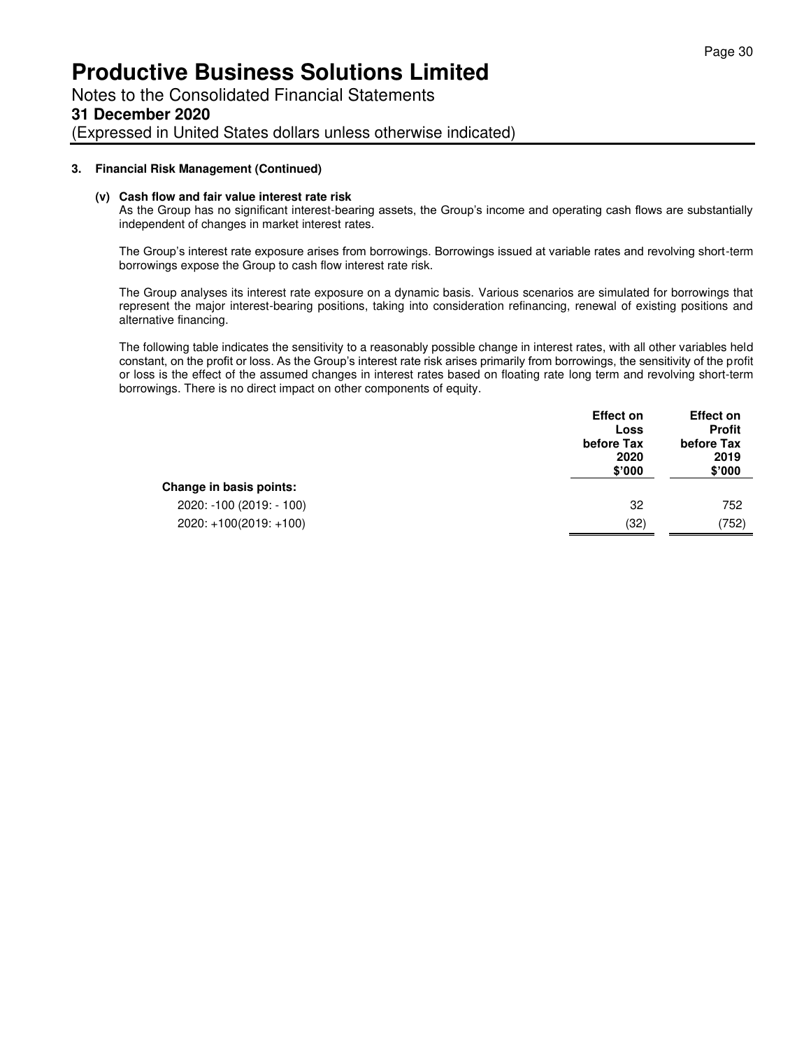# Productive Business Solutions Limited

Notes to the Consolidated Financial Statements

**31 December 2020**

(Expressed in United States dollars unless otherwise indicated)

**3. Financial Risk Management (Continued)**

**(v) Cash flow and fair value interest rate risk**

As the Group has no significant interest-bearing assets, the Group's income and operating cash flows are substantially independent of changes in market interest rates.

The Group's interest rate exposure arises from borrowings. Borrowings issued at variable rates and revolving short-term borrowings expose the Group to cash flow interest rate risk.

The Group analyses its interest rate exposure on a dynamic basis. Various scenarios are simulated for borrowings that represent the major interest-bearing positions, taking into consideration refinancing, renewal of existing positions and alternative financing.

The following table indicates the sensitivity to a reasonably possible change in interest rates, with all other variables held constant, on the profit or loss. As the Group's interest rate risk arises primarily from borrowings, the sensitivity of the profit or loss is the effect of the assumed changes in interest rates based on floating rate long term and revolving short-term borrowings. There is no direct impact on other components of equity.

| | Effect on Loss before Tax 2020 $'000 | Effect on Profit before Tax 2019 $'000 |
|---|---|---|
| **Change in basis points:** | | |
| 2020: -100 (2019: - 100) | 32 | 752 |
| 2020: +100(2019: +100) | (32) | (752) |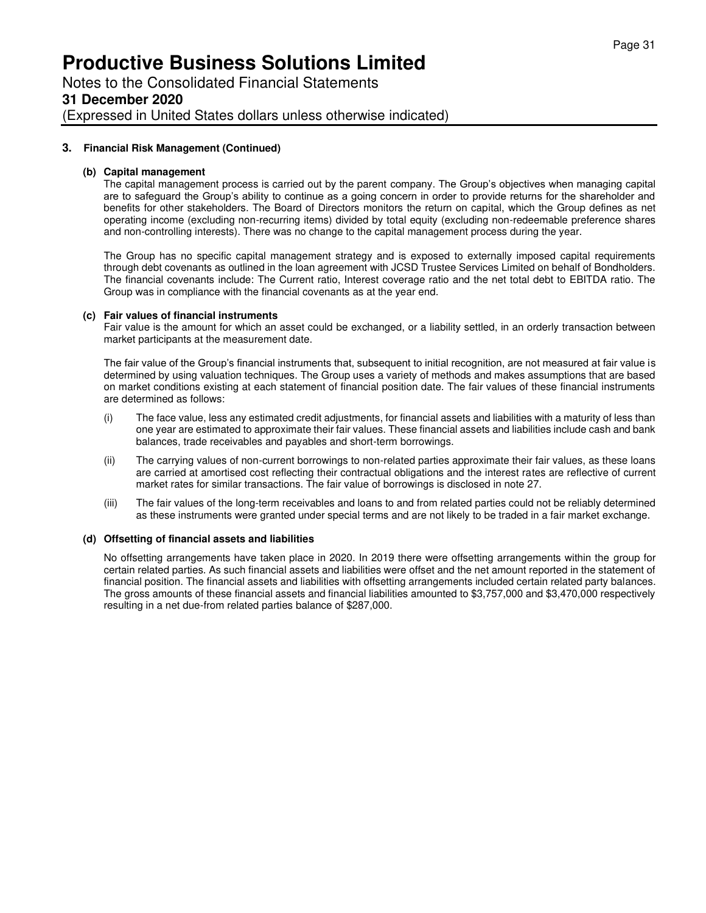## 3. Financial Risk Management (Continued)

### (b) Capital management

The capital management process is carried out by the parent company. The Group's objectives when managing capital are to safeguard the Group's ability to continue as a going concern in order to provide returns for the shareholder and benefits for other stakeholders. The Board of Directors monitors the return on capital, which the Group defines as net operating income (excluding non-recurring items) divided by total equity (excluding non-redeemable preference shares and non-controlling interests). There was no change to the capital management process during the year.

The Group has no specific capital management strategy and is exposed to externally imposed capital requirements through debt covenants as outlined in the loan agreement with JCSD Trustee Services Limited on behalf of Bondholders. The financial covenants include: The Current ratio, Interest coverage ratio and the net total debt to EBITDA ratio. The Group was in compliance with the financial covenants as at the year end.

### (c) Fair values of financial instruments

Fair value is the amount for which an asset could be exchanged, or a liability settled, in an orderly transaction between market participants at the measurement date.

The fair value of the Group's financial instruments that, subsequent to initial recognition, are not measured at fair value is determined by using valuation techniques. The Group uses a variety of methods and makes assumptions that are based on market conditions existing at each statement of financial position date. The fair values of these financial instruments are determined as follows:

(i) The face value, less any estimated credit adjustments, for financial assets and liabilities with a maturity of less than one year are estimated to approximate their fair values. These financial assets and liabilities include cash and bank balances, trade receivables and payables and short-term borrowings.

(ii) The carrying values of non-current borrowings to non-related parties approximate their fair values, as these loans are carried at amortised cost reflecting their contractual obligations and the interest rates are reflective of current market rates for similar transactions. The fair value of borrowings is disclosed in note 27.

(iii) The fair values of the long-term receivables and loans to and from related parties could not be reliably determined as these instruments were granted under special terms and are not likely to be traded in a fair market exchange.

### (d) Offsetting of financial assets and liabilities

No offsetting arrangements have taken place in 2020. In 2019 there were offsetting arrangements within the group for certain related parties. As such financial assets and liabilities were offset and the net amount reported in the statement of financial position. The financial assets and liabilities with offsetting arrangements included certain related party balances. The gross amounts of these financial assets and financial liabilities amounted to $3,757,000 and $3,470,000 respectively resulting in a net due-from related parties balance of $287,000.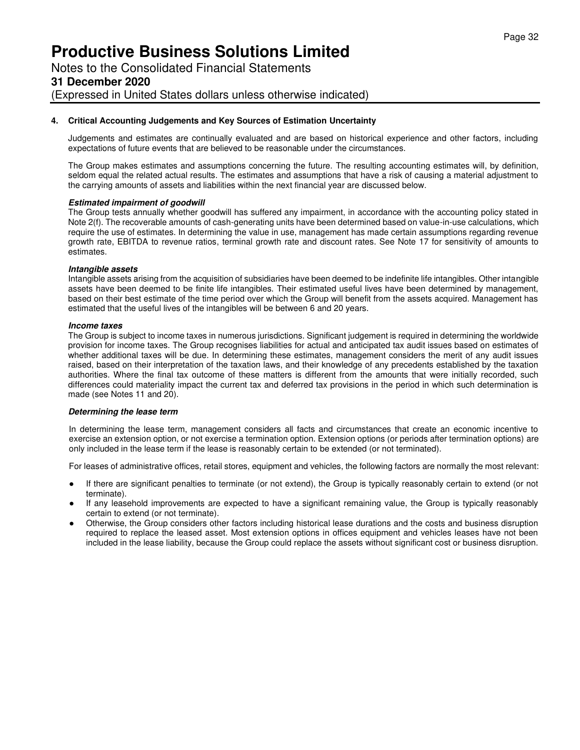# Productive Business Solutions Limited

Notes to the Consolidated Financial Statements

**31 December 2020**

(Expressed in United States dollars unless otherwise indicated)

## 4. Critical Accounting Judgements and Key Sources of Estimation Uncertainty

Judgements and estimates are continually evaluated and are based on historical experience and other factors, including expectations of future events that are believed to be reasonable under the circumstances.

The Group makes estimates and assumptions concerning the future. The resulting accounting estimates will, by definition, seldom equal the related actual results. The estimates and assumptions that have a risk of causing a material adjustment to the carrying amounts of assets and liabilities within the next financial year are discussed below.

***Estimated impairment of goodwill***

The Group tests annually whether goodwill has suffered any impairment, in accordance with the accounting policy stated in Note 2(f). The recoverable amounts of cash-generating units have been determined based on value-in-use calculations, which require the use of estimates. In determining the value in use, management has made certain assumptions regarding revenue growth rate, EBITDA to revenue ratios, terminal growth rate and discount rates. See Note 17 for sensitivity of amounts to estimates.

***Intangible assets***

Intangible assets arising from the acquisition of subsidiaries have been deemed to be indefinite life intangibles. Other intangible assets have been deemed to be finite life intangibles. Their estimated useful lives have been determined by management, based on their best estimate of the time period over which the Group will benefit from the assets acquired. Management has estimated that the useful lives of the intangibles will be between 6 and 20 years.

***Income taxes***

The Group is subject to income taxes in numerous jurisdictions. Significant judgement is required in determining the worldwide provision for income taxes. The Group recognises liabilities for actual and anticipated tax audit issues based on estimates of whether additional taxes will be due. In determining these estimates, management considers the merit of any audit issues raised, based on their interpretation of the taxation laws, and their knowledge of any precedents established by the taxation authorities. Where the final tax outcome of these matters is different from the amounts that were initially recorded, such differences could materiality impact the current tax and deferred tax provisions in the period in which such determination is made (see Notes 11 and 20).

***Determining the lease term***

In determining the lease term, management considers all facts and circumstances that create an economic incentive to exercise an extension option, or not exercise a termination option. Extension options (or periods after termination options) are only included in the lease term if the lease is reasonably certain to be extended (or not terminated).

For leases of administrative offices, retail stores, equipment and vehicles, the following factors are normally the most relevant:

- If there are significant penalties to terminate (or not extend), the Group is typically reasonably certain to extend (or not terminate).
- If any leasehold improvements are expected to have a significant remaining value, the Group is typically reasonably certain to extend (or not terminate).
- Otherwise, the Group considers other factors including historical lease durations and the costs and business disruption required to replace the leased asset. Most extension options in offices equipment and vehicles leases have not been included in the lease liability, because the Group could replace the assets without significant cost or business disruption.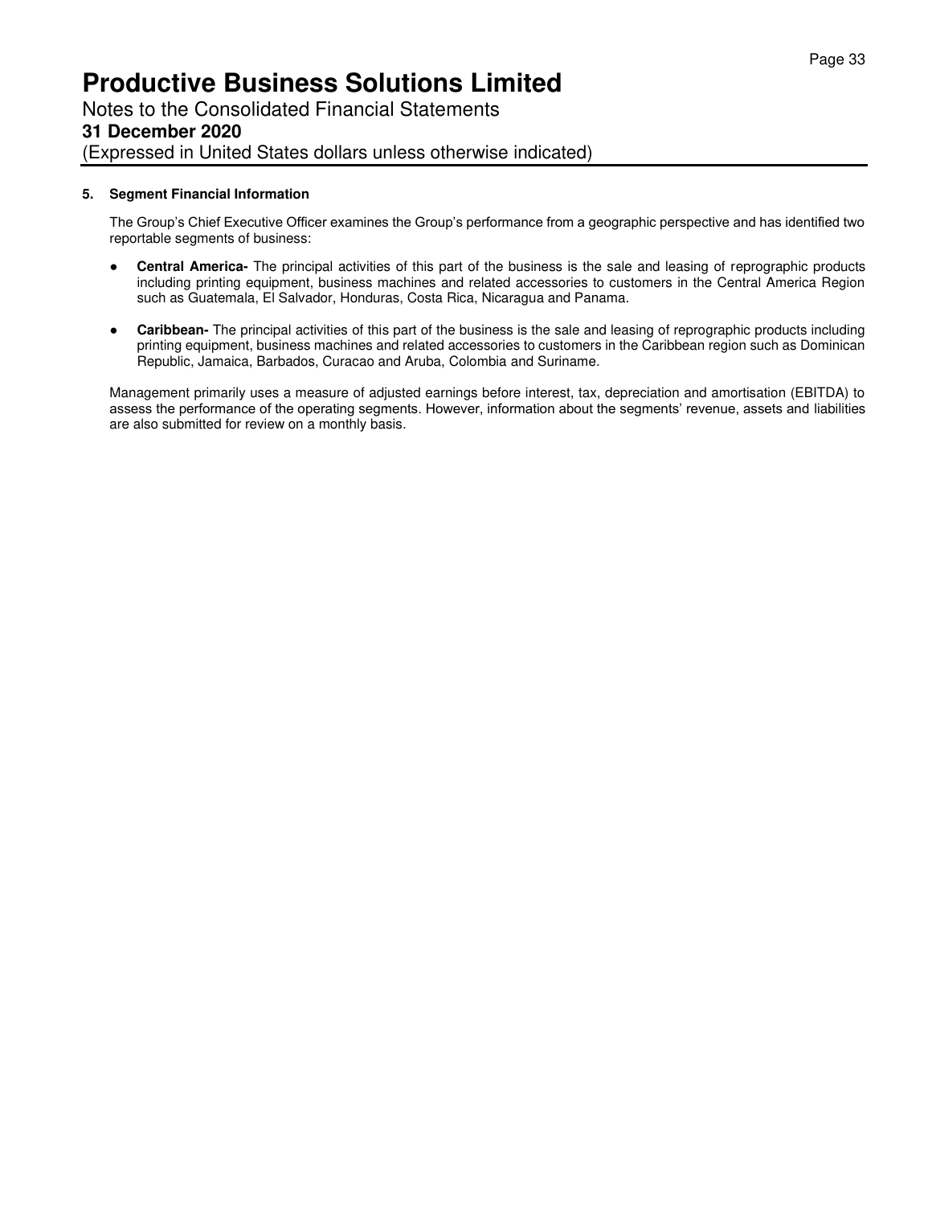**5. Segment Financial Information**

The Group's Chief Executive Officer examines the Group's performance from a geographic perspective and has identified two reportable segments of business:

- **Central America-** The principal activities of this part of the business is the sale and leasing of reprographic products including printing equipment, business machines and related accessories to customers in the Central America Region such as Guatemala, El Salvador, Honduras, Costa Rica, Nicaragua and Panama.

- **Caribbean-** The principal activities of this part of the business is the sale and leasing of reprographic products including printing equipment, business machines and related accessories to customers in the Caribbean region such as Dominican Republic, Jamaica, Barbados, Curacao and Aruba, Colombia and Suriname.

Management primarily uses a measure of adjusted earnings before interest, tax, depreciation and amortisation (EBITDA) to assess the performance of the operating segments. However, information about the segments' revenue, assets and liabilities are also submitted for review on a monthly basis.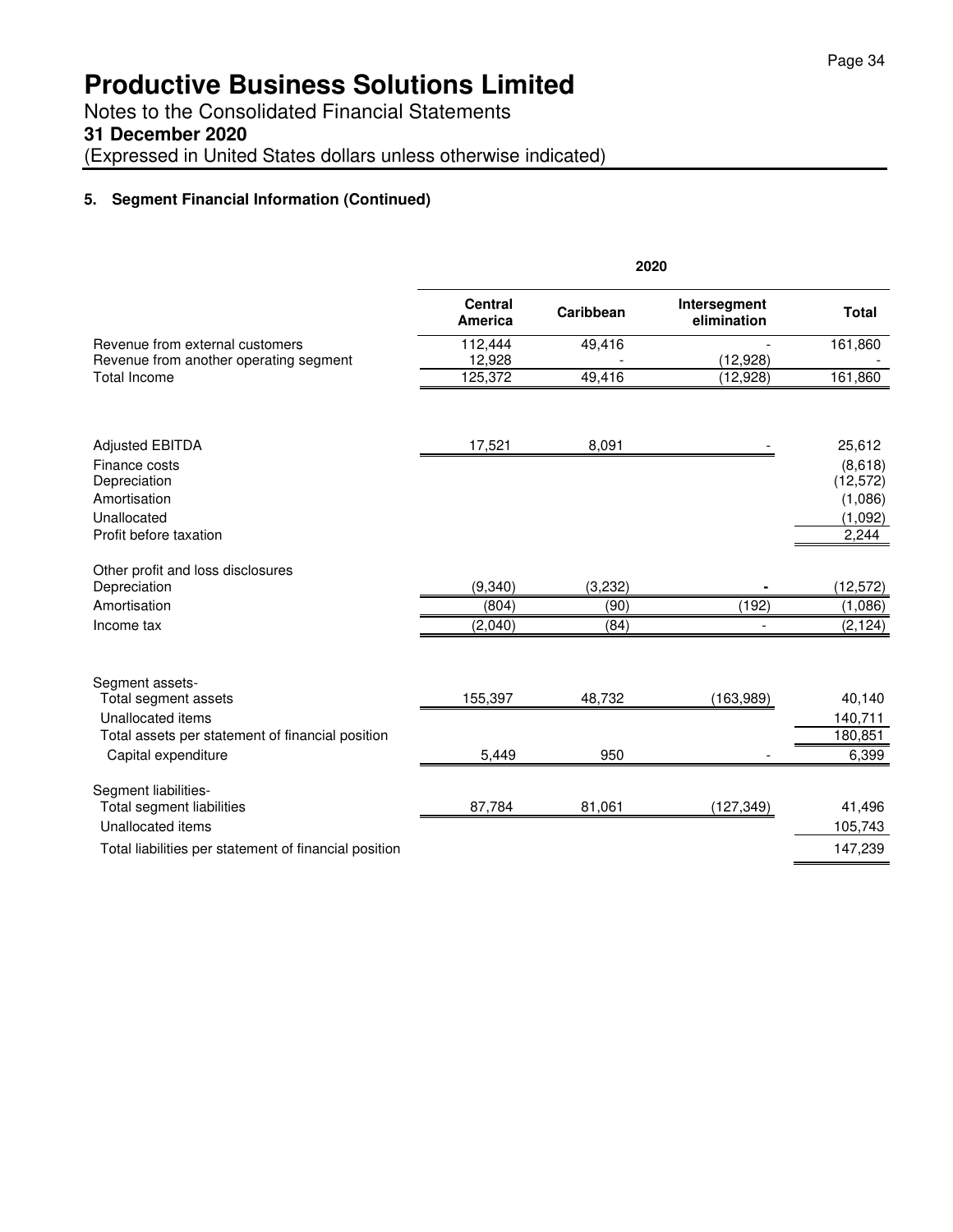# Productive Business Solutions Limited

Notes to the Consolidated Financial Statements

**31 December 2020**

(Expressed in United States dollars unless otherwise indicated)

### 5. Segment Financial Information (Continued)

| | 2020 | | | |
|---|---|---|---|---|
| | **Central America** | **Caribbean** | **Intersegment elimination** | **Total** |
| Revenue from external customers | 112,444 | 49,416 | - | 161,860 |
| Revenue from another operating segment | 12,928 | - | (12,928) | - |
| Total Income | 125,372 | 49,416 | (12,928) | 161,860 |
| | | | | |
| Adjusted EBITDA | 17,521 | 8,091 | - | 25,612 |
| Finance costs | | | | (8,618) |
| Depreciation | | | | (12,572) |
| Amortisation | | | | (1,086) |
| Unallocated | | | | (1,092) |
| Profit before taxation | | | | 2,244 |
| | | | | |
| Other profit and loss disclosures | | | | |
| Depreciation | (9,340) | (3,232) | - | (12,572) |
| Amortisation | (804) | (90) | (192) | (1,086) |
| Income tax | (2,040) | (84) | - | (2,124) |
| | | | | |
| Segment assets- | | | | |
| Total segment assets | 155,397 | 48,732 | (163,989) | 40,140 |
| Unallocated items | | | | 140,711 |
| Total assets per statement of financial position | | | | 180,851 |
| Capital expenditure | 5,449 | 950 | - | 6,399 |
| | | | | |
| Segment liabilities- | | | | |
| Total segment liabilities | 87,784 | 81,061 | (127,349) | 41,496 |
| Unallocated items | | | | 105,743 |
| Total liabilities per statement of financial position | | | | 147,239 |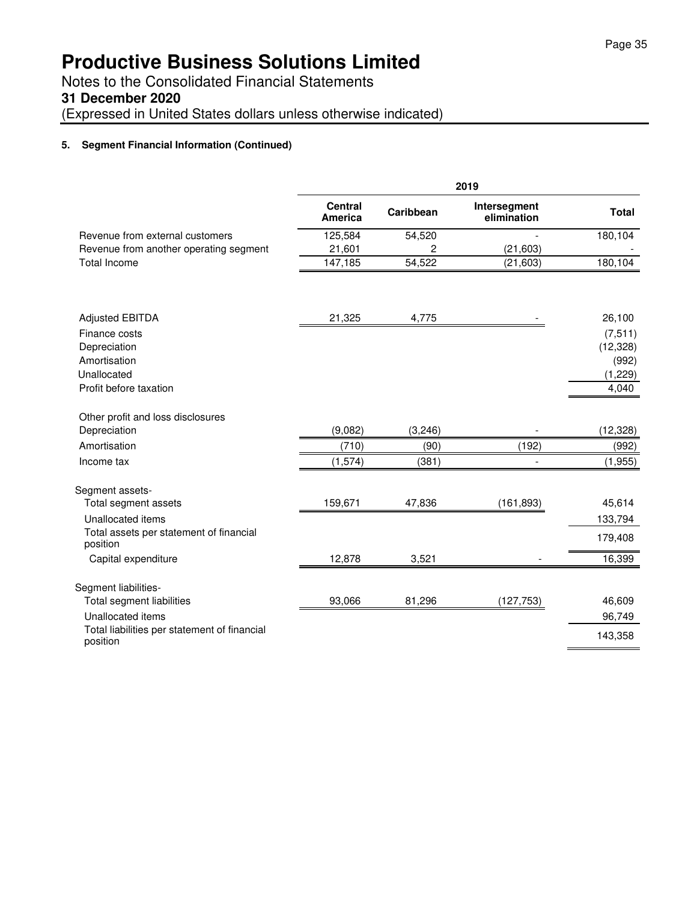# Productive Business Solutions Limited

Notes to the Consolidated Financial Statements

**31 December 2020**

(Expressed in United States dollars unless otherwise indicated)

**5. Segment Financial Information (Continued)**

| | 2019 | | | |
|---|---|---|---|---|
| | **Central America** | **Caribbean** | **Intersegment elimination** | **Total** |
| Revenue from external customers | 125,584 | 54,520 | - | 180,104 |
| Revenue from another operating segment | 21,601 | 2 | (21,603) | - |
| Total Income | 147,185 | 54,522 | (21,603) | 180,104 |
| | | | | |
| Adjusted EBITDA | 21,325 | 4,775 | - | 26,100 |
| Finance costs | | | | (7,511) |
| Depreciation | | | | (12,328) |
| Amortisation | | | | (992) |
| Unallocated | | | | (1,229) |
| Profit before taxation | | | | 4,040 |
| | | | | |
| Other profit and loss disclosures | | | | |
| Depreciation | (9,082) | (3,246) | - | (12,328) |
| Amortisation | (710) | (90) | (192) | (992) |
| Income tax | (1,574) | (381) | - | (1,955) |
| | | | | |
| Segment assets- | | | | |
| Total segment assets | 159,671 | 47,836 | (161,893) | 45,614 |
| Unallocated items | | | | 133,794 |
| Total assets per statement of financial position | | | | 179,408 |
| Capital expenditure | 12,878 | 3,521 | - | 16,399 |
| | | | | |
| Segment liabilities- | | | | |
| Total segment liabilities | 93,066 | 81,296 | (127,753) | 46,609 |
| Unallocated items | | | | 96,749 |
| Total liabilities per statement of financial position | | | | 143,358 |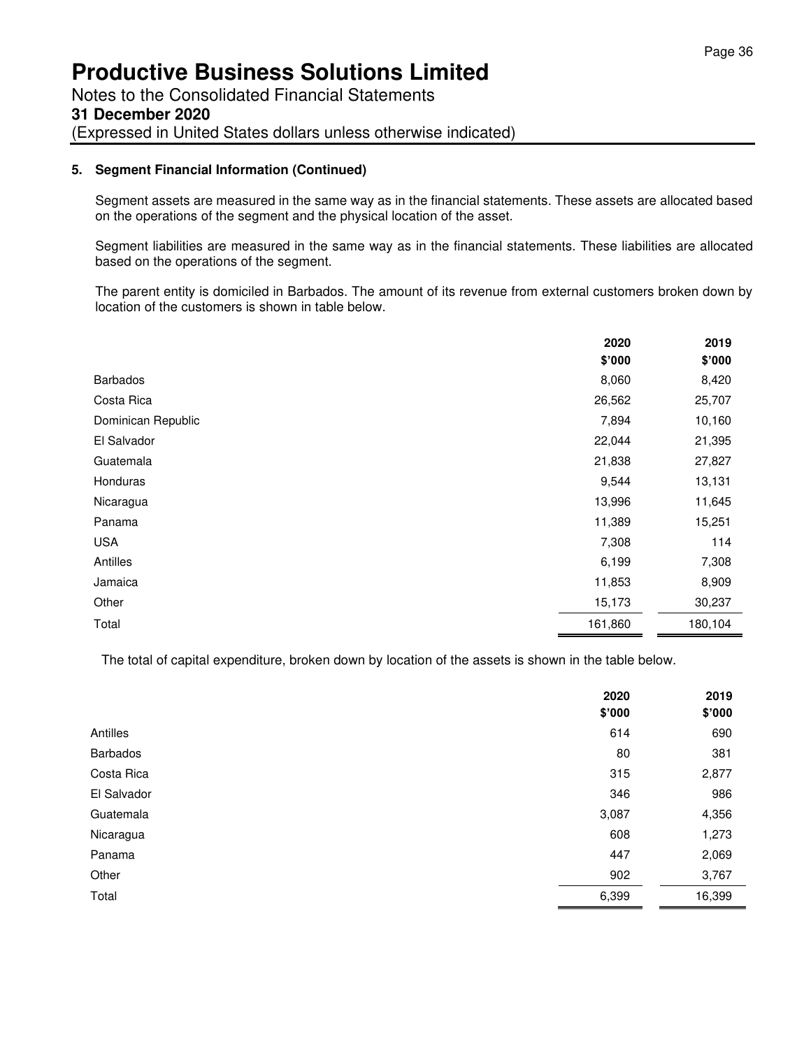# Productive Business Solutions Limited

Notes to the Consolidated Financial Statements

**31 December 2020**

(Expressed in United States dollars unless otherwise indicated)

**5. Segment Financial Information (Continued)**

Segment assets are measured in the same way as in the financial statements. These assets are allocated based on the operations of the segment and the physical location of the asset.

Segment liabilities are measured in the same way as in the financial statements. These liabilities are allocated based on the operations of the segment.

The parent entity is domiciled in Barbados. The amount of its revenue from external customers broken down by location of the customers is shown in table below.

| | 2020 | 2019 |
|---|---|---|
| | $'000 | $'000 |
| Barbados | 8,060 | 8,420 |
| Costa Rica | 26,562 | 25,707 |
| Dominican Republic | 7,894 | 10,160 |
| El Salvador | 22,044 | 21,395 |
| Guatemala | 21,838 | 27,827 |
| Honduras | 9,544 | 13,131 |
| Nicaragua | 13,996 | 11,645 |
| Panama | 11,389 | 15,251 |
| USA | 7,308 | 114 |
| Antilles | 6,199 | 7,308 |
| Jamaica | 11,853 | 8,909 |
| Other | 15,173 | 30,237 |
| Total | 161,860 | 180,104 |

The total of capital expenditure, broken down by location of the assets is shown in the table below.

| | 2020 | 2019 |
|---|---|---|
| | $'000 | $'000 |
| Antilles | 614 | 690 |
| Barbados | 80 | 381 |
| Costa Rica | 315 | 2,877 |
| El Salvador | 346 | 986 |
| Guatemala | 3,087 | 4,356 |
| Nicaragua | 608 | 1,273 |
| Panama | 447 | 2,069 |
| Other | 902 | 3,767 |
| Total | 6,399 | 16,399 |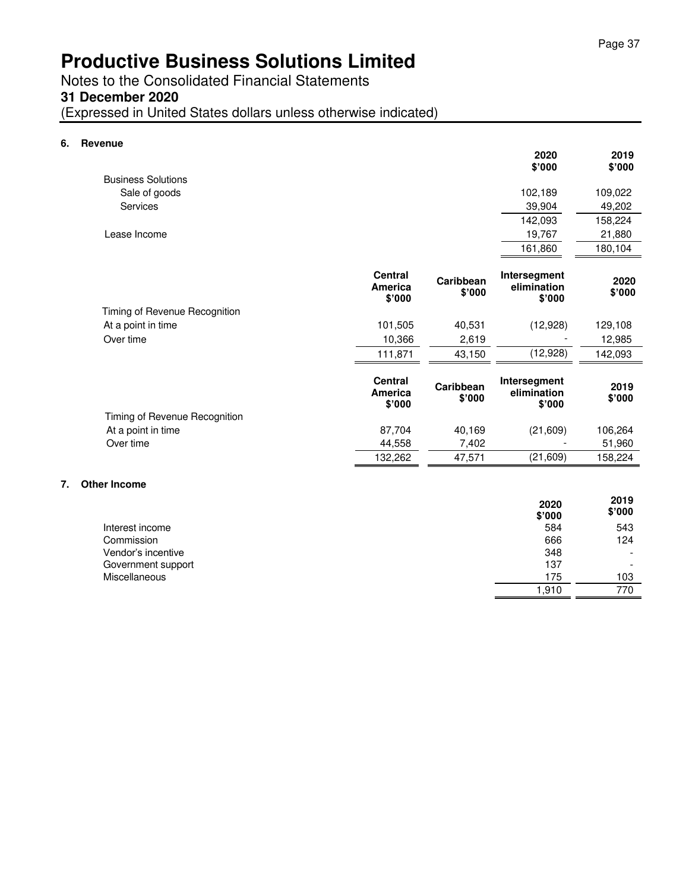# Productive Business Solutions Limited

Notes to the Consolidated Financial Statements

**31 December 2020**

(Expressed in United States dollars unless otherwise indicated)

## 6. Revenue

| | 2020 $'000 | 2019 $'000 |
|---|---|---|
| Business Solutions | | |
| Sale of goods | 102,189 | 109,022 |
| Services | 39,904 | 49,202 |
| | 142,093 | 158,224 |
| Lease Income | 19,767 | 21,880 |
| | 161,860 | 180,104 |

| | Central America $'000 | Caribbean $'000 | Intersegment elimination $'000 | 2020 $'000 |
|---|---|---|---|---|
| Timing of Revenue Recognition | | | | |
| At a point in time | 101,505 | 40,531 | (12,928) | 129,108 |
| Over time | 10,366 | 2,619 | - | 12,985 |
| | 111,871 | 43,150 | (12,928) | 142,093 |

| | Central America $'000 | Caribbean $'000 | Intersegment elimination $'000 | 2019 $'000 |
|---|---|---|---|---|
| Timing of Revenue Recognition | | | | |
| At a point in time | 87,704 | 40,169 | (21,609) | 106,264 |
| Over time | 44,558 | 7,402 | - | 51,960 |
| | 132,262 | 47,571 | (21,609) | 158,224 |

## 7. Other Income

| | 2020 $'000 | 2019 $'000 |
|---|---|---|
| Interest income | 584 | 543 |
| Commission | 666 | 124 |
| Vendor's incentive | 348 | - |
| Government support | 137 | - |
| Miscellaneous | 175 | 103 |
| | 1,910 | 770 |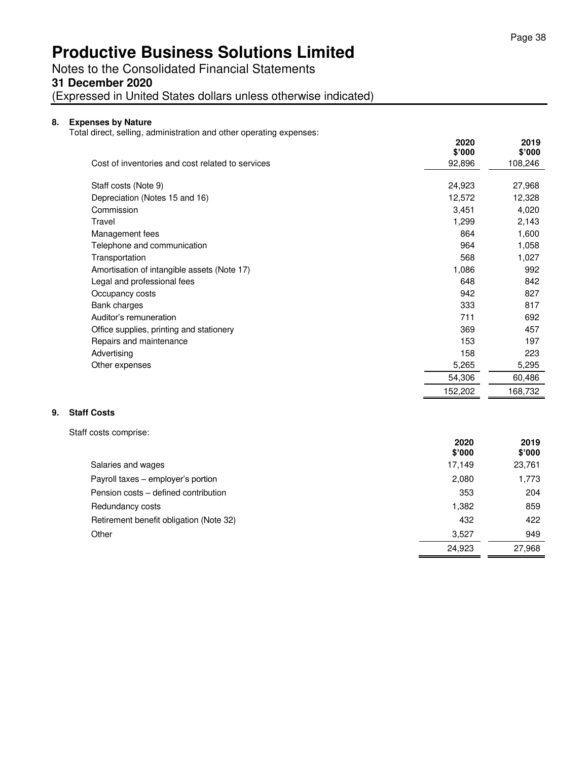# Productive Business Solutions Limited

Notes to the Consolidated Financial Statements

**31 December 2020**

(Expressed in United States dollars unless otherwise indicated)

## 8. Expenses by Nature

Total direct, selling, administration and other operating expenses:

| | 2020 $'000 | 2019 $'000 |
|---|---|---|
| Cost of inventories and cost related to services | 92,896 | 108,246 |
| Staff costs (Note 9) | 24,923 | 27,968 |
| Depreciation (Notes 15 and 16) | 12,572 | 12,328 |
| Commission | 3,451 | 4,020 |
| Travel | 1,299 | 2,143 |
| Management fees | 864 | 1,600 |
| Telephone and communication | 964 | 1,058 |
| Transportation | 568 | 1,027 |
| Amortisation of intangible assets (Note 17) | 1,086 | 992 |
| Legal and professional fees | 648 | 842 |
| Occupancy costs | 942 | 827 |
| Bank charges | 333 | 817 |
| Auditor's remuneration | 711 | 692 |
| Office supplies, printing and stationery | 369 | 457 |
| Repairs and maintenance | 153 | 197 |
| Advertising | 158 | 223 |
| Other expenses | 5,265 | 5,295 |
| | 54,306 | 60,486 |
| | 152,202 | 168,732 |

## 9. Staff Costs

Staff costs comprise:

| | 2020 $'000 | 2019 $'000 |
|---|---|---|
| Salaries and wages | 17,149 | 23,761 |
| Payroll taxes – employer's portion | 2,080 | 1,773 |
| Pension costs – defined contribution | 353 | 204 |
| Redundancy costs | 1,382 | 859 |
| Retirement benefit obligation (Note 32) | 432 | 422 |
| Other | 3,527 | 949 |
| | 24,923 | 27,968 |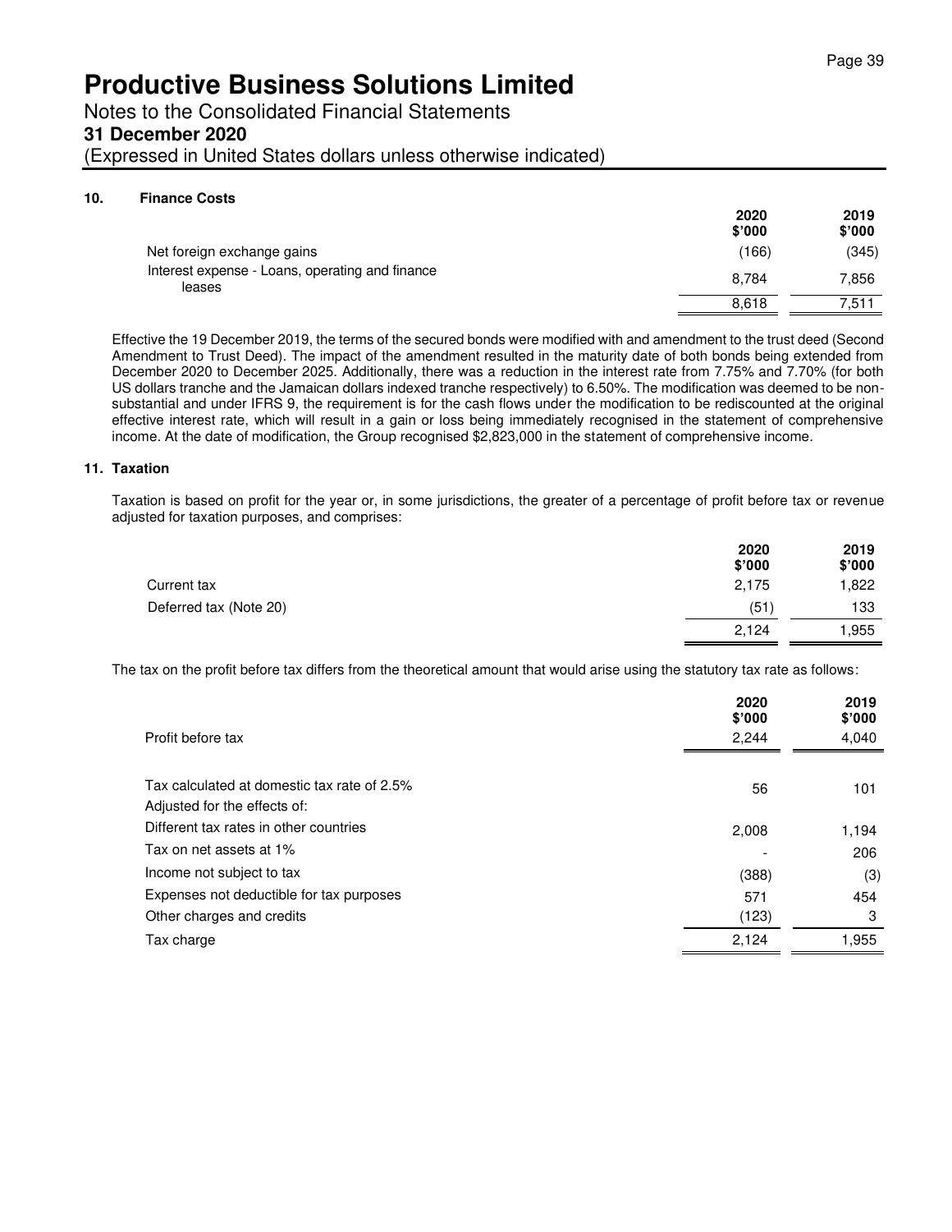# Productive Business Solutions Limited

Notes to the Consolidated Financial Statements

**31 December 2020**

(Expressed in United States dollars unless otherwise indicated)

### 10. Finance Costs

| | 2020 $'000 | 2019 $'000 |
|---|---|---|
| Net foreign exchange gains | (166) | (345) |
| Interest expense - Loans, operating and finance leases | 8,784 | 7,856 |
| | 8,618 | 7,511 |

Effective the 19 December 2019, the terms of the secured bonds were modified with and amendment to the trust deed (Second Amendment to Trust Deed). The impact of the amendment resulted in the maturity date of both bonds being extended from December 2020 to December 2025. Additionally, there was a reduction in the interest rate from 7.75% and 7.70% (for both US dollars tranche and the Jamaican dollars indexed tranche respectively) to 6.50%. The modification was deemed to be non-substantial and under IFRS 9, the requirement is for the cash flows under the modification to be rediscounted at the original effective interest rate, which will result in a gain or loss being immediately recognised in the statement of comprehensive income. At the date of modification, the Group recognised $2,823,000 in the statement of comprehensive income.

### 11. Taxation

Taxation is based on profit for the year or, in some jurisdictions, the greater of a percentage of profit before tax or revenue adjusted for taxation purposes, and comprises:

| | 2020 $'000 | 2019 $'000 |
|---|---|---|
| Current tax | 2,175 | 1,822 |
| Deferred tax (Note 20) | (51) | 133 |
| | 2,124 | 1,955 |

The tax on the profit before tax differs from the theoretical amount that would arise using the statutory tax rate as follows:

| | 2020 $'000 | 2019 $'000 |
|---|---|---|
| Profit before tax | 2,244 | 4,040 |
| | | |
| Tax calculated at domestic tax rate of 2.5% | 56 | 101 |
| Adjusted for the effects of: | | |
| Different tax rates in other countries | 2,008 | 1,194 |
| Tax on net assets at 1% | - | 206 |
| Income not subject to tax | (388) | (3) |
| Expenses not deductible for tax purposes | 571 | 454 |
| Other charges and credits | (123) | 3 |
| Tax charge | 2,124 | 1,955 |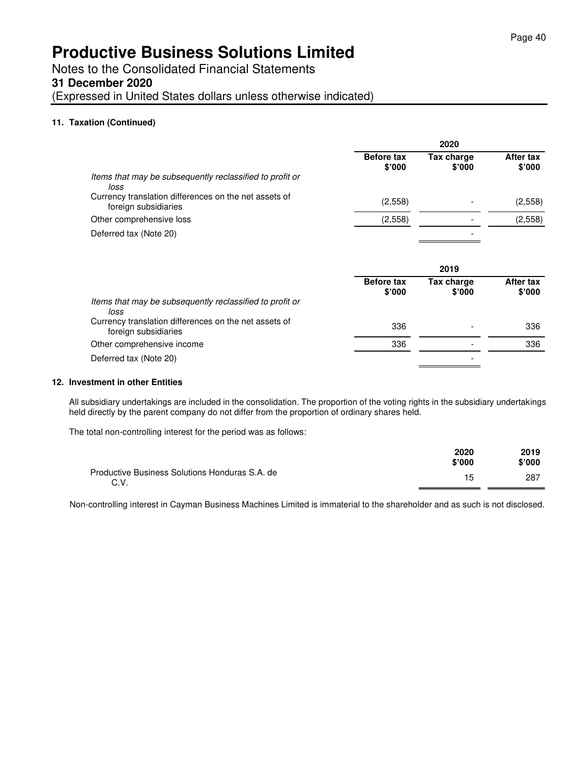# Productive Business Solutions Limited

Notes to the Consolidated Financial Statements

**31 December 2020**

(Expressed in United States dollars unless otherwise indicated)

**11. Taxation (Continued)**

| | 2020 | | |
|---|---|---|---|
| | **Before tax $'000** | **Tax charge $'000** | **After tax $'000** |
| *Items that may be subsequently reclassified to profit or loss* | | | |
| Currency translation differences on the net assets of foreign subsidiaries | (2,558) | - | (2,558) |
| Other comprehensive loss | (2,558) | - | (2,558) |
| Deferred tax (Note 20) | | - | |

| | 2019 | | |
|---|---|---|---|
| | **Before tax $'000** | **Tax charge $'000** | **After tax $'000** |
| *Items that may be subsequently reclassified to profit or loss* | | | |
| Currency translation differences on the net assets of foreign subsidiaries | 336 | - | 336 |
| Other comprehensive income | 336 | - | 336 |
| Deferred tax (Note 20) | | - | |

**12. Investment in other Entities**

All subsidiary undertakings are included in the consolidation. The proportion of the voting rights in the subsidiary undertakings held directly by the parent company do not differ from the proportion of ordinary shares held.

The total non-controlling interest for the period was as follows:

| | **2020 $'000** | **2019 $'000** |
|---|---|---|
| Productive Business Solutions Honduras S.A. de C.V. | 15 | 287 |

Non-controlling interest in Cayman Business Machines Limited is immaterial to the shareholder and as such is not disclosed.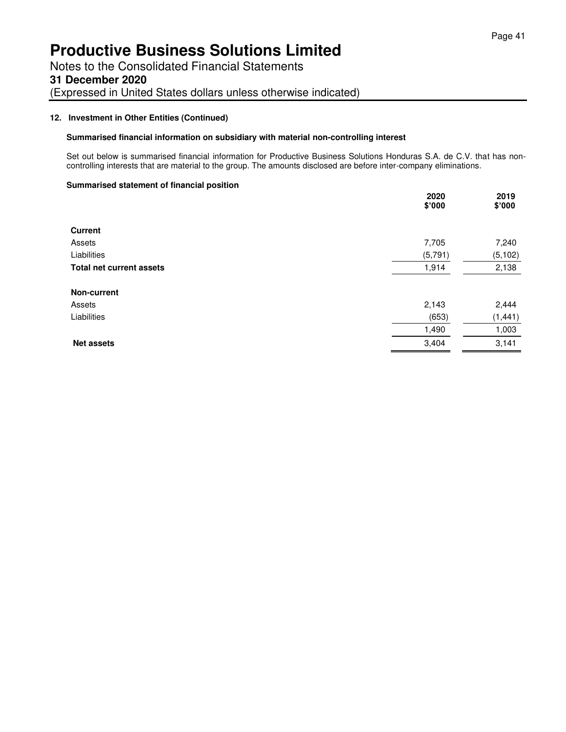# Productive Business Solutions Limited

Notes to the Consolidated Financial Statements

**31 December 2020**

(Expressed in United States dollars unless otherwise indicated)

**12. Investment in Other Entities (Continued)**

**Summarised financial information on subsidiary with material non-controlling interest**

Set out below is summarised financial information for Productive Business Solutions Honduras S.A. de C.V. that has non-controlling interests that are material to the group. The amounts disclosed are before inter-company eliminations.

**Summarised statement of financial position**

| | 2020 $'000 | 2019 $'000 |
|---|---|---|
| **Current** | | |
| Assets | 7,705 | 7,240 |
| Liabilities | (5,791) | (5,102) |
| **Total net current assets** | 1,914 | 2,138 |
| **Non-current** | | |
| Assets | 2,143 | 2,444 |
| Liabilities | (653) | (1,441) |
| | 1,490 | 1,003 |
| **Net assets** | 3,404 | 3,141 |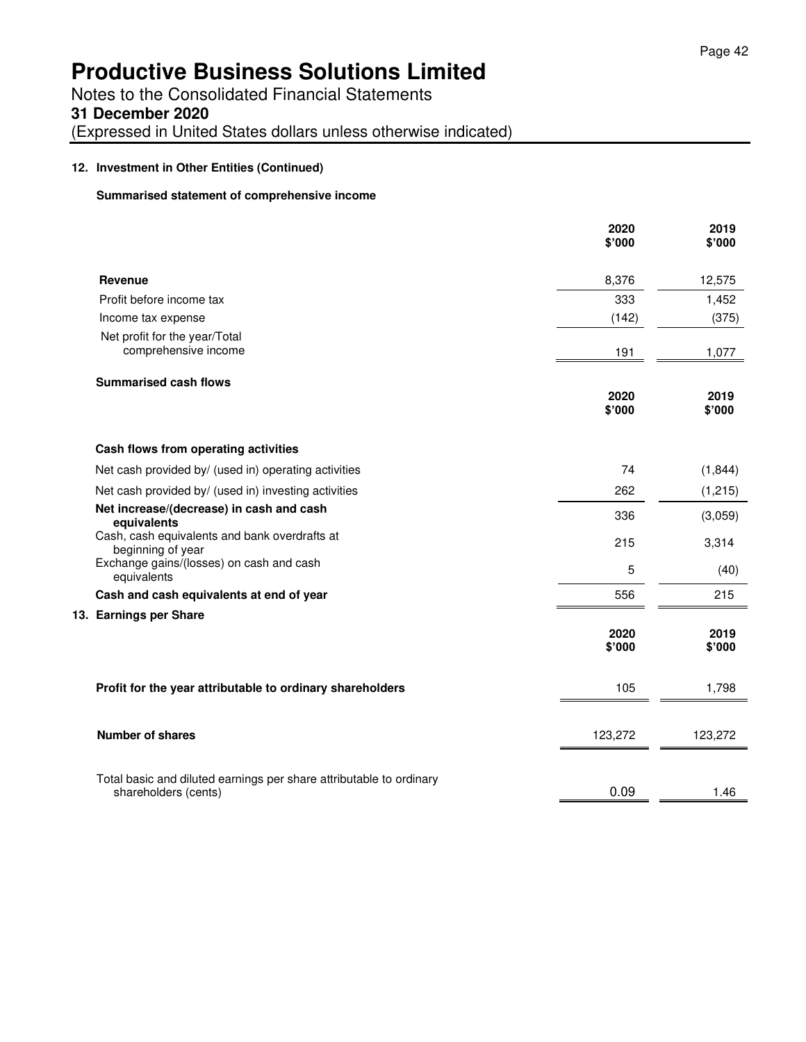# Productive Business Solutions Limited

Notes to the Consolidated Financial Statements

**31 December 2020**

(Expressed in United States dollars unless otherwise indicated)

**12. Investment in Other Entities (Continued)**

**Summarised statement of comprehensive income**

| | 2020 $'000 | 2019 $'000 |
|---|---|---|
| **Revenue** | 8,376 | 12,575 |
| Profit before income tax | 333 | 1,452 |
| Income tax expense | (142) | (375) |
| Net profit for the year/Total comprehensive income | 191 | 1,077 |

**Summarised cash flows**

| | 2020 $'000 | 2019 $'000 |
|---|---|---|
| **Cash flows from operating activities** | | |
| Net cash provided by/ (used in) operating activities | 74 | (1,844) |
| Net cash provided by/ (used in) investing activities | 262 | (1,215) |
| **Net increase/(decrease) in cash and cash equivalents** | 336 | (3,059) |
| Cash, cash equivalents and bank overdrafts at beginning of year | 215 | 3,314 |
| Exchange gains/(losses) on cash and cash equivalents | 5 | (40) |
| **Cash and cash equivalents at end of year** | 556 | 215 |

**13. Earnings per Share**

| | 2020 $'000 | 2019 $'000 |
|---|---|---|
| **Profit for the year attributable to ordinary shareholders** | 105 | 1,798 |
| **Number of shares** | 123,272 | 123,272 |
| Total basic and diluted earnings per share attributable to ordinary shareholders (cents) | 0.09 | 1.46 |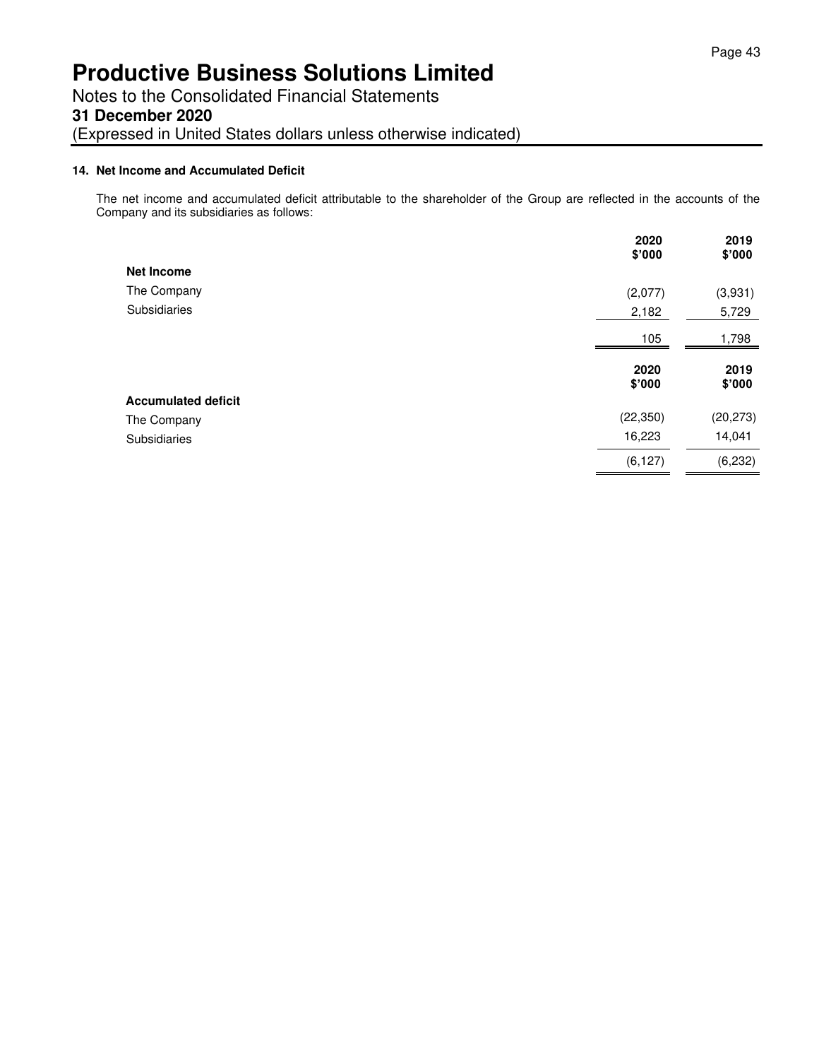# Productive Business Solutions Limited

Notes to the Consolidated Financial Statements

**31 December 2020**

(Expressed in United States dollars unless otherwise indicated)

### 14. Net Income and Accumulated Deficit

The net income and accumulated deficit attributable to the shareholder of the Group are reflected in the accounts of the Company and its subsidiaries as follows:

| | 2020<br>$'000 | 2019<br>$'000 |
|---|---|---|
| **Net Income** | | |
| The Company | (2,077) | (3,931) |
| Subsidiaries | 2,182 | 5,729 |
| | 105 | 1,798 |

| | 2020<br>$'000 | 2019<br>$'000 |
|---|---|---|
| **Accumulated deficit** | | |
| The Company | (22,350) | (20,273) |
| Subsidiaries | 16,223 | 14,041 |
| | (6,127) | (6,232) |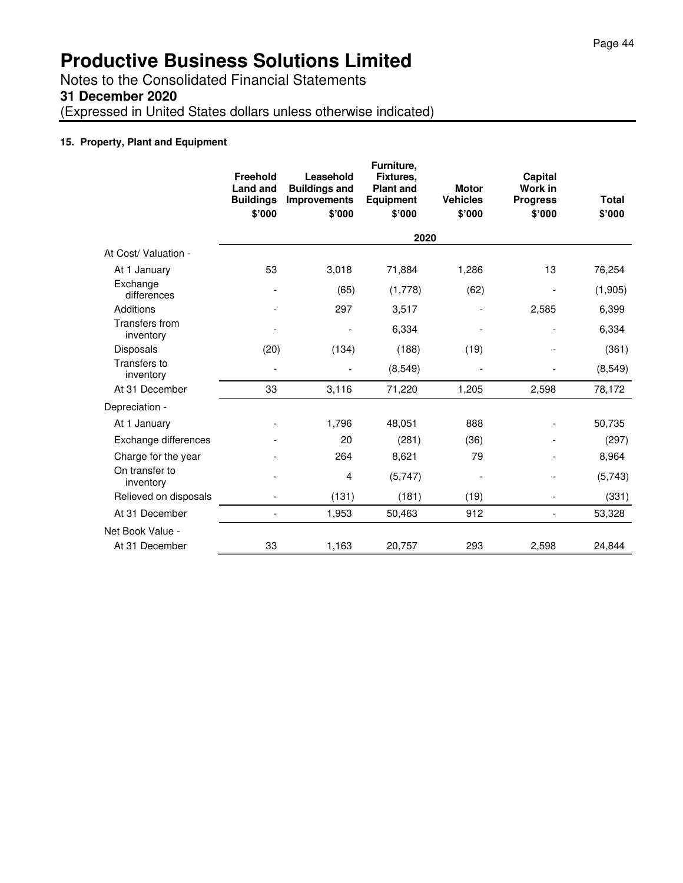# Productive Business Solutions Limited

Notes to the Consolidated Financial Statements

**31 December 2020**

(Expressed in United States dollars unless otherwise indicated)

### 15. Property, Plant and Equipment

| | Freehold Land and Buildings $'000 | Leasehold Buildings and Improvements $'000 | Furniture, Fixtures, Plant and Equipment $'000 | Motor Vehicles $'000 | Capital Work in Progress $'000 | Total $'000 |
|---|---|---|---|---|---|---|
| | | | 2020 | | | |
| At Cost/ Valuation - | | | | | | |
| At 1 January | 53 | 3,018 | 71,884 | 1,286 | 13 | 76,254 |
| Exchange differences | - | (65) | (1,778) | (62) | - | (1,905) |
| Additions | - | 297 | 3,517 | - | 2,585 | 6,399 |
| Transfers from inventory | - | - | 6,334 | - | - | 6,334 |
| Disposals | (20) | (134) | (188) | (19) | - | (361) |
| Transfers to inventory | - | - | (8,549) | - | - | (8,549) |
| At 31 December | 33 | 3,116 | 71,220 | 1,205 | 2,598 | 78,172 |
| Depreciation - | | | | | | |
| At 1 January | - | 1,796 | 48,051 | 888 | - | 50,735 |
| Exchange differences | - | 20 | (281) | (36) | - | (297) |
| Charge for the year | - | 264 | 8,621 | 79 | - | 8,964 |
| On transfer to inventory | - | 4 | (5,747) | - | - | (5,743) |
| Relieved on disposals | - | (131) | (181) | (19) | - | (331) |
| At 31 December | - | 1,953 | 50,463 | 912 | - | 53,328 |
| Net Book Value - | | | | | | |
| At 31 December | 33 | 1,163 | 20,757 | 293 | 2,598 | 24,844 |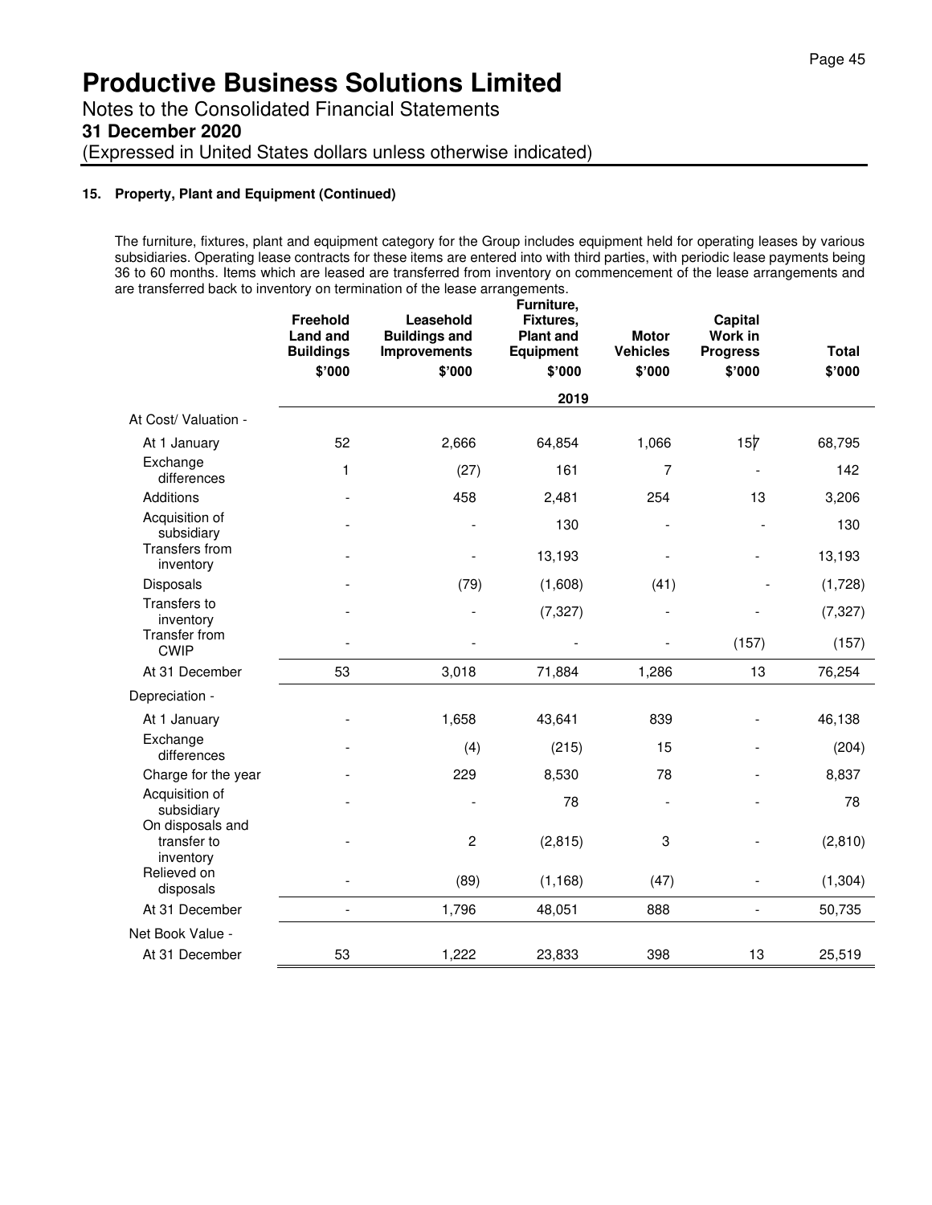# Productive Business Solutions Limited

Notes to the Consolidated Financial Statements
**31 December 2020**
(Expressed in United States dollars unless otherwise indicated)

### 15. Property, Plant and Equipment (Continued)

The furniture, fixtures, plant and equipment category for the Group includes equipment held for operating leases by various subsidiaries. Operating lease contracts for these items are entered into with third parties, with periodic lease payments being 36 to 60 months. Items which are leased are transferred from inventory on commencement of the lease arrangements and are transferred back to inventory on termination of the lease arrangements.

| | Freehold Land and Buildings | Leasehold Buildings and Improvements | Furniture, Fixtures, Plant and Equipment | Motor Vehicles | Capital Work in Progress | Total |
|---|---|---|---|---|---|---|
| | $'000 | $'000 | $'000 | $'000 | $'000 | $'000 |
| | | | 2019 | | | |
| At Cost/ Valuation - | | | | | | |
| At 1 January | 52 | 2,666 | 64,854 | 1,066 | 157 | 68,795 |
| Exchange differences | 1 | (27) | 161 | 7 | - | 142 |
| Additions | - | 458 | 2,481 | 254 | 13 | 3,206 |
| Acquisition of subsidiary | - | - | 130 | - | - | 130 |
| Transfers from inventory | - | - | 13,193 | - | - | 13,193 |
| Disposals | - | (79) | (1,608) | (41) | - | (1,728) |
| Transfers to inventory | - | - | (7,327) | - | - | (7,327) |
| Transfer from CWIP | - | - | - | - | (157) | (157) |
| At 31 December | 53 | 3,018 | 71,884 | 1,286 | 13 | 76,254 |
| Depreciation - | | | | | | |
| At 1 January | - | 1,658 | 43,641 | 839 | - | 46,138 |
| Exchange differences | - | (4) | (215) | 15 | - | (204) |
| Charge for the year | - | 229 | 8,530 | 78 | - | 8,837 |
| Acquisition of subsidiary | - | - | 78 | - | - | 78 |
| On disposals and transfer to inventory | - | 2 | (2,815) | 3 | - | (2,810) |
| Relieved on disposals | - | (89) | (1,168) | (47) | - | (1,304) |
| At 31 December | - | 1,796 | 48,051 | 888 | - | 50,735 |
| Net Book Value - | | | | | | |
| At 31 December | 53 | 1,222 | 23,833 | 398 | 13 | 25,519 |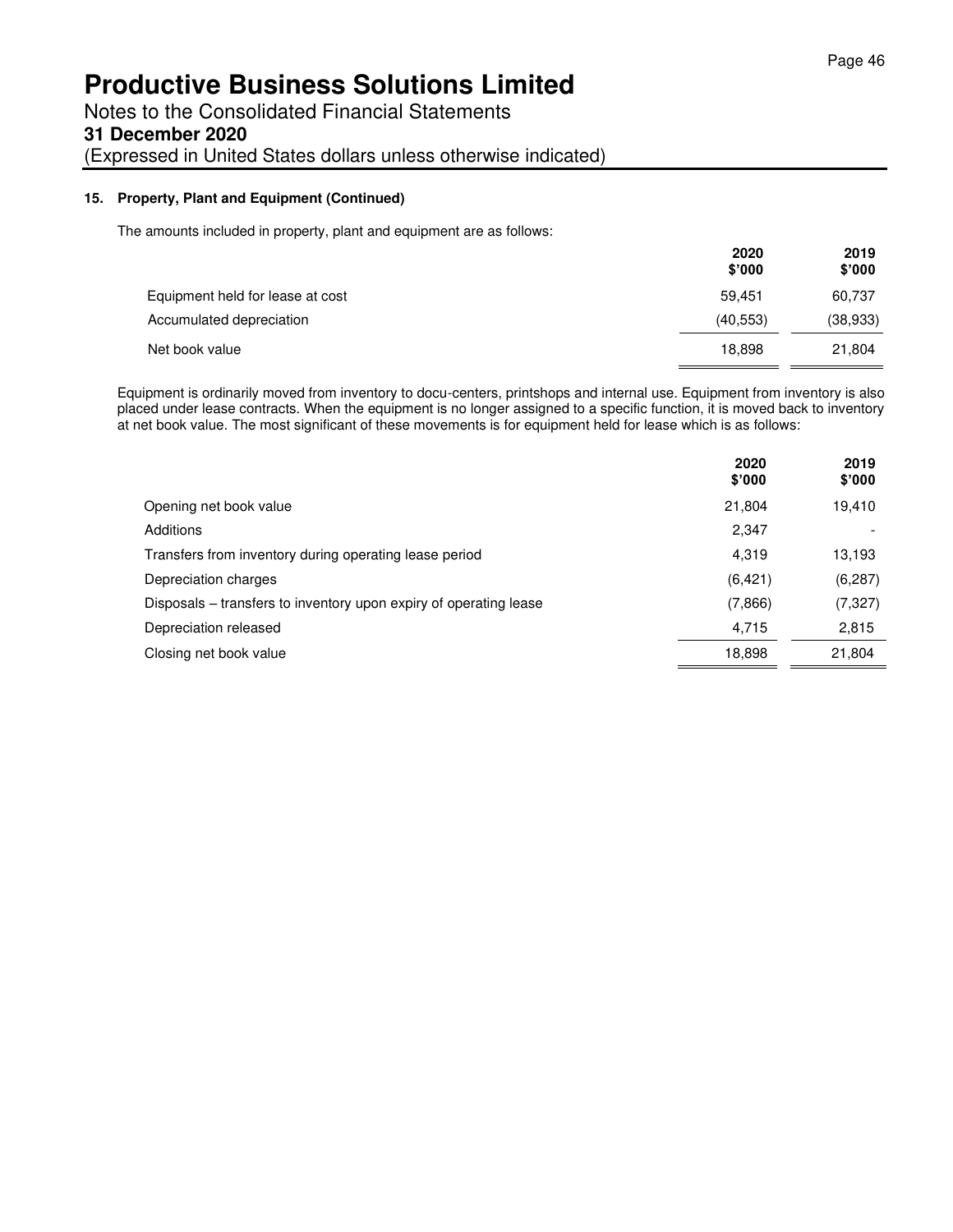# Productive Business Solutions Limited

Notes to the Consolidated Financial Statements

**31 December 2020**

(Expressed in United States dollars unless otherwise indicated)

### 15. Property, Plant and Equipment (Continued)

The amounts included in property, plant and equipment are as follows:

| | 2020 $'000 | 2019 $'000 |
|---|---|---|
| Equipment held for lease at cost | 59,451 | 60,737 |
| Accumulated depreciation | (40,553) | (38,933) |
| Net book value | 18,898 | 21,804 |

Equipment is ordinarily moved from inventory to docu-centers, printshops and internal use. Equipment from inventory is also placed under lease contracts. When the equipment is no longer assigned to a specific function, it is moved back to inventory at net book value. The most significant of these movements is for equipment held for lease which is as follows:

| | 2020 $'000 | 2019 $'000 |
|---|---|---|
| Opening net book value | 21,804 | 19,410 |
| Additions | 2,347 | - |
| Transfers from inventory during operating lease period | 4,319 | 13,193 |
| Depreciation charges | (6,421) | (6,287) |
| Disposals – transfers to inventory upon expiry of operating lease | (7,866) | (7,327) |
| Depreciation released | 4,715 | 2,815 |
| Closing net book value | 18,898 | 21,804 |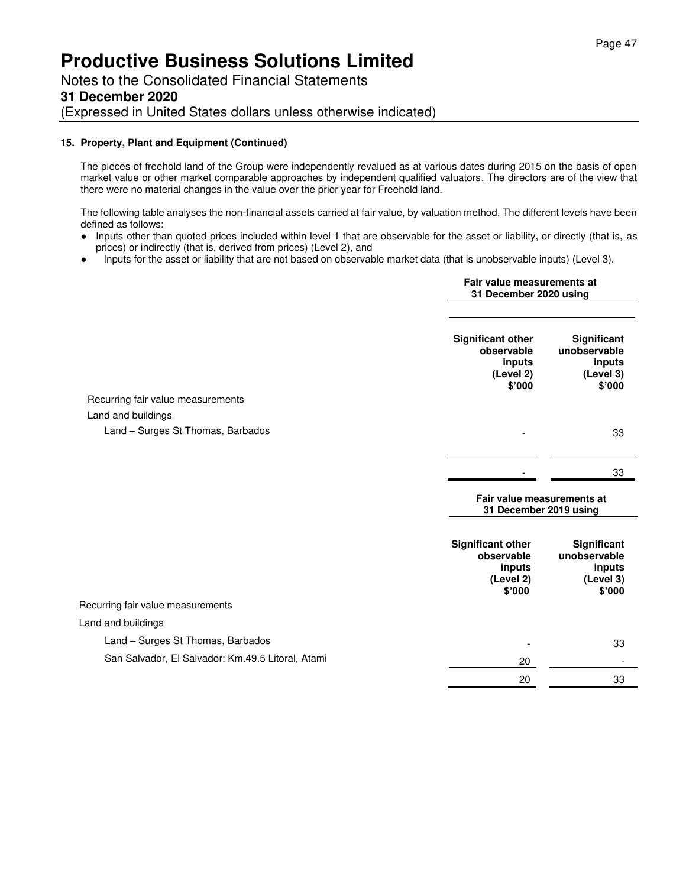# Productive Business Solutions Limited

Notes to the Consolidated Financial Statements

**31 December 2020**

(Expressed in United States dollars unless otherwise indicated)

### 15. Property, Plant and Equipment (Continued)

The pieces of freehold land of the Group were independently revalued as at various dates during 2015 on the basis of open market value or other market comparable approaches by independent qualified valuators. The directors are of the view that there were no material changes in the value over the prior year for Freehold land.

The following table analyses the non-financial assets carried at fair value, by valuation method. The different levels have been defined as follows:

- Inputs other than quoted prices included within level 1 that are observable for the asset or liability, or directly (that is, as prices) or indirectly (that is, derived from prices) (Level 2), and
- Inputs for the asset or liability that are not based on observable market data (that is unobservable inputs) (Level 3).

| | Fair value measurements at 31 December 2020 using | |
|---|---|---|
| | **Significant other observable inputs (Level 2) \$'000** | **Significant unobservable inputs (Level 3) \$'000** |
| Recurring fair value measurements | | |
| Land and buildings | | |
| Land – Surges St Thomas, Barbados | - | 33 |
| | - | 33 |

| | Fair value measurements at 31 December 2019 using | |
|---|---|---|
| | **Significant other observable inputs (Level 2) \$'000** | **Significant unobservable inputs (Level 3) \$'000** |
| Recurring fair value measurements | | |
| Land and buildings | | |
| Land – Surges St Thomas, Barbados | - | 33 |
| San Salvador, El Salvador: Km.49.5 Litoral, Atami | 20 | - |
| | 20 | 33 |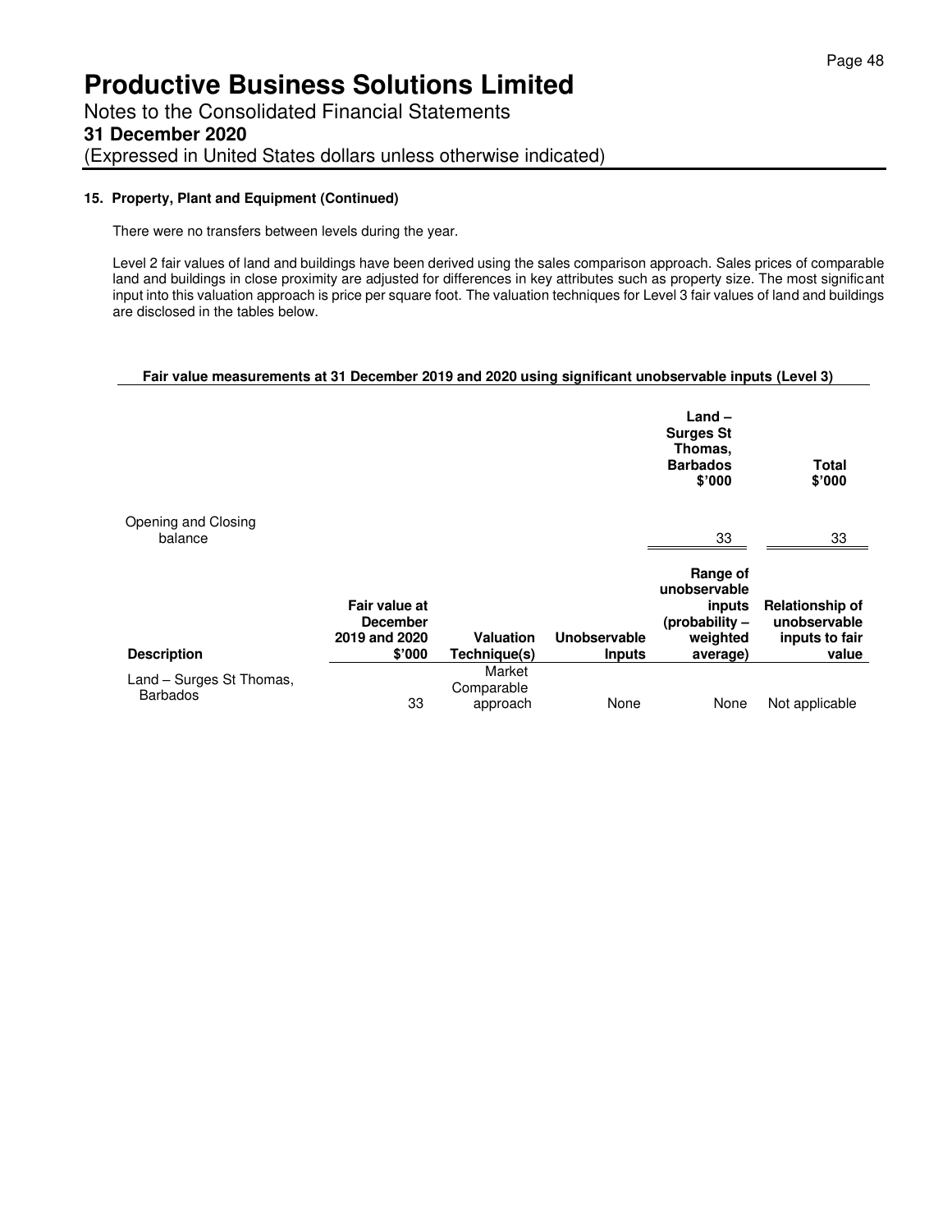# Productive Business Solutions Limited

Notes to the Consolidated Financial Statements

**31 December 2020**

(Expressed in United States dollars unless otherwise indicated)

### 15. Property, Plant and Equipment (Continued)

There were no transfers between levels during the year.

Level 2 fair values of land and buildings have been derived using the sales comparison approach. Sales prices of comparable land and buildings in close proximity are adjusted for differences in key attributes such as property size. The most significant input into this valuation approach is price per square foot. The valuation techniques for Level 3 fair values of land and buildings are disclosed in the tables below.

**Fair value measurements at 31 December 2019 and 2020 using significant unobservable inputs (Level 3)**

| | Land – Surges St Thomas, Barbados $'000 | Total $'000 |
|---|---|---|
| Opening and Closing balance | 33 | 33 |

| Description | Fair value at December 2019 and 2020 $'000 | Valuation Technique(s) | Unobservable Inputs | Range of unobservable inputs (probability – weighted average) | Relationship of unobservable inputs to fair value |
|---|---|---|---|---|---|
| Land – Surges St Thomas, Barbados | 33 | Market Comparable approach | None | None | Not applicable |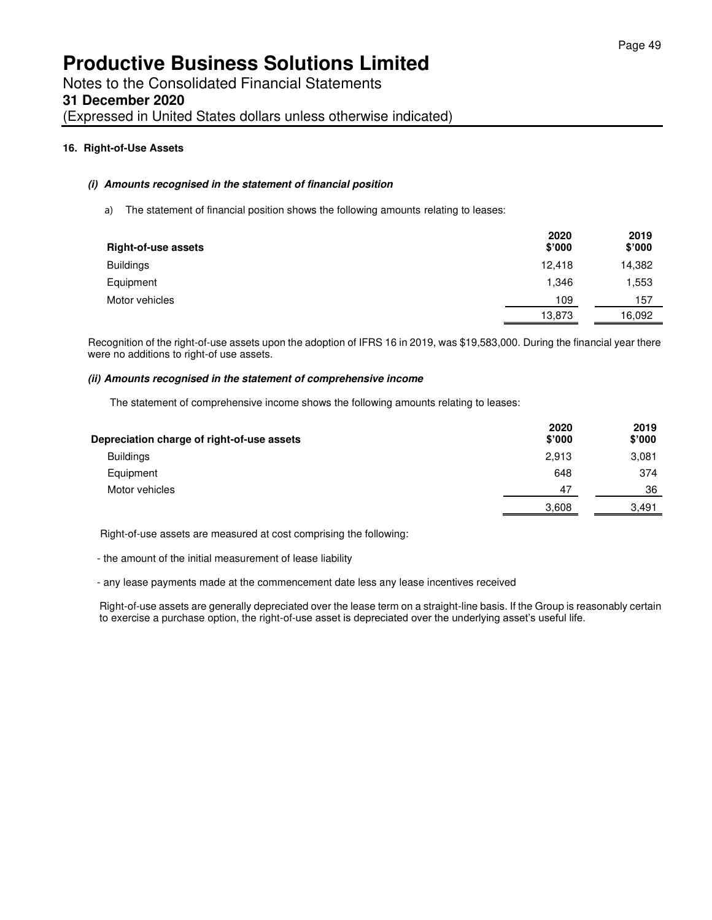# Productive Business Solutions Limited

Notes to the Consolidated Financial Statements

**31 December 2020**

(Expressed in United States dollars unless otherwise indicated)

### 16. Right-of-Use Assets

#### *(i) Amounts recognised in the statement of financial position*

a) The statement of financial position shows the following amounts relating to leases:

| Right-of-use assets | 2020 $'000 | 2019 $'000 |
|---|---|---|
| Buildings | 12,418 | 14,382 |
| Equipment | 1,346 | 1,553 |
| Motor vehicles | 109 | 157 |
| | 13,873 | 16,092 |

Recognition of the right-of-use assets upon the adoption of IFRS 16 in 2019, was $19,583,000. During the financial year there were no additions to right-of use assets.

#### *(ii) Amounts recognised in the statement of comprehensive income*

The statement of comprehensive income shows the following amounts relating to leases:

| Depreciation charge of right-of-use assets | 2020 $'000 | 2019 $'000 |
|---|---|---|
| Buildings | 2,913 | 3,081 |
| Equipment | 648 | 374 |
| Motor vehicles | 47 | 36 |
| | 3,608 | 3,491 |

Right-of-use assets are measured at cost comprising the following:

- the amount of the initial measurement of lease liability

- any lease payments made at the commencement date less any lease incentives received

Right-of-use assets are generally depreciated over the lease term on a straight-line basis. If the Group is reasonably certain to exercise a purchase option, the right-of-use asset is depreciated over the underlying asset's useful life.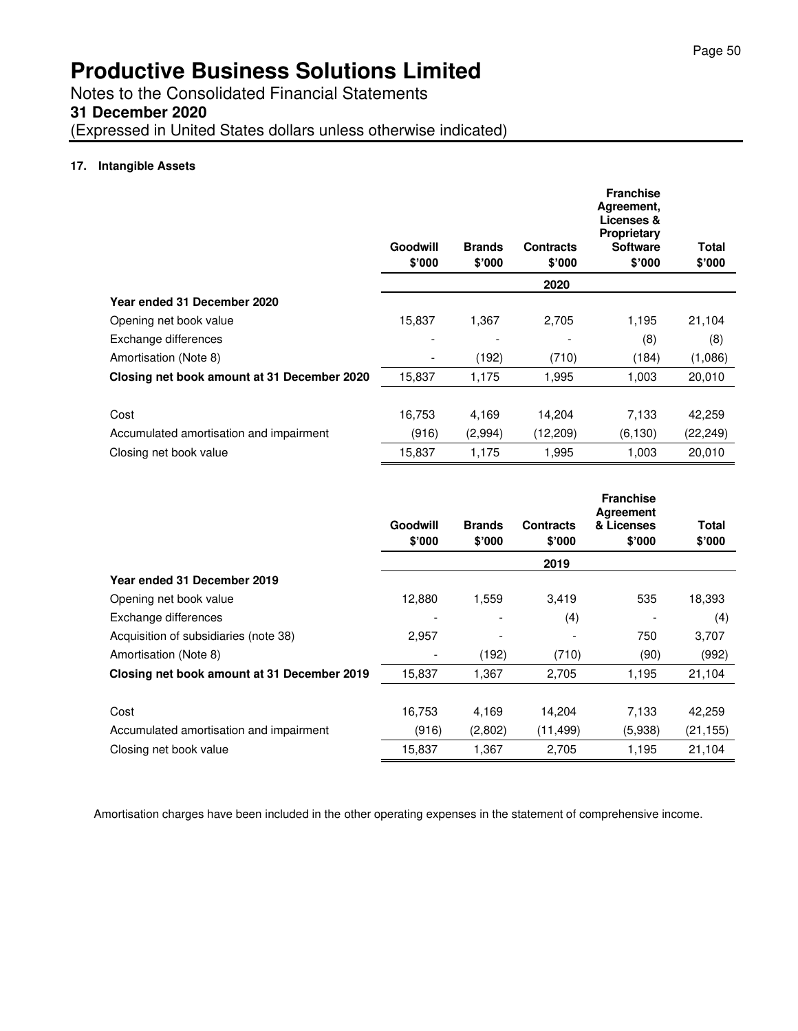# Productive Business Solutions Limited

Notes to the Consolidated Financial Statements

**31 December 2020**

(Expressed in United States dollars unless otherwise indicated)

### 17. Intangible Assets

| | Goodwill $'000 | Brands $'000 | Contracts $'000 | Franchise Agreement, Licenses & Proprietary Software $'000 | Total $'000 |
|---|---|---|---|---|---|
| | | | 2020 | | |
| **Year ended 31 December 2020** | | | | | |
| Opening net book value | 15,837 | 1,367 | 2,705 | 1,195 | 21,104 |
| Exchange differences | - | - | - | (8) | (8) |
| Amortisation (Note 8) | - | (192) | (710) | (184) | (1,086) |
| **Closing net book amount at 31 December 2020** | 15,837 | 1,175 | 1,995 | 1,003 | 20,010 |
| Cost | 16,753 | 4,169 | 14,204 | 7,133 | 42,259 |
| Accumulated amortisation and impairment | (916) | (2,994) | (12,209) | (6,130) | (22,249) |
| Closing net book value | 15,837 | 1,175 | 1,995 | 1,003 | 20,010 |

| | Goodwill $'000 | Brands $'000 | Contracts $'000 | Franchise Agreement & Licenses $'000 | Total $'000 |
|---|---|---|---|---|---|
| | | | 2019 | | |
| **Year ended 31 December 2019** | | | | | |
| Opening net book value | 12,880 | 1,559 | 3,419 | 535 | 18,393 |
| Exchange differences | - | - | (4) | - | (4) |
| Acquisition of subsidiaries (note 38) | 2,957 | - | - | 750 | 3,707 |
| Amortisation (Note 8) | - | (192) | (710) | (90) | (992) |
| **Closing net book amount at 31 December 2019** | 15,837 | 1,367 | 2,705 | 1,195 | 21,104 |
| Cost | 16,753 | 4,169 | 14,204 | 7,133 | 42,259 |
| Accumulated amortisation and impairment | (916) | (2,802) | (11,499) | (5,938) | (21,155) |
| Closing net book value | 15,837 | 1,367 | 2,705 | 1,195 | 21,104 |

Amortisation charges have been included in the other operating expenses in the statement of comprehensive income.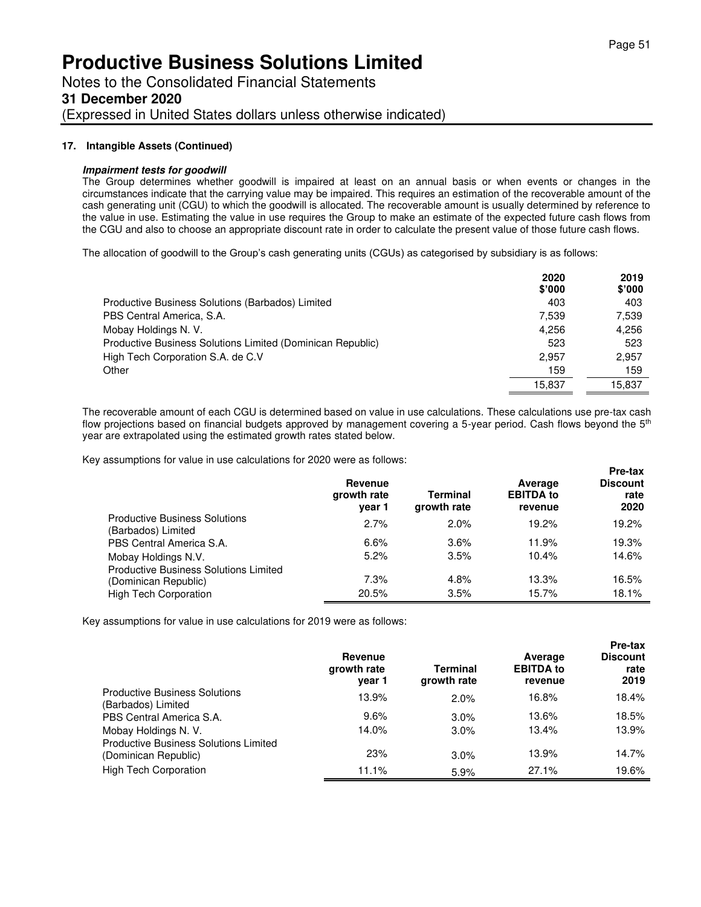# Productive Business Solutions Limited

Notes to the Consolidated Financial Statements

**31 December 2020**

(Expressed in United States dollars unless otherwise indicated)

## 17. Intangible Assets (Continued)

***Impairment tests for goodwill***

The Group determines whether goodwill is impaired at least on an annual basis or when events or changes in the circumstances indicate that the carrying value may be impaired. This requires an estimation of the recoverable amount of the cash generating unit (CGU) to which the goodwill is allocated. The recoverable amount is usually determined by reference to the value in use. Estimating the value in use requires the Group to make an estimate of the expected future cash flows from the CGU and also to choose an appropriate discount rate in order to calculate the present value of those future cash flows.

The allocation of goodwill to the Group's cash generating units (CGUs) as categorised by subsidiary is as follows:

| | 2020 $'000 | 2019 $'000 |
|---|---|---|
| Productive Business Solutions (Barbados) Limited | 403 | 403 |
| PBS Central America, S.A. | 7,539 | 7,539 |
| Mobay Holdings N. V. | 4,256 | 4,256 |
| Productive Business Solutions Limited (Dominican Republic) | 523 | 523 |
| High Tech Corporation S.A. de C.V | 2,957 | 2,957 |
| Other | 159 | 159 |
| | 15,837 | 15,837 |

The recoverable amount of each CGU is determined based on value in use calculations. These calculations use pre-tax cash flow projections based on financial budgets approved by management covering a 5-year period. Cash flows beyond the 5th year are extrapolated using the estimated growth rates stated below.

Key assumptions for value in use calculations for 2020 were as follows:

| | Revenue growth rate year 1 | Terminal growth rate | Average EBITDA to revenue | Pre-tax Discount rate 2020 |
|---|---|---|---|---|
| Productive Business Solutions (Barbados) Limited | 2.7% | 2.0% | 19.2% | 19.2% |
| PBS Central America S.A. | 6.6% | 3.6% | 11.9% | 19.3% |
| Mobay Holdings N.V. | 5.2% | 3.5% | 10.4% | 14.6% |
| Productive Business Solutions Limited (Dominican Republic) | 7.3% | 4.8% | 13.3% | 16.5% |
| High Tech Corporation | 20.5% | 3.5% | 15.7% | 18.1% |

Key assumptions for value in use calculations for 2019 were as follows:

| | Revenue growth rate year 1 | Terminal growth rate | Average EBITDA to revenue | Pre-tax Discount rate 2019 |
|---|---|---|---|---|
| Productive Business Solutions (Barbados) Limited | 13.9% | 2.0% | 16.8% | 18.4% |
| PBS Central America S.A. | 9.6% | 3.0% | 13.6% | 18.5% |
| Mobay Holdings N. V. | 14.0% | 3.0% | 13.4% | 13.9% |
| Productive Business Solutions Limited (Dominican Republic) | 23% | 3.0% | 13.9% | 14.7% |
| High Tech Corporation | 11.1% | 5.9% | 27.1% | 19.6% |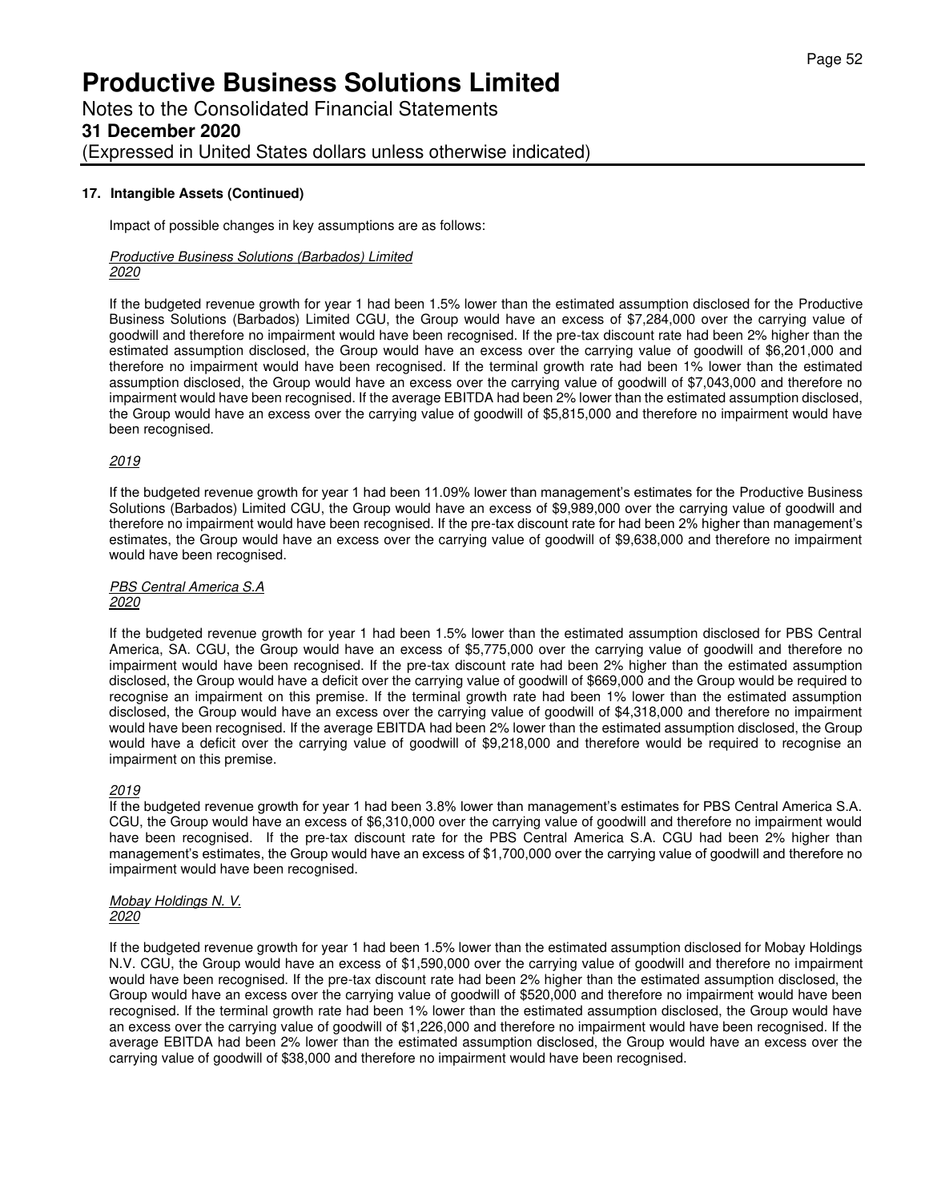### 17. Intangible Assets (Continued)

Impact of possible changes in key assumptions are as follows:

*Productive Business Solutions (Barbados) Limited*
*2020*

If the budgeted revenue growth for year 1 had been 1.5% lower than the estimated assumption disclosed for the Productive Business Solutions (Barbados) Limited CGU, the Group would have an excess of $7,284,000 over the carrying value of goodwill and therefore no impairment would have been recognised. If the pre-tax discount rate had been 2% higher than the estimated assumption disclosed, the Group would have an excess over the carrying value of goodwill of $6,201,000 and therefore no impairment would have been recognised. If the terminal growth rate had been 1% lower than the estimated assumption disclosed, the Group would have an excess over the carrying value of goodwill of $7,043,000 and therefore no impairment would have been recognised. If the average EBITDA had been 2% lower than the estimated assumption disclosed, the Group would have an excess over the carrying value of goodwill of $5,815,000 and therefore no impairment would have been recognised.

*2019*

If the budgeted revenue growth for year 1 had been 11.09% lower than management's estimates for the Productive Business Solutions (Barbados) Limited CGU, the Group would have an excess of $9,989,000 over the carrying value of goodwill and therefore no impairment would have been recognised. If the pre-tax discount rate for had been 2% higher than management's estimates, the Group would have an excess over the carrying value of goodwill of $9,638,000 and therefore no impairment would have been recognised.

*PBS Central America S.A*
*2020*

If the budgeted revenue growth for year 1 had been 1.5% lower than the estimated assumption disclosed for PBS Central America, SA. CGU, the Group would have an excess of $5,775,000 over the carrying value of goodwill and therefore no impairment would have been recognised. If the pre-tax discount rate had been 2% higher than the estimated assumption disclosed, the Group would have a deficit over the carrying value of goodwill of $669,000 and the Group would be required to recognise an impairment on this premise. If the terminal growth rate had been 1% lower than the estimated assumption disclosed, the Group would have an excess over the carrying value of goodwill of $4,318,000 and therefore no impairment would have been recognised. If the average EBITDA had been 2% lower than the estimated assumption disclosed, the Group would have a deficit over the carrying value of goodwill of $9,218,000 and therefore would be required to recognise an impairment on this premise.

*2019*

If the budgeted revenue growth for year 1 had been 3.8% lower than management's estimates for PBS Central America S.A. CGU, the Group would have an excess of $6,310,000 over the carrying value of goodwill and therefore no impairment would have been recognised. If the pre-tax discount rate for the PBS Central America S.A. CGU had been 2% higher than management's estimates, the Group would have an excess of $1,700,000 over the carrying value of goodwill and therefore no impairment would have been recognised.

*Mobay Holdings N. V.*
*2020*

If the budgeted revenue growth for year 1 had been 1.5% lower than the estimated assumption disclosed for Mobay Holdings N.V. CGU, the Group would have an excess of $1,590,000 over the carrying value of goodwill and therefore no impairment would have been recognised. If the pre-tax discount rate had been 2% higher than the estimated assumption disclosed, the Group would have an excess over the carrying value of goodwill of $520,000 and therefore no impairment would have been recognised. If the terminal growth rate had been 1% lower than the estimated assumption disclosed, the Group would have an excess over the carrying value of goodwill of $1,226,000 and therefore no impairment would have been recognised. If the average EBITDA had been 2% lower than the estimated assumption disclosed, the Group would have an excess over the carrying value of goodwill of $38,000 and therefore no impairment would have been recognised.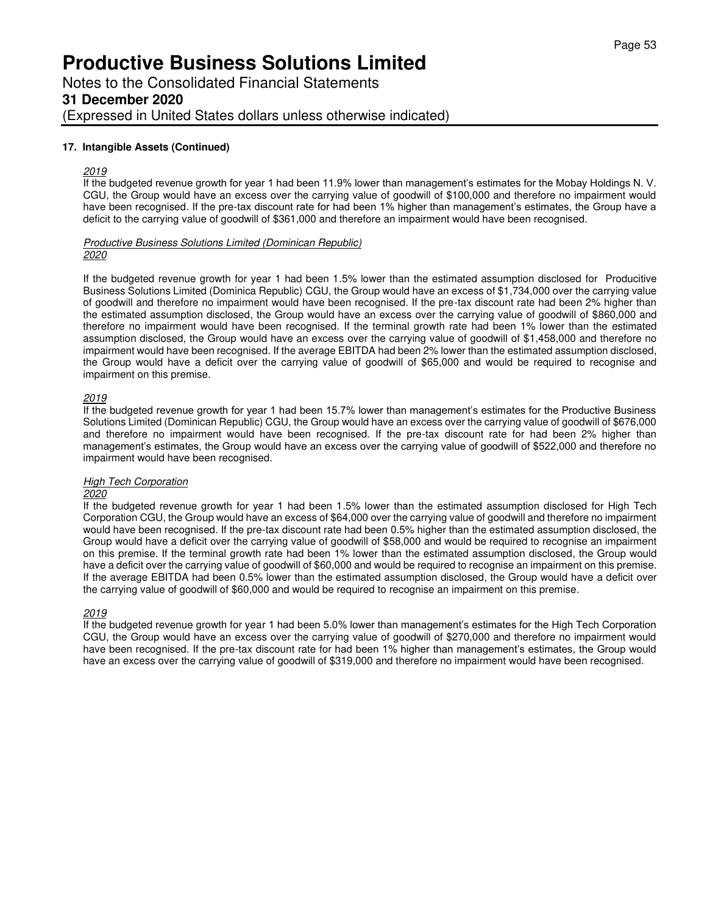# Productive Business Solutions Limited

Notes to the Consolidated Financial Statements

**31 December 2020**

(Expressed in United States dollars unless otherwise indicated)

### 17. Intangible Assets (Continued)

*2019*

If the budgeted revenue growth for year 1 had been 11.9% lower than management's estimates for the Mobay Holdings N. V. CGU, the Group would have an excess over the carrying value of goodwill of $100,000 and therefore no impairment would have been recognised. If the pre-tax discount rate for had been 1% higher than management's estimates, the Group have a deficit to the carrying value of goodwill of $361,000 and therefore an impairment would have been recognised.

*Productive Business Solutions Limited (Dominican Republic)*

*2020*

If the budgeted revenue growth for year 1 had been 1.5% lower than the estimated assumption disclosed for Producitive Business Solutions Limited (Dominica Republic) CGU, the Group would have an excess of $1,734,000 over the carrying value of goodwill and therefore no impairment would have been recognised. If the pre-tax discount rate had been 2% higher than the estimated assumption disclosed, the Group would have an excess over the carrying value of goodwill of $860,000 and therefore no impairment would have been recognised. If the terminal growth rate had been 1% lower than the estimated assumption disclosed, the Group would have an excess over the carrying value of goodwill of $1,458,000 and therefore no impairment would have been recognised. If the average EBITDA had been 2% lower than the estimated assumption disclosed, the Group would have a deficit over the carrying value of goodwill of $65,000 and would be required to recognise and impairment on this premise.

*2019*

If the budgeted revenue growth for year 1 had been 15.7% lower than management's estimates for the Productive Business Solutions Limited (Dominican Republic) CGU, the Group would have an excess over the carrying value of goodwill of $676,000 and therefore no impairment would have been recognised. If the pre-tax discount rate for had been 2% higher than management's estimates, the Group would have an excess over the carrying value of goodwill of $522,000 and therefore no impairment would have been recognised.

*High Tech Corporation*

*2020*

If the budgeted revenue growth for year 1 had been 1.5% lower than the estimated assumption disclosed for High Tech Corporation CGU, the Group would have an excess of $64,000 over the carrying value of goodwill and therefore no impairment would have been recognised. If the pre-tax discount rate had been 0.5% higher than the estimated assumption disclosed, the Group would have a deficit over the carrying value of goodwill of $58,000 and would be required to recognise an impairment on this premise. If the terminal growth rate had been 1% lower than the estimated assumption disclosed, the Group would have a deficit over the carrying value of goodwill of $60,000 and would be required to recognise an impairment on this premise. If the average EBITDA had been 0.5% lower than the estimated assumption disclosed, the Group would have a deficit over the carrying value of goodwill of $60,000 and would be required to recognise an impairment on this premise.

*2019*

If the budgeted revenue growth for year 1 had been 5.0% lower than management's estimates for the High Tech Corporation CGU, the Group would have an excess over the carrying value of goodwill of $270,000 and therefore no impairment would have been recognised. If the pre-tax discount rate for had been 1% higher than management's estimates, the Group would have an excess over the carrying value of goodwill of $319,000 and therefore no impairment would have been recognised.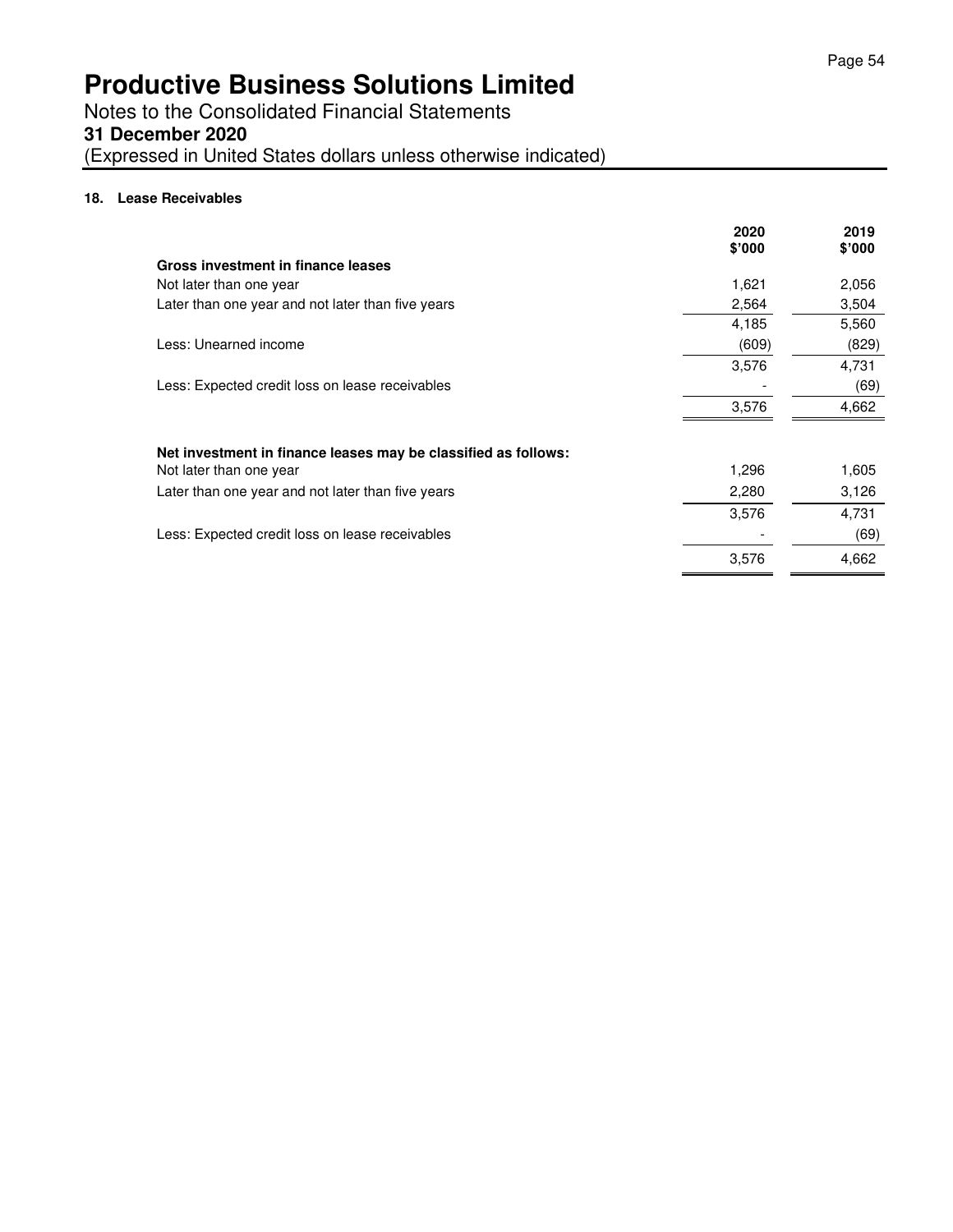# Productive Business Solutions Limited

Notes to the Consolidated Financial Statements
**31 December 2020**
(Expressed in United States dollars unless otherwise indicated)

### 18. Lease Receivables

| | 2020 $'000 | 2019 $'000 |
|---|---|---|
| **Gross investment in finance leases** | | |
| Not later than one year | 1,621 | 2,056 |
| Later than one year and not later than five years | 2,564 | 3,504 |
| | 4,185 | 5,560 |
| Less: Unearned income | (609) | (829) |
| | 3,576 | 4,731 |
| Less: Expected credit loss on lease receivables | - | (69) |
| | 3,576 | 4,662 |
| | | |
| **Net investment in finance leases may be classified as follows:** | | |
| Not later than one year | 1,296 | 1,605 |
| Later than one year and not later than five years | 2,280 | 3,126 |
| | 3,576 | 4,731 |
| Less: Expected credit loss on lease receivables | - | (69) |
| | 3,576 | 4,662 |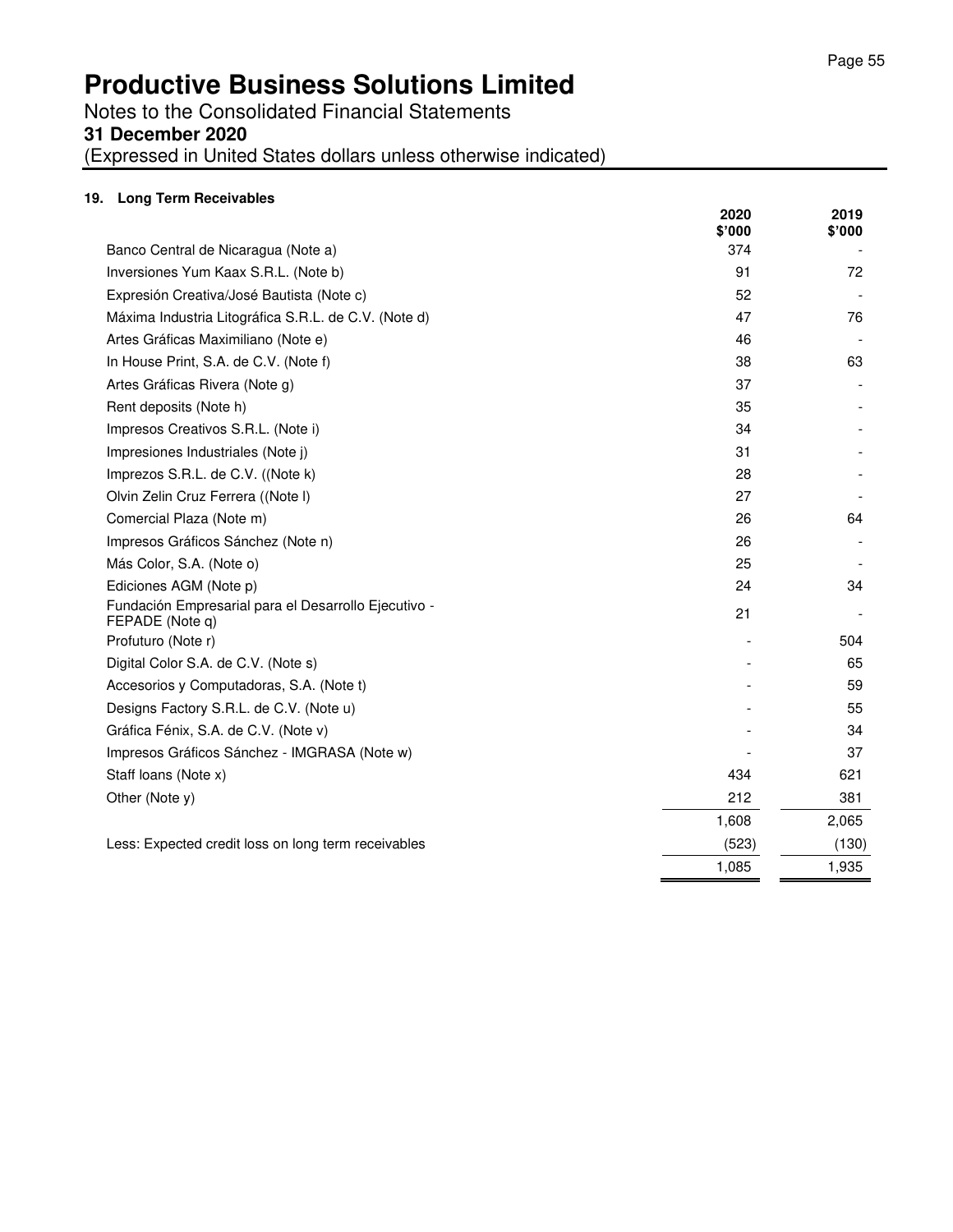# Productive Business Solutions Limited

Notes to the Consolidated Financial Statements

**31 December 2020**

(Expressed in United States dollars unless otherwise indicated)

### 19. Long Term Receivables

| | 2020 $'000 | 2019 $'000 |
|---|---|---|
| Banco Central de Nicaragua (Note a) | 374 | - |
| Inversiones Yum Kaax S.R.L. (Note b) | 91 | 72 |
| Expresión Creativa/José Bautista (Note c) | 52 | - |
| Máxima Industria Litográfica S.R.L. de C.V. (Note d) | 47 | 76 |
| Artes Gráficas Maximiliano (Note e) | 46 | - |
| In House Print, S.A. de C.V. (Note f) | 38 | 63 |
| Artes Gráficas Rivera (Note g) | 37 | - |
| Rent deposits (Note h) | 35 | - |
| Impresos Creativos S.R.L. (Note i) | 34 | - |
| Impresiones Industriales (Note j) | 31 | - |
| Imprezos S.R.L. de C.V. ((Note k) | 28 | - |
| Olvin Zelin Cruz Ferrera ((Note l) | 27 | - |
| Comercial Plaza (Note m) | 26 | 64 |
| Impresos Gráficos Sánchez (Note n) | 26 | - |
| Más Color, S.A. (Note o) | 25 | - |
| Ediciones AGM (Note p) | 24 | 34 |
| Fundación Empresarial para el Desarrollo Ejecutivo - FEPADE (Note q) | 21 | - |
| Profuturo (Note r) | - | 504 |
| Digital Color S.A. de C.V. (Note s) | - | 65 |
| Accesorios y Computadoras, S.A. (Note t) | - | 59 |
| Designs Factory S.R.L. de C.V. (Note u) | - | 55 |
| Gráfica Fénix, S.A. de C.V. (Note v) | - | 34 |
| Impresos Gráficos Sánchez - IMGRASA (Note w) | - | 37 |
| Staff loans (Note x) | 434 | 621 |
| Other (Note y) | 212 | 381 |
| | 1,608 | 2,065 |
| Less: Expected credit loss on long term receivables | (523) | (130) |
| | 1,085 | 1,935 |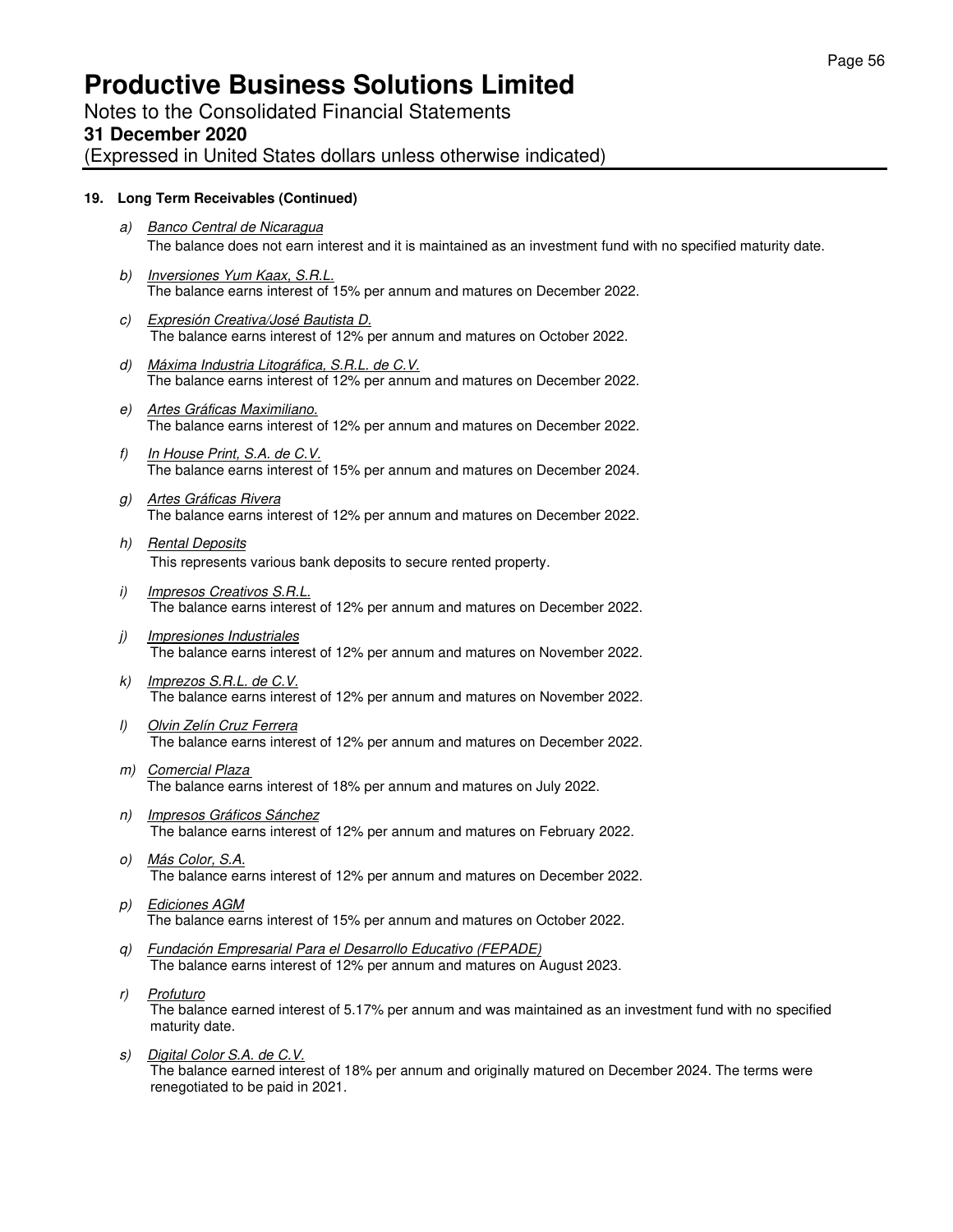# Productive Business Solutions Limited

Notes to the Consolidated Financial Statements

**31 December 2020**

(Expressed in United States dollars unless otherwise indicated)

## 19. Long Term Receivables (Continued)

a) *Banco Central de Nicaragua*
The balance does not earn interest and it is maintained as an investment fund with no specified maturity date.

b) *Inversiones Yum Kaax, S.R.L.*
The balance earns interest of 15% per annum and matures on December 2022.

c) *Expresión Creativa/José Bautista D.*
The balance earns interest of 12% per annum and matures on October 2022.

d) *Máxima Industria Litográfica, S.R.L. de C.V.*
The balance earns interest of 12% per annum and matures on December 2022.

e) *Artes Gráficas Maximiliano.*
The balance earns interest of 12% per annum and matures on December 2022.

f) *In House Print, S.A. de C.V.*
The balance earns interest of 15% per annum and matures on December 2024.

g) *Artes Gráficas Rivera*
The balance earns interest of 12% per annum and matures on December 2022.

h) *Rental Deposits*
This represents various bank deposits to secure rented property.

i) *Impresos Creativos S.R.L.*
The balance earns interest of 12% per annum and matures on December 2022.

j) *Impresiones Industriales*
The balance earns interest of 12% per annum and matures on November 2022.

k) *Imprezos S.R.L. de C.V.*
The balance earns interest of 12% per annum and matures on November 2022.

l) *Olvin Zelín Cruz Ferrera*
The balance earns interest of 12% per annum and matures on December 2022.

m) *Comercial Plaza*
The balance earns interest of 18% per annum and matures on July 2022.

n) *Impresos Gráficos Sánchez*
The balance earns interest of 12% per annum and matures on February 2022.

o) *Más Color, S.A.*
The balance earns interest of 12% per annum and matures on December 2022.

p) *Ediciones AGM*
The balance earns interest of 15% per annum and matures on October 2022.

q) *Fundación Empresarial Para el Desarrollo Educativo (FEPADE)*
The balance earns interest of 12% per annum and matures on August 2023.

r) *Profuturo*
The balance earned interest of 5.17% per annum and was maintained as an investment fund with no specified maturity date.

s) *Digital Color S.A. de C.V.*
The balance earned interest of 18% per annum and originally matured on December 2024. The terms were renegotiated to be paid in 2021.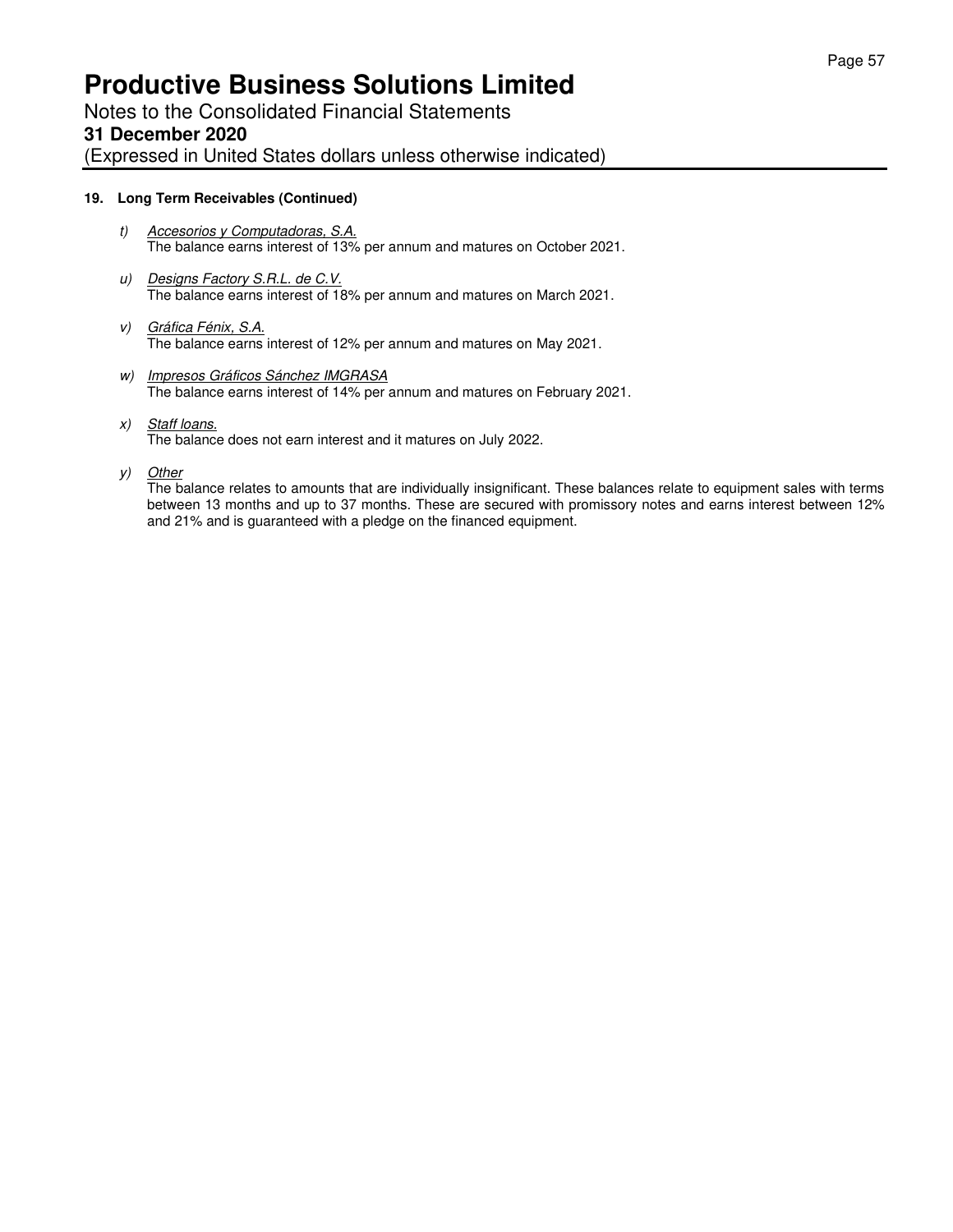**19. Long Term Receivables (Continued)**

t) *Accesorios y Computadoras, S.A.*
The balance earns interest of 13% per annum and matures on October 2021.

u) *Designs Factory S.R.L. de C.V.*
The balance earns interest of 18% per annum and matures on March 2021.

v) *Gráfica Fénix, S.A.*
The balance earns interest of 12% per annum and matures on May 2021.

w) *Impresos Gráficos Sánchez IMGRASA*
The balance earns interest of 14% per annum and matures on February 2021.

x) *Staff loans.*
The balance does not earn interest and it matures on July 2022.

y) *Other*
The balance relates to amounts that are individually insignificant. These balances relate to equipment sales with terms between 13 months and up to 37 months. These are secured with promissory notes and earns interest between 12% and 21% and is guaranteed with a pledge on the financed equipment.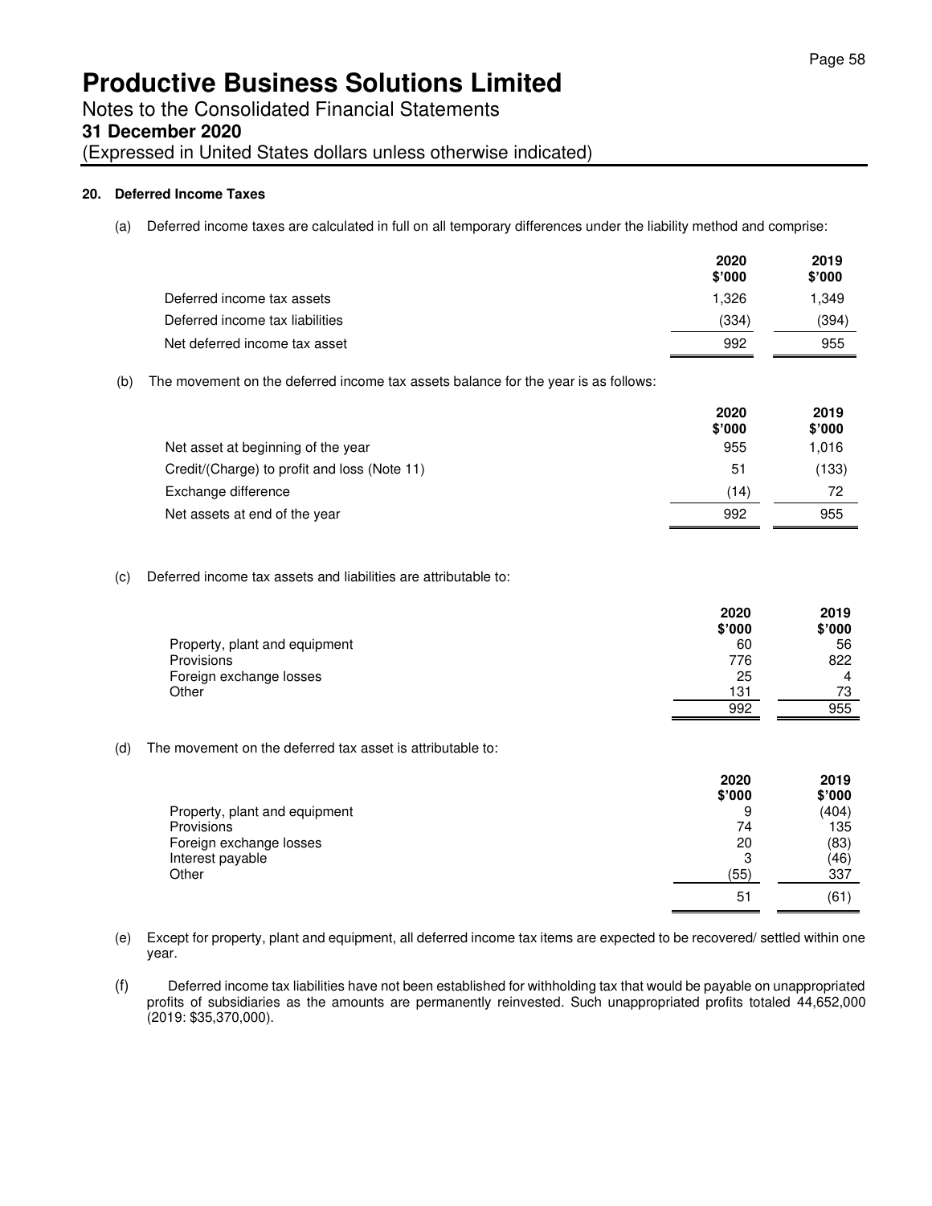# Productive Business Solutions Limited

Notes to the Consolidated Financial Statements

**31 December 2020**

(Expressed in United States dollars unless otherwise indicated)

## 20. Deferred Income Taxes

(a) Deferred income taxes are calculated in full on all temporary differences under the liability method and comprise:

| | 2020 $'000 | 2019 $'000 |
|---|---|---|
| Deferred income tax assets | 1,326 | 1,349 |
| Deferred income tax liabilities | (334) | (394) |
| Net deferred income tax asset | 992 | 955 |

(b) The movement on the deferred income tax assets balance for the year is as follows:

| | 2020 $'000 | 2019 $'000 |
|---|---|---|
| Net asset at beginning of the year | 955 | 1,016 |
| Credit/(Charge) to profit and loss (Note 11) | 51 | (133) |
| Exchange difference | (14) | 72 |
| Net assets at end of the year | 992 | 955 |

(c) Deferred income tax assets and liabilities are attributable to:

| | 2020 $'000 | 2019 $'000 |
|---|---|---|
| Property, plant and equipment | 60 | 56 |
| Provisions | 776 | 822 |
| Foreign exchange losses | 25 | 4 |
| Other | 131 | 73 |
| | 992 | 955 |

(d) The movement on the deferred tax asset is attributable to:

| | 2020 $'000 | 2019 $'000 |
|---|---|---|
| Property, plant and equipment | 9 | (404) |
| Provisions | 74 | 135 |
| Foreign exchange losses | 20 | (83) |
| Interest payable | 3 | (46) |
| Other | (55) | 337 |
| | 51 | (61) |

(e) Except for property, plant and equipment, all deferred income tax items are expected to be recovered/ settled within one year.

(f) Deferred income tax liabilities have not been established for withholding tax that would be payable on unappropriated profits of subsidiaries as the amounts are permanently reinvested. Such unappropriated profits totaled 44,652,000 (2019: $35,370,000).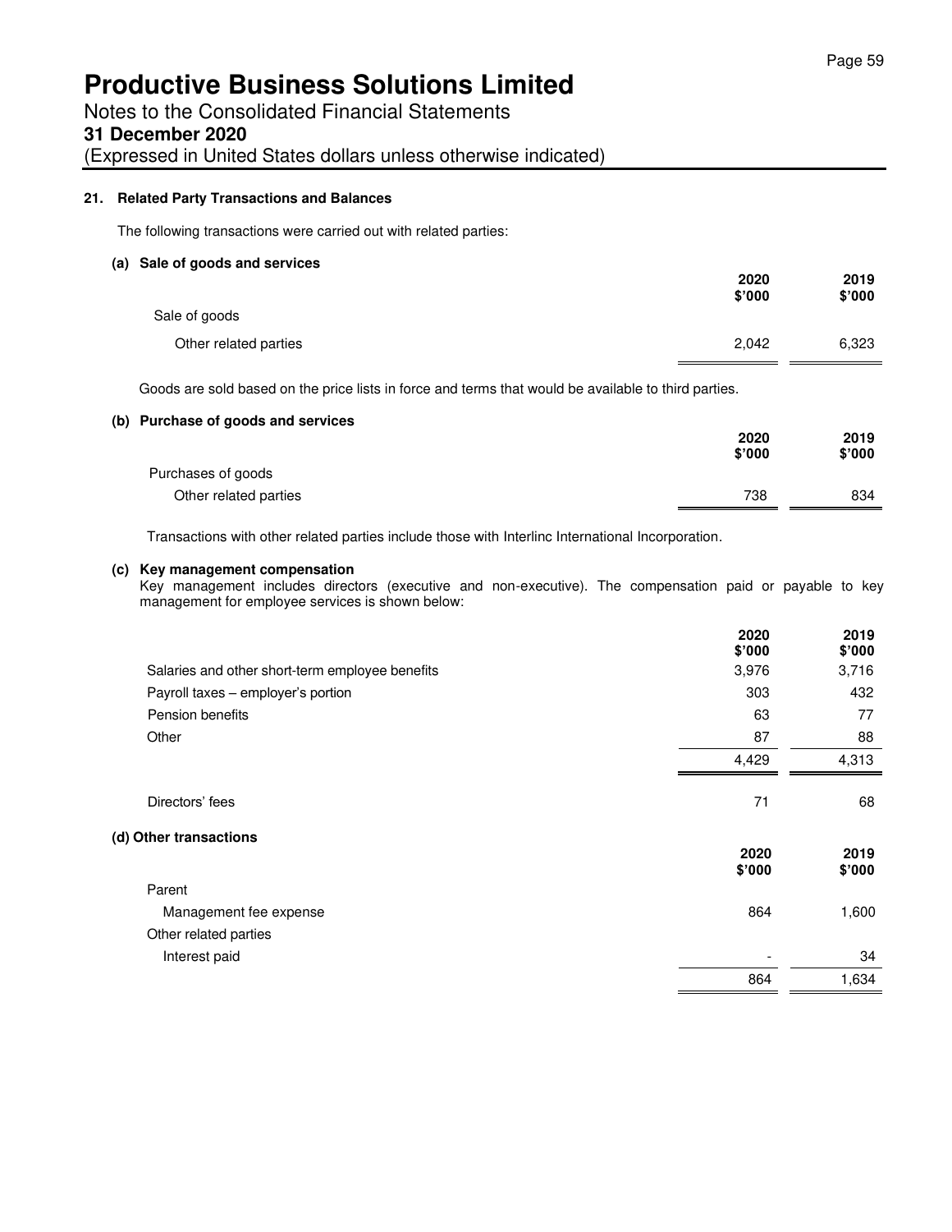# Productive Business Solutions Limited

Notes to the Consolidated Financial Statements

**31 December 2020**

(Expressed in United States dollars unless otherwise indicated)

## 21. Related Party Transactions and Balances

The following transactions were carried out with related parties:

### (a) Sale of goods and services

| | 2020 $'000 | 2019 $'000 |
|---|---|---|
| Sale of goods | | |
| Other related parties | 2,042 | 6,323 |

Goods are sold based on the price lists in force and terms that would be available to third parties.

### (b) Purchase of goods and services

| | 2020 $'000 | 2019 $'000 |
|---|---|---|
| Purchases of goods | | |
| Other related parties | 738 | 834 |

Transactions with other related parties include those with Interlinc International Incorporation.

### (c) Key management compensation

Key management includes directors (executive and non-executive). The compensation paid or payable to key management for employee services is shown below:

| | 2020 $'000 | 2019 $'000 |
|---|---|---|
| Salaries and other short-term employee benefits | 3,976 | 3,716 |
| Payroll taxes – employer's portion | 303 | 432 |
| Pension benefits | 63 | 77 |
| Other | 87 | 88 |
| | 4,429 | 4,313 |
| Directors' fees | 71 | 68 |

### (d) Other transactions

| | 2020 $'000 | 2019 $'000 |
|---|---|---|
| Parent | | |
| Management fee expense | 864 | 1,600 |
| Other related parties | | |
| Interest paid | - | 34 |
| | 864 | 1,634 |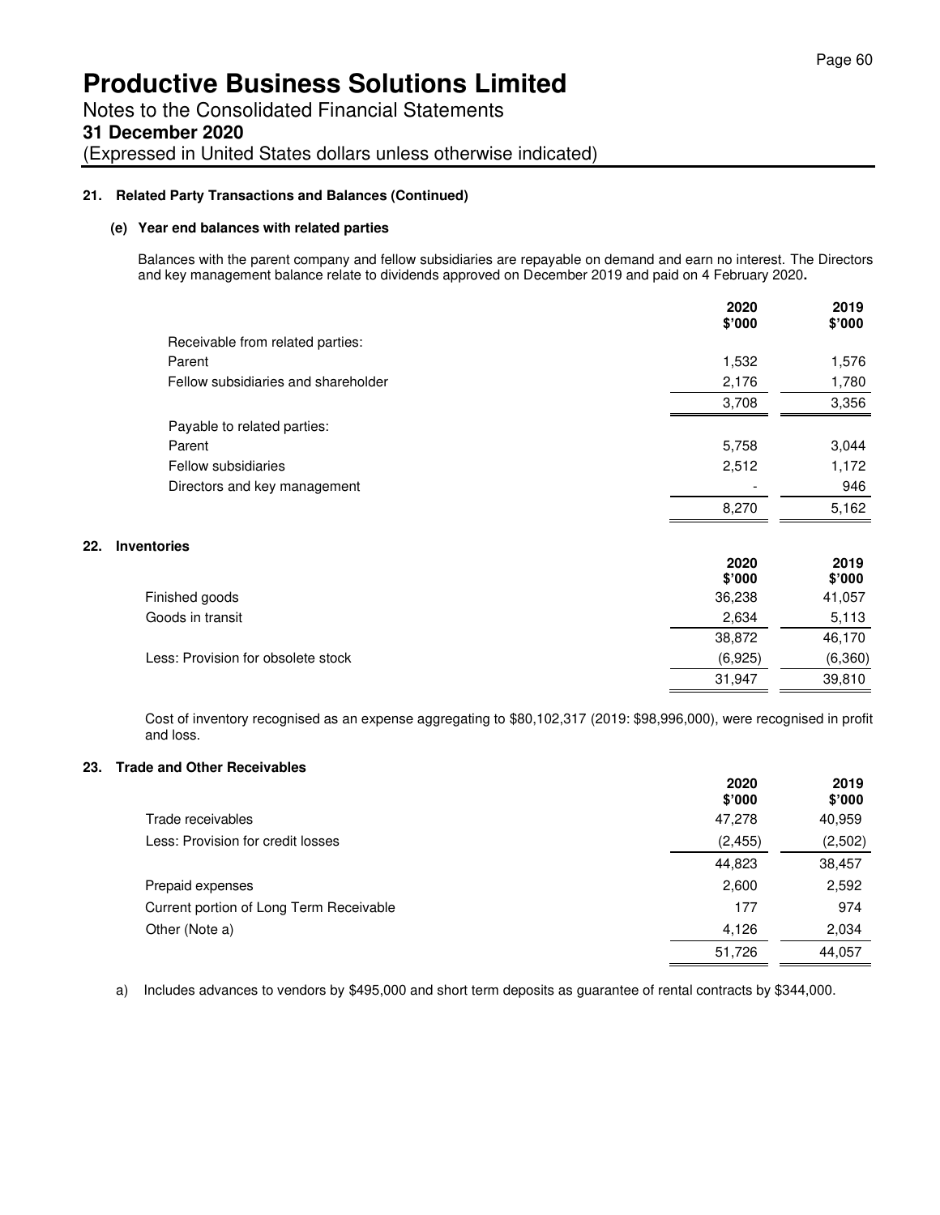# Productive Business Solutions Limited

Notes to the Consolidated Financial Statements

**31 December 2020**

(Expressed in United States dollars unless otherwise indicated)

## 21. Related Party Transactions and Balances (Continued)

### (e) Year end balances with related parties

Balances with the parent company and fellow subsidiaries are repayable on demand and earn no interest. The Directors and key management balance relate to dividends approved on December 2019 and paid on 4 February 2020**.**

| | 2020<br>$'000 | 2019<br>$'000 |
|---|---|---|
| Receivable from related parties: | | |
| Parent | 1,532 | 1,576 |
| Fellow subsidiaries and shareholder | 2,176 | 1,780 |
| | 3,708 | 3,356 |
| Payable to related parties: | | |
| Parent | 5,758 | 3,044 |
| Fellow subsidiaries | 2,512 | 1,172 |
| Directors and key management | - | 946 |
| | 8,270 | 5,162 |

## 22. Inventories

| | 2020<br>$'000 | 2019<br>$'000 |
|---|---|---|
| Finished goods | 36,238 | 41,057 |
| Goods in transit | 2,634 | 5,113 |
| | 38,872 | 46,170 |
| Less: Provision for obsolete stock | (6,925) | (6,360) |
| | 31,947 | 39,810 |

Cost of inventory recognised as an expense aggregating to $80,102,317 (2019: $98,996,000), were recognised in profit and loss.

## 23. Trade and Other Receivables

| | 2020<br>$'000 | 2019<br>$'000 |
|---|---|---|
| Trade receivables | 47,278 | 40,959 |
| Less: Provision for credit losses | (2,455) | (2,502) |
| | 44,823 | 38,457 |
| Prepaid expenses | 2,600 | 2,592 |
| Current portion of Long Term Receivable | 177 | 974 |
| Other (Note a) | 4,126 | 2,034 |
| | 51,726 | 44,057 |

a) Includes advances to vendors by $495,000 and short term deposits as guarantee of rental contracts by $344,000.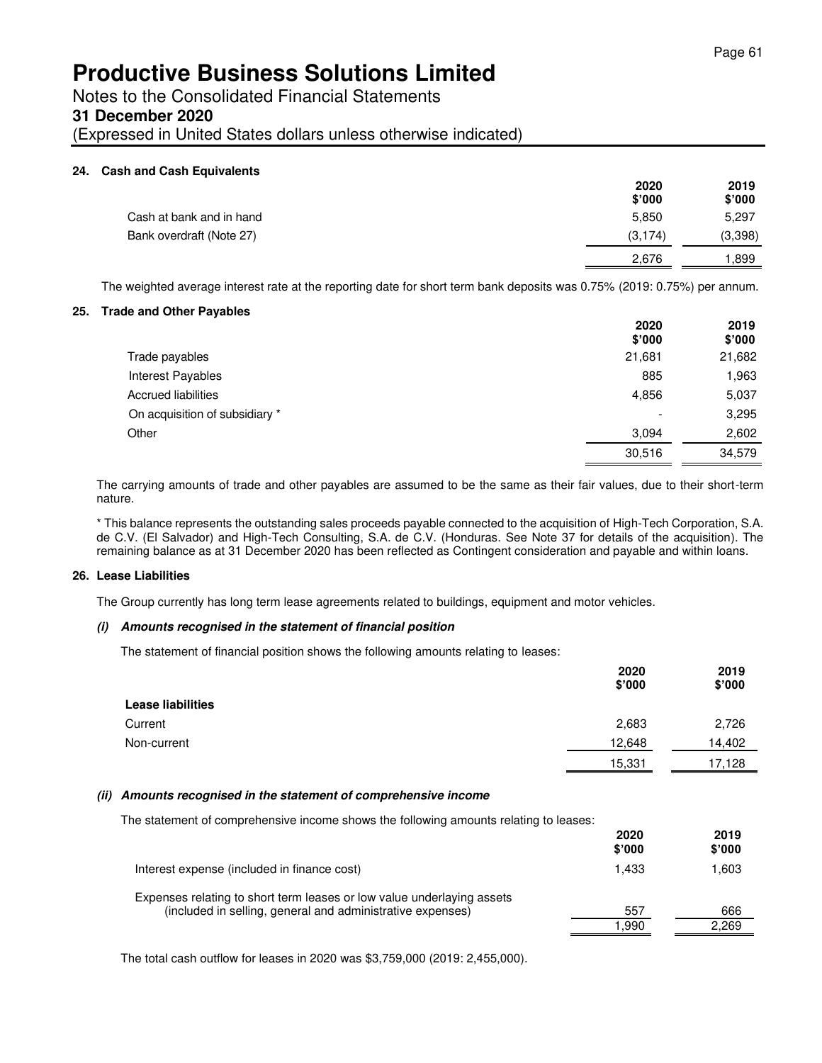# Productive Business Solutions Limited

Notes to the Consolidated Financial Statements

**31 December 2020**

(Expressed in United States dollars unless otherwise indicated)

## 24. Cash and Cash Equivalents

| | 2020 $'000 | 2019 $'000 |
|---|---|---|
| Cash at bank and in hand | 5,850 | 5,297 |
| Bank overdraft (Note 27) | (3,174) | (3,398) |
| | 2,676 | 1,899 |

The weighted average interest rate at the reporting date for short term bank deposits was 0.75% (2019: 0.75%) per annum.

## 25. Trade and Other Payables

| | 2020 $'000 | 2019 $'000 |
|---|---|---|
| Trade payables | 21,681 | 21,682 |
| Interest Payables | 885 | 1,963 |
| Accrued liabilities | 4,856 | 5,037 |
| On acquisition of subsidiary * | - | 3,295 |
| Other | 3,094 | 2,602 |
| | 30,516 | 34,579 |

The carrying amounts of trade and other payables are assumed to be the same as their fair values, due to their short-term nature.

* This balance represents the outstanding sales proceeds payable connected to the acquisition of High-Tech Corporation, S.A. de C.V. (El Salvador) and High-Tech Consulting, S.A. de C.V. (Honduras. See Note 37 for details of the acquisition). The remaining balance as at 31 December 2020 has been reflected as Contingent consideration and payable and within loans.

## 26. Lease Liabilities

The Group currently has long term lease agreements related to buildings, equipment and motor vehicles.

### *(i) Amounts recognised in the statement of financial position*

The statement of financial position shows the following amounts relating to leases:

| | 2020 $'000 | 2019 $'000 |
|---|---|---|
| **Lease liabilities** | | |
| Current | 2,683 | 2,726 |
| Non-current | 12,648 | 14,402 |
| | 15,331 | 17,128 |

### *(ii) Amounts recognised in the statement of comprehensive income*

The statement of comprehensive income shows the following amounts relating to leases:

| | 2020 $'000 | 2019 $'000 |
|---|---|---|
| Interest expense (included in finance cost) | 1,433 | 1,603 |
| Expenses relating to short term leases or low value underlying assets (included in selling, general and administrative expenses) | 557 | 666 |
| | 1,990 | 2,269 |

The total cash outflow for leases in 2020 was $3,759,000 (2019: 2,455,000).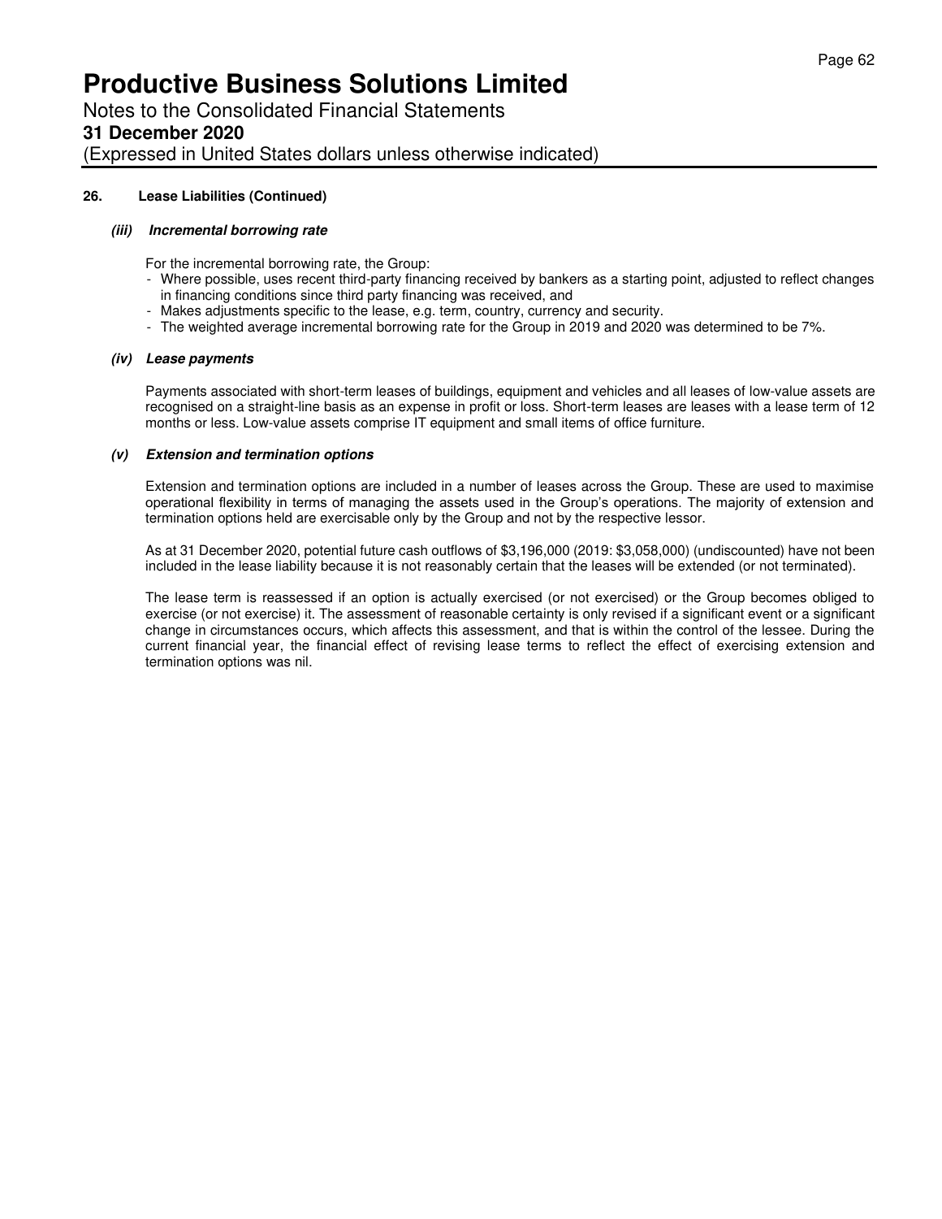## 26. Lease Liabilities (Continued)

### *(iii) Incremental borrowing rate*

For the incremental borrowing rate, the Group:

- Where possible, uses recent third-party financing received by bankers as a starting point, adjusted to reflect changes in financing conditions since third party financing was received, and
- Makes adjustments specific to the lease, e.g. term, country, currency and security.
- The weighted average incremental borrowing rate for the Group in 2019 and 2020 was determined to be 7%.

### *(iv) Lease payments*

Payments associated with short-term leases of buildings, equipment and vehicles and all leases of low-value assets are recognised on a straight-line basis as an expense in profit or loss. Short-term leases are leases with a lease term of 12 months or less. Low-value assets comprise IT equipment and small items of office furniture.

### *(v) Extension and termination options*

Extension and termination options are included in a number of leases across the Group. These are used to maximise operational flexibility in terms of managing the assets used in the Group's operations. The majority of extension and termination options held are exercisable only by the Group and not by the respective lessor.

As at 31 December 2020, potential future cash outflows of $3,196,000 (2019: $3,058,000) (undiscounted) have not been included in the lease liability because it is not reasonably certain that the leases will be extended (or not terminated).

The lease term is reassessed if an option is actually exercised (or not exercised) or the Group becomes obliged to exercise (or not exercise) it. The assessment of reasonable certainty is only revised if a significant event or a significant change in circumstances occurs, which affects this assessment, and that is within the control of the lessee. During the current financial year, the financial effect of revising lease terms to reflect the effect of exercising extension and termination options was nil.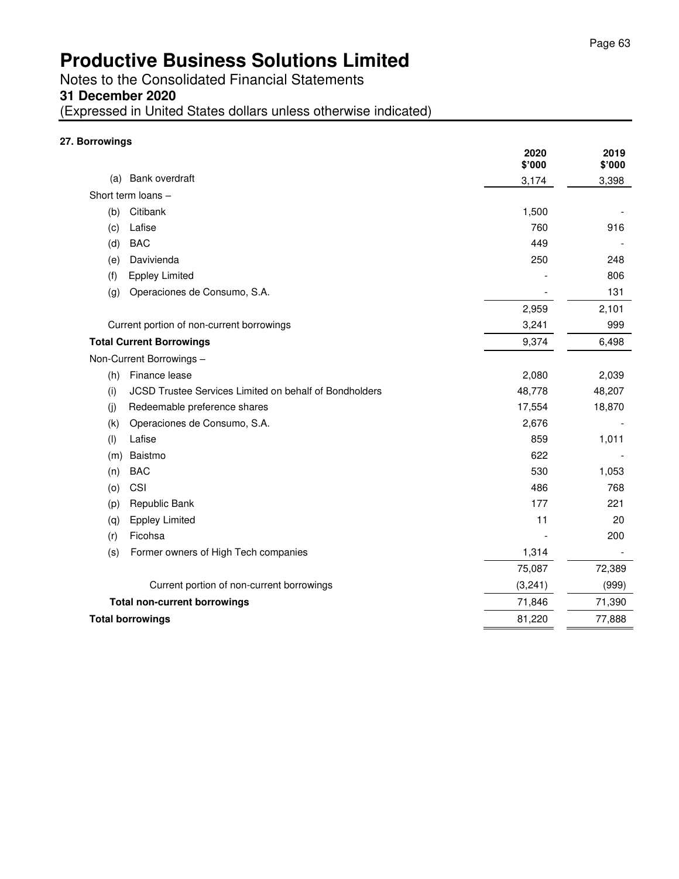# Productive Business Solutions Limited

Notes to the Consolidated Financial Statements

**31 December 2020**

(Expressed in United States dollars unless otherwise indicated)

**27. Borrowings**

| | **2020 $'000** | **2019 $'000** |
|---|---|---|
| (a) Bank overdraft | 3,174 | 3,398 |
| Short term loans – | | |
| (b) Citibank | 1,500 | - |
| (c) Lafise | 760 | 916 |
| (d) BAC | 449 | - |
| (e) Davivienda | 250 | 248 |
| (f) Eppley Limited | - | 806 |
| (g) Operaciones de Consumo, S.A. | - | 131 |
| | 2,959 | 2,101 |
| Current portion of non-current borrowings | 3,241 | 999 |
| **Total Current Borrowings** | 9,374 | 6,498 |
| Non-Current Borrowings – | | |
| (h) Finance lease | 2,080 | 2,039 |
| (i) JCSD Trustee Services Limited on behalf of Bondholders | 48,778 | 48,207 |
| (j) Redeemable preference shares | 17,554 | 18,870 |
| (k) Operaciones de Consumo, S.A. | 2,676 | - |
| (l) Lafise | 859 | 1,011 |
| (m) Baistmo | 622 | - |
| (n) BAC | 530 | 1,053 |
| (o) CSI | 486 | 768 |
| (p) Republic Bank | 177 | 221 |
| (q) Eppley Limited | 11 | 20 |
| (r) Ficohsa | - | 200 |
| (s) Former owners of High Tech companies | 1,314 | - |
| | 75,087 | 72,389 |
| Current portion of non-current borrowings | (3,241) | (999) |
| **Total non-current borrowings** | 71,846 | 71,390 |
| **Total borrowings** | 81,220 | 77,888 |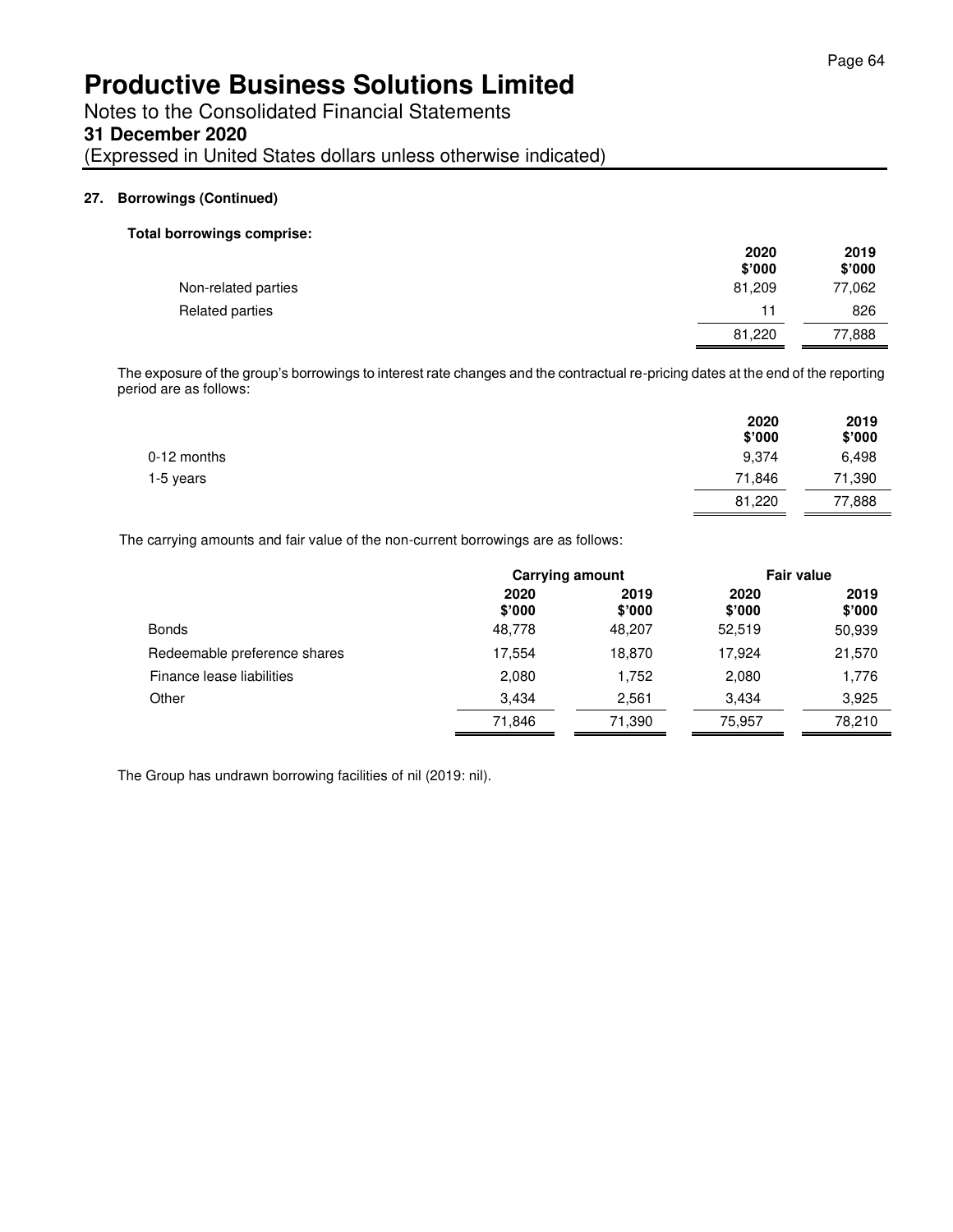# Productive Business Solutions Limited

Notes to the Consolidated Financial Statements

**31 December 2020**

(Expressed in United States dollars unless otherwise indicated)

## 27. Borrowings (Continued)

**Total borrowings comprise:**

| | 2020 $'000 | 2019 $'000 |
|---|---|---|
| Non-related parties | 81,209 | 77,062 |
| Related parties | 11 | 826 |
| | 81,220 | 77,888 |

The exposure of the group's borrowings to interest rate changes and the contractual re-pricing dates at the end of the reporting period are as follows:

| | 2020 $'000 | 2019 $'000 |
|---|---|---|
| 0-12 months | 9,374 | 6,498 |
| 1-5 years | 71,846 | 71,390 |
| | 81,220 | 77,888 |

The carrying amounts and fair value of the non-current borrowings are as follows:

| | Carrying amount | | Fair value | |
|---|---|---|---|---|
| | 2020 $'000 | 2019 $'000 | 2020 $'000 | 2019 $'000 |
| Bonds | 48,778 | 48,207 | 52,519 | 50,939 |
| Redeemable preference shares | 17,554 | 18,870 | 17,924 | 21,570 |
| Finance lease liabilities | 2,080 | 1,752 | 2,080 | 1,776 |
| Other | 3,434 | 2,561 | 3,434 | 3,925 |
| | 71,846 | 71,390 | 75,957 | 78,210 |

The Group has undrawn borrowing facilities of nil (2019: nil).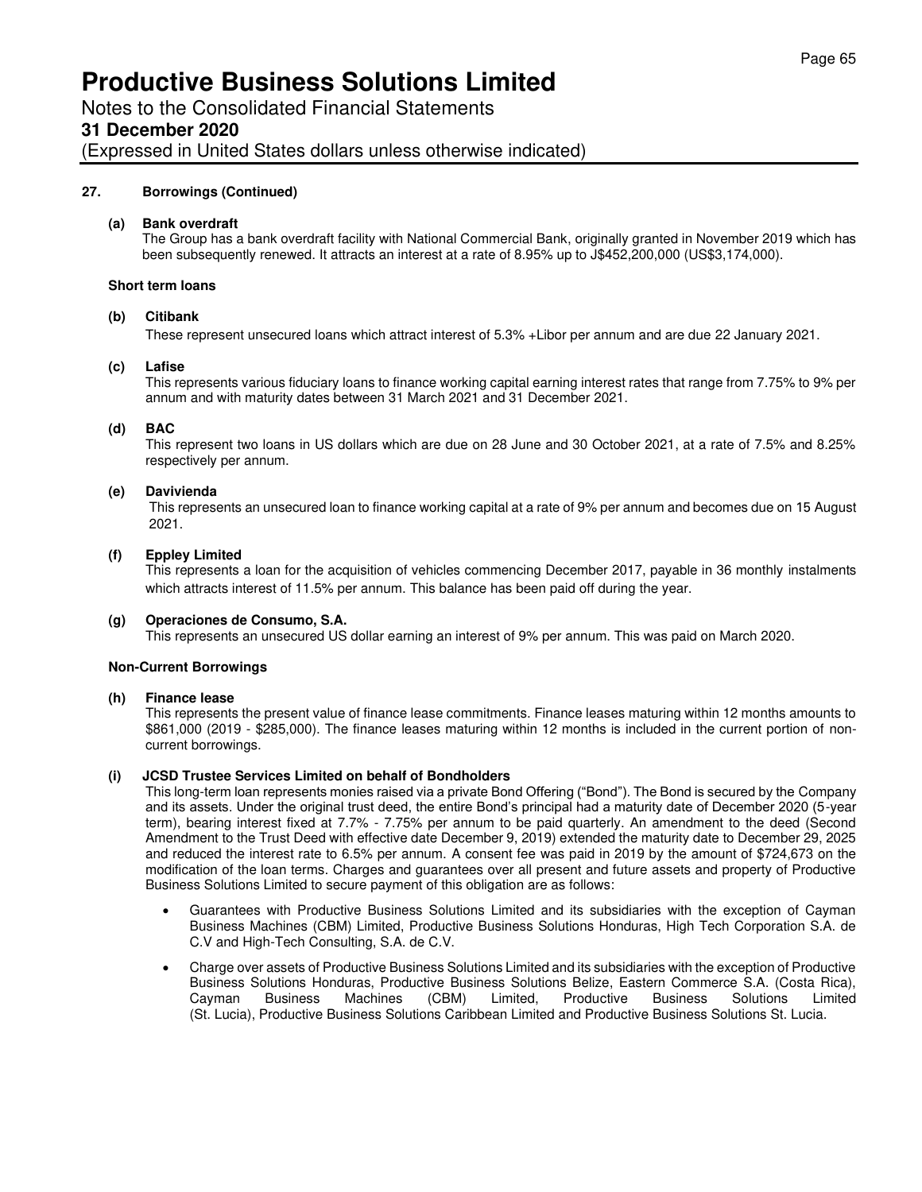## 27. Borrowings (Continued)

**(a) Bank overdraft**

The Group has a bank overdraft facility with National Commercial Bank, originally granted in November 2019 which has been subsequently renewed. It attracts an interest at a rate of 8.95% up to J$452,200,000 (US$3,174,000).

**Short term loans**

**(b) Citibank**

These represent unsecured loans which attract interest of 5.3% +Libor per annum and are due 22 January 2021.

**(c) Lafise**

This represents various fiduciary loans to finance working capital earning interest rates that range from 7.75% to 9% per annum and with maturity dates between 31 March 2021 and 31 December 2021.

**(d) BAC**

This represent two loans in US dollars which are due on 28 June and 30 October 2021, at a rate of 7.5% and 8.25% respectively per annum.

**(e) Davivienda**

This represents an unsecured loan to finance working capital at a rate of 9% per annum and becomes due on 15 August 2021.

**(f) Eppley Limited**

This represents a loan for the acquisition of vehicles commencing December 2017, payable in 36 monthly instalments which attracts interest of 11.5% per annum. This balance has been paid off during the year.

**(g) Operaciones de Consumo, S.A.**

This represents an unsecured US dollar earning an interest of 9% per annum. This was paid on March 2020.

**Non-Current Borrowings**

**(h) Finance lease**

This represents the present value of finance lease commitments. Finance leases maturing within 12 months amounts to $861,000 (2019 - $285,000). The finance leases maturing within 12 months is included in the current portion of non-current borrowings.

**(i) JCSD Trustee Services Limited on behalf of Bondholders**

This long-term loan represents monies raised via a private Bond Offering ("Bond"). The Bond is secured by the Company and its assets. Under the original trust deed, the entire Bond's principal had a maturity date of December 2020 (5-year term), bearing interest fixed at 7.7% - 7.75% per annum to be paid quarterly. An amendment to the deed (Second Amendment to the Trust Deed with effective date December 9, 2019) extended the maturity date to December 29, 2025 and reduced the interest rate to 6.5% per annum. A consent fee was paid in 2019 by the amount of $724,673 on the modification of the loan terms. Charges and guarantees over all present and future assets and property of Productive Business Solutions Limited to secure payment of this obligation are as follows:

- Guarantees with Productive Business Solutions Limited and its subsidiaries with the exception of Cayman Business Machines (CBM) Limited, Productive Business Solutions Honduras, High Tech Corporation S.A. de C.V and High-Tech Consulting, S.A. de C.V.
- Charge over assets of Productive Business Solutions Limited and its subsidiaries with the exception of Productive Business Solutions Honduras, Productive Business Solutions Belize, Eastern Commerce S.A. (Costa Rica), Cayman Business Machines (CBM) Limited, Productive Business Solutions Limited (St. Lucia), Productive Business Solutions Caribbean Limited and Productive Business Solutions St. Lucia.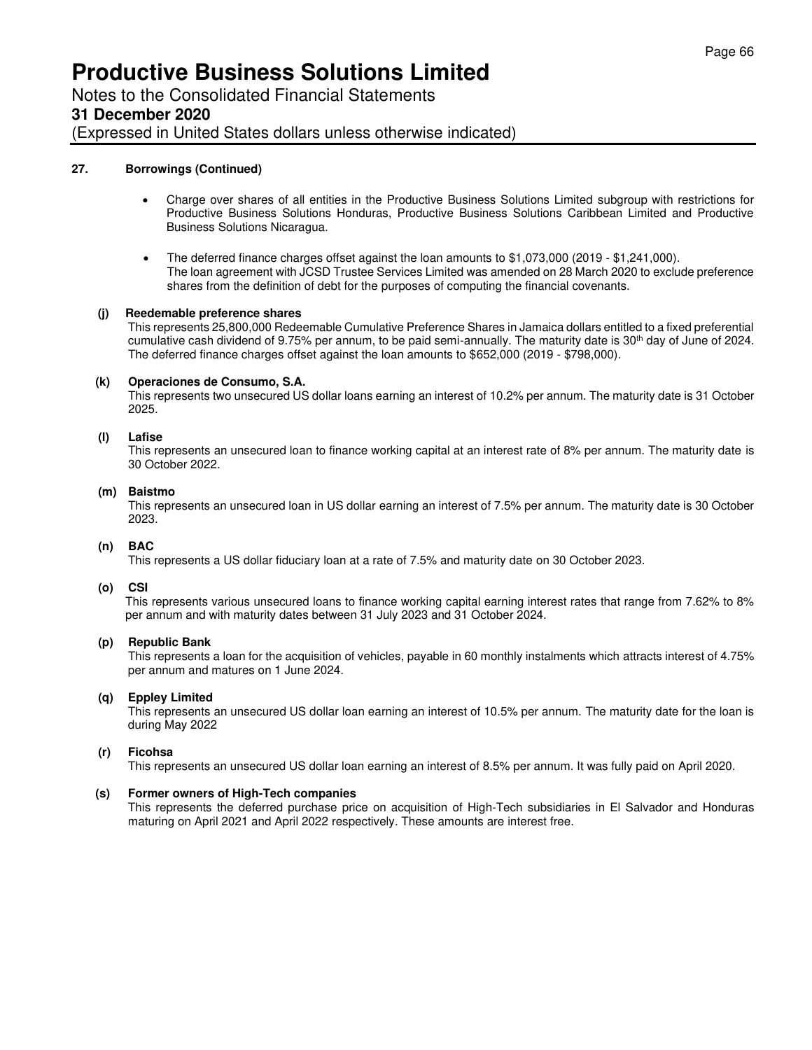## 27. Borrowings (Continued)

- Charge over shares of all entities in the Productive Business Solutions Limited subgroup with restrictions for Productive Business Solutions Honduras, Productive Business Solutions Caribbean Limited and Productive Business Solutions Nicaragua.

- The deferred finance charges offset against the loan amounts to $1,073,000 (2019 - $1,241,000).
  The loan agreement with JCSD Trustee Services Limited was amended on 28 March 2020 to exclude preference shares from the definition of debt for the purposes of computing the financial covenants.

### (j) Reedemable preference shares

This represents 25,800,000 Redeemable Cumulative Preference Shares in Jamaica dollars entitled to a fixed preferential cumulative cash dividend of 9.75% per annum, to be paid semi-annually. The maturity date is 30th day of June of 2024. The deferred finance charges offset against the loan amounts to $652,000 (2019 - $798,000).

### (k) Operaciones de Consumo, S.A.

This represents two unsecured US dollar loans earning an interest of 10.2% per annum. The maturity date is 31 October 2025.

### (l) Lafise

This represents an unsecured loan to finance working capital at an interest rate of 8% per annum. The maturity date is 30 October 2022.

### (m) Baistmo

This represents an unsecured loan in US dollar earning an interest of 7.5% per annum. The maturity date is 30 October 2023.

### (n) BAC

This represents a US dollar fiduciary loan at a rate of 7.5% and maturity date on 30 October 2023.

### (o) CSI

This represents various unsecured loans to finance working capital earning interest rates that range from 7.62% to 8% per annum and with maturity dates between 31 July 2023 and 31 October 2024.

### (p) Republic Bank

This represents a loan for the acquisition of vehicles, payable in 60 monthly instalments which attracts interest of 4.75% per annum and matures on 1 June 2024.

### (q) Eppley Limited

This represents an unsecured US dollar loan earning an interest of 10.5% per annum. The maturity date for the loan is during May 2022

### (r) Ficohsa

This represents an unsecured US dollar loan earning an interest of 8.5% per annum. It was fully paid on April 2020.

### (s) Former owners of High-Tech companies

This represents the deferred purchase price on acquisition of High-Tech subsidiaries in El Salvador and Honduras maturing on April 2021 and April 2022 respectively. These amounts are interest free.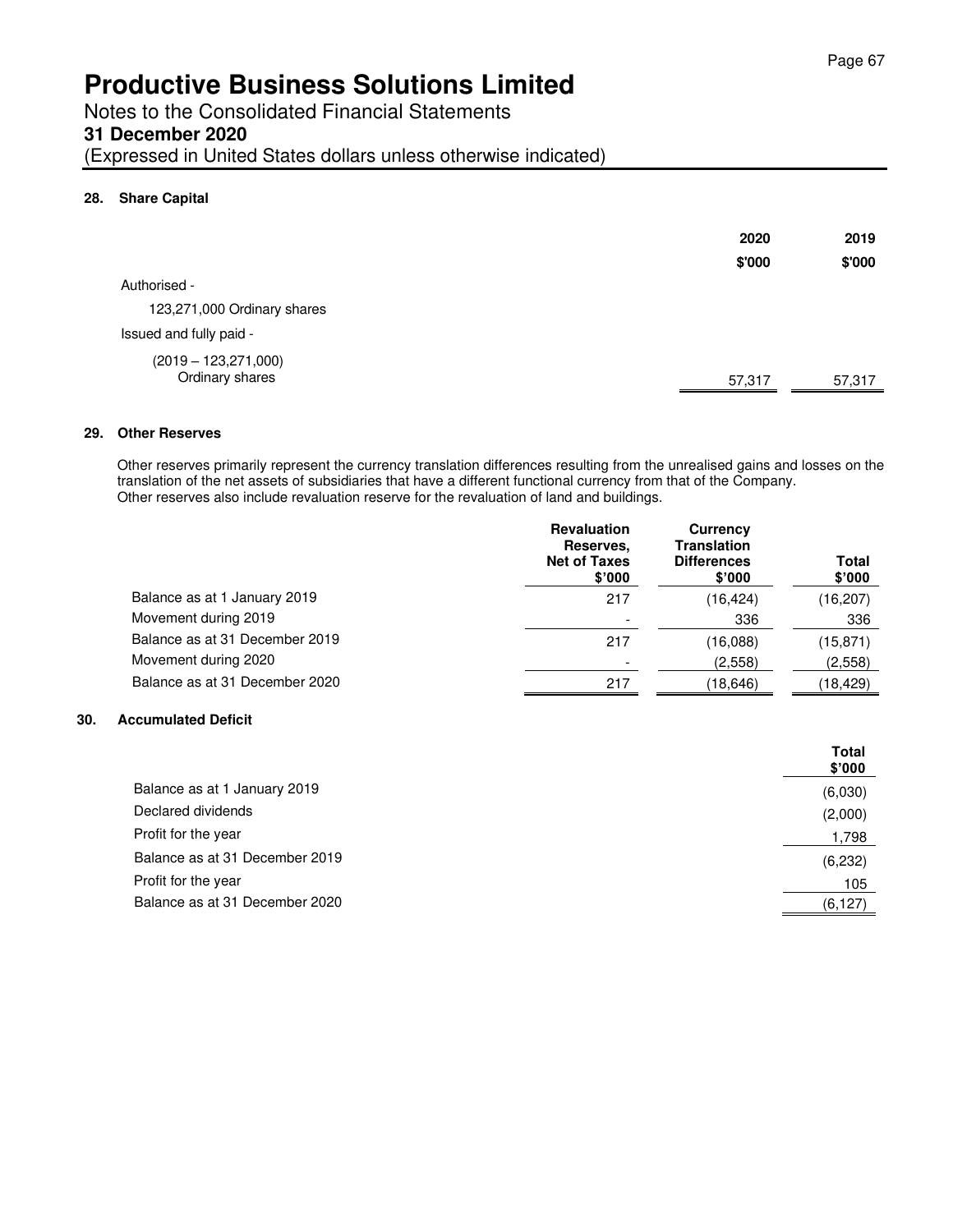# Productive Business Solutions Limited

Notes to the Consolidated Financial Statements

**31 December 2020**

(Expressed in United States dollars unless otherwise indicated)

## 28. Share Capital

| | 2020 $'000 | 2019 $'000 |
|---|---|---|
| Authorised - | | |
| 123,271,000 Ordinary shares | | |
| Issued and fully paid - | | |
| (2019 – 123,271,000) Ordinary shares | 57,317 | 57,317 |

## 29. Other Reserves

Other reserves primarily represent the currency translation differences resulting from the unrealised gains and losses on the translation of the net assets of subsidiaries that have a different functional currency from that of the Company.
Other reserves also include revaluation reserve for the revaluation of land and buildings.

| | Revaluation Reserves, Net of Taxes $'000 | Currency Translation Differences $'000 | Total $'000 |
|---|---|---|---|
| Balance as at 1 January 2019 | 217 | (16,424) | (16,207) |
| Movement during 2019 | - | 336 | 336 |
| Balance as at 31 December 2019 | 217 | (16,088) | (15,871) |
| Movement during 2020 | - | (2,558) | (2,558) |
| Balance as at 31 December 2020 | 217 | (18,646) | (18,429) |

## 30. Accumulated Deficit

| | Total $'000 |
|---|---|
| Balance as at 1 January 2019 | (6,030) |
| Declared dividends | (2,000) |
| Profit for the year | 1,798 |
| Balance as at 31 December 2019 | (6,232) |
| Profit for the year | 105 |
| Balance as at 31 December 2020 | (6,127) |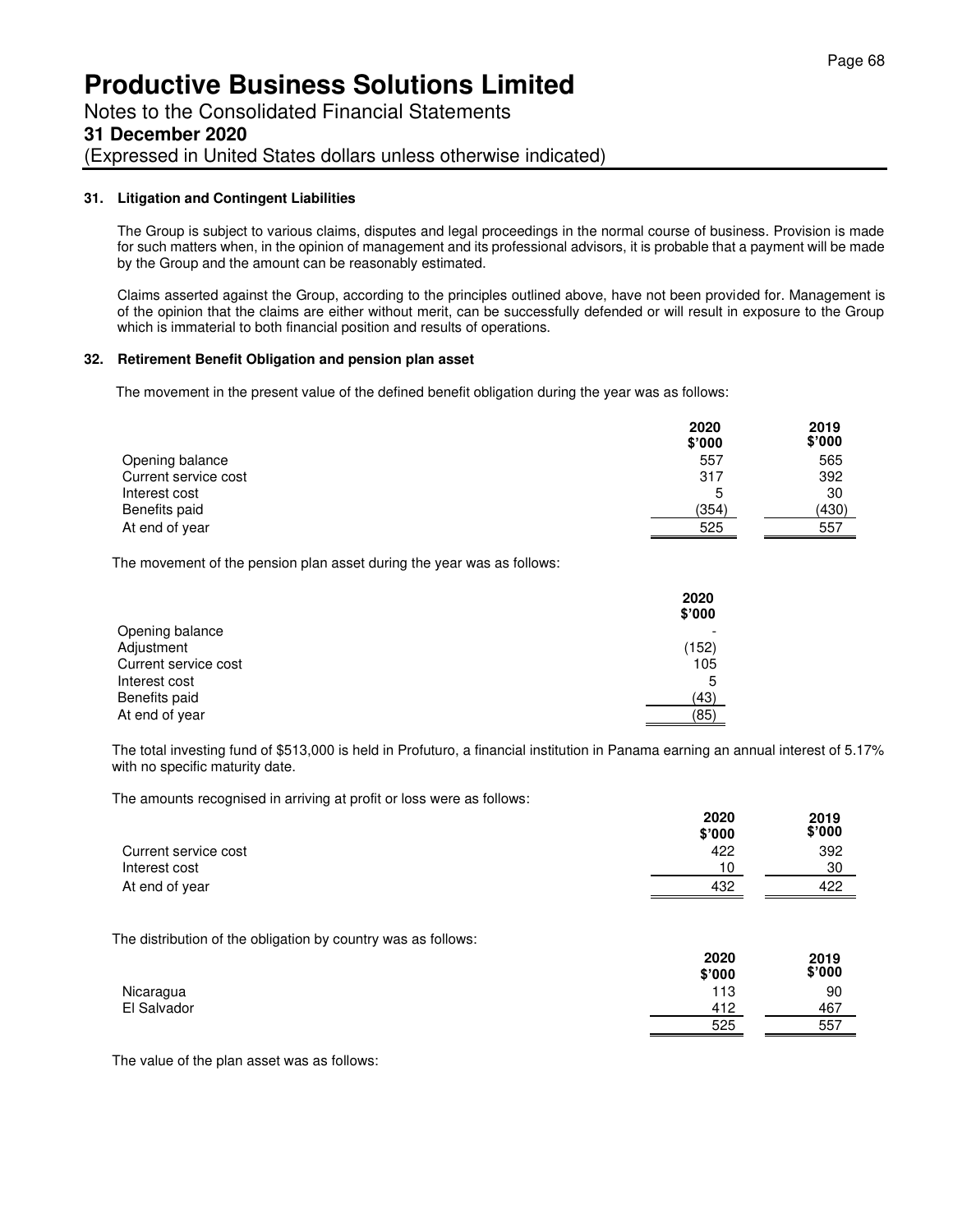# Productive Business Solutions Limited

Notes to the Consolidated Financial Statements

**31 December 2020**

(Expressed in United States dollars unless otherwise indicated)

### 31. Litigation and Contingent Liabilities

The Group is subject to various claims, disputes and legal proceedings in the normal course of business. Provision is made for such matters when, in the opinion of management and its professional advisors, it is probable that a payment will be made by the Group and the amount can be reasonably estimated.

Claims asserted against the Group, according to the principles outlined above, have not been provided for. Management is of the opinion that the claims are either without merit, can be successfully defended or will result in exposure to the Group which is immaterial to both financial position and results of operations.

### 32. Retirement Benefit Obligation and pension plan asset

The movement in the present value of the defined benefit obligation during the year was as follows:

| | 2020 $'000 | 2019 $'000 |
|---|---|---|
| Opening balance | 557 | 565 |
| Current service cost | 317 | 392 |
| Interest cost | 5 | 30 |
| Benefits paid | (354) | (430) |
| At end of year | 525 | 557 |

The movement of the pension plan asset during the year was as follows:

| | 2020 $'000 |
|---|---|
| Opening balance | - |
| Adjustment | (152) |
| Current service cost | 105 |
| Interest cost | 5 |
| Benefits paid | (43) |
| At end of year | (85) |

The total investing fund of $513,000 is held in Profuturo, a financial institution in Panama earning an annual interest of 5.17% with no specific maturity date.

The amounts recognised in arriving at profit or loss were as follows:

| | 2020 $'000 | 2019 $'000 |
|---|---|---|
| Current service cost | 422 | 392 |
| Interest cost | 10 | 30 |
| At end of year | 432 | 422 |

The distribution of the obligation by country was as follows:

| | 2020 $'000 | 2019 $'000 |
|---|---|---|
| Nicaragua | 113 | 90 |
| El Salvador | 412 | 467 |
| | 525 | 557 |

The value of the plan asset was as follows: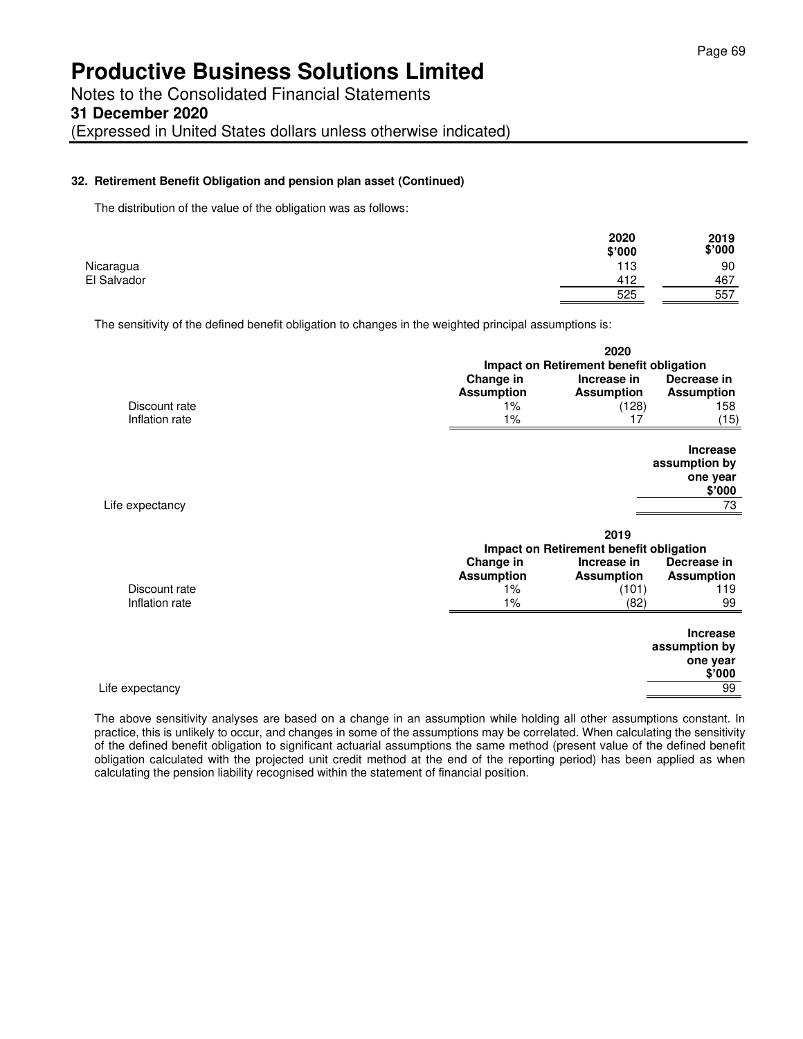# Productive Business Solutions Limited

Notes to the Consolidated Financial Statements

**31 December 2020**

(Expressed in United States dollars unless otherwise indicated)

### 32. Retirement Benefit Obligation and pension plan asset (Continued)

The distribution of the value of the obligation was as follows:

| | 2020 $'000 | 2019 $'000 |
|---|---|---|
| Nicaragua | 113 | 90 |
| El Salvador | 412 | 467 |
| | 525 | 557 |

The sensitivity of the defined benefit obligation to changes in the weighted principal assumptions is:

| | 2020 | | |
|---|---|---|---|
| | Impact on Retirement benefit obligation | | |
| | Change in Assumption | Increase in Assumption | Decrease in Assumption |
| Discount rate | 1% | (128) | 158 |
| Inflation rate | 1% | 17 | (15) |

| | Increase assumption by one year $'000 |
|---|---|
| Life expectancy | 73 |

| | 2019 | | |
|---|---|---|---|
| | Impact on Retirement benefit obligation | | |
| | Change in Assumption | Increase in Assumption | Decrease in Assumption |
| Discount rate | 1% | (101) | 119 |
| Inflation rate | 1% | (82) | 99 |

| | Increase assumption by one year $'000 |
|---|---|
| Life expectancy | 99 |

The above sensitivity analyses are based on a change in an assumption while holding all other assumptions constant. In practice, this is unlikely to occur, and changes in some of the assumptions may be correlated. When calculating the sensitivity of the defined benefit obligation to significant actuarial assumptions the same method (present value of the defined benefit obligation calculated with the projected unit credit method at the end of the reporting period) has been applied as when calculating the pension liability recognised within the statement of financial position.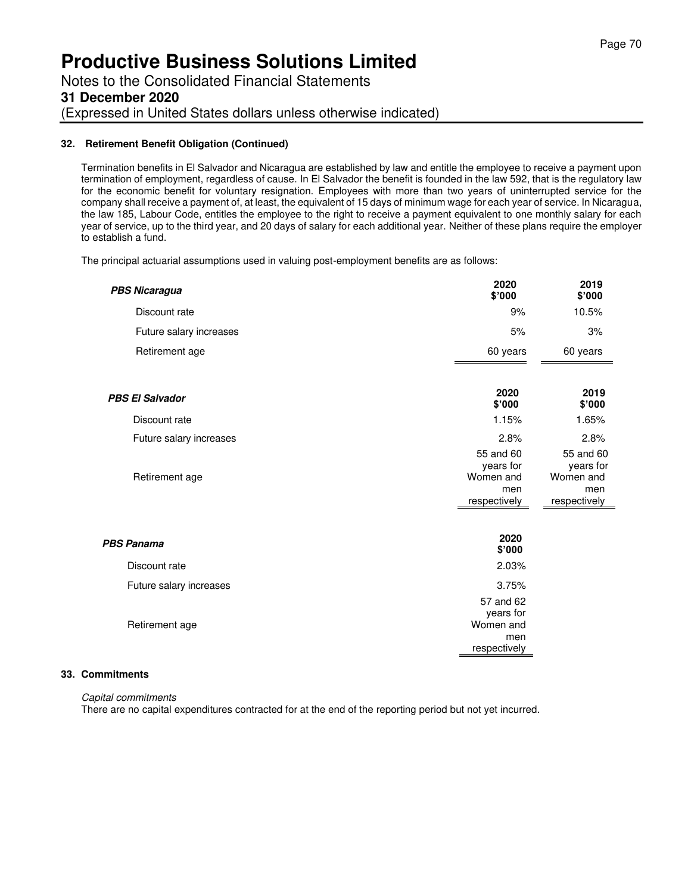## 32. Retirement Benefit Obligation (Continued)

Termination benefits in El Salvador and Nicaragua are established by law and entitle the employee to receive a payment upon termination of employment, regardless of cause. In El Salvador the benefit is founded in the law 592, that is the regulatory law for the economic benefit for voluntary resignation. Employees with more than two years of uninterrupted service for the company shall receive a payment of, at least, the equivalent of 15 days of minimum wage for each year of service. In Nicaragua, the law 185, Labour Code, entitles the employee to the right to receive a payment equivalent to one monthly salary for each year of service, up to the third year, and 20 days of salary for each additional year. Neither of these plans require the employer to establish a fund.

The principal actuarial assumptions used in valuing post-employment benefits are as follows:

| ***PBS Nicaragua*** | **2020 \$'000** | **2019 \$'000** |
|---|---|---|
| Discount rate | 9% | 10.5% |
| Future salary increases | 5% | 3% |
| Retirement age | 60 years | 60 years |

| ***PBS El Salvador*** | **2020 \$'000** | **2019 \$'000** |
|---|---|---|
| Discount rate | 1.15% | 1.65% |
| Future salary increases | 2.8% | 2.8% |
| Retirement age | 55 and 60 years for Women and men respectively | 55 and 60 years for Women and men respectively |

| ***PBS Panama*** | **2020 \$'000** |
|---|---|
| Discount rate | 2.03% |
| Future salary increases | 3.75% |
| Retirement age | 57 and 62 years for Women and men respectively |

## 33. Commitments

*Capital commitments*

There are no capital expenditures contracted for at the end of the reporting period but not yet incurred.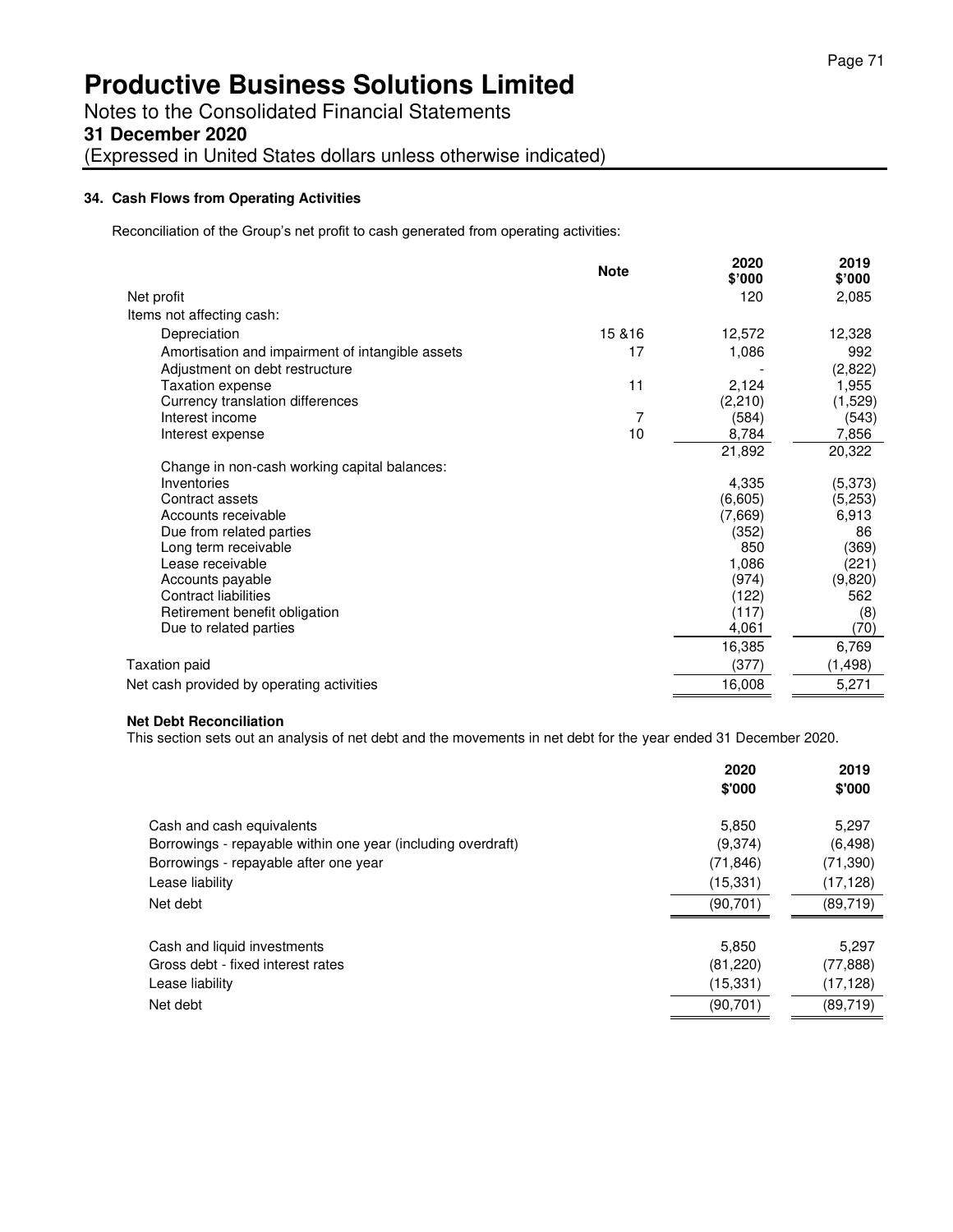# Productive Business Solutions Limited

Notes to the Consolidated Financial Statements

**31 December 2020**

(Expressed in United States dollars unless otherwise indicated)

### 34. Cash Flows from Operating Activities

Reconciliation of the Group's net profit to cash generated from operating activities:

| | Note | 2020 $'000 | 2019 $'000 |
|---|---|---|---|
| Net profit | | 120 | 2,085 |
| Items not affecting cash: | | | |
| Depreciation | 15 &16 | 12,572 | 12,328 |
| Amortisation and impairment of intangible assets | 17 | 1,086 | 992 |
| Adjustment on debt restructure | | - | (2,822) |
| Taxation expense | 11 | 2,124 | 1,955 |
| Currency translation differences | | (2,210) | (1,529) |
| Interest income | 7 | (584) | (543) |
| Interest expense | 10 | 8,784 | 7,856 |
| | | 21,892 | 20,322 |
| Change in non-cash working capital balances: | | | |
| Inventories | | 4,335 | (5,373) |
| Contract assets | | (6,605) | (5,253) |
| Accounts receivable | | (7,669) | 6,913 |
| Due from related parties | | (352) | 86 |
| Long term receivable | | 850 | (369) |
| Lease receivable | | 1,086 | (221) |
| Accounts payable | | (974) | (9,820) |
| Contract liabilities | | (122) | 562 |
| Retirement benefit obligation | | (117) | (8) |
| Due to related parties | | 4,061 | (70) |
| | | 16,385 | 6,769 |
| Taxation paid | | (377) | (1,498) |
| Net cash provided by operating activities | | 16,008 | 5,271 |

**Net Debt Reconciliation**

This section sets out an analysis of net debt and the movements in net debt for the year ended 31 December 2020.

| | 2020 $'000 | 2019 $'000 |
|---|---|---|
| Cash and cash equivalents | 5,850 | 5,297 |
| Borrowings - repayable within one year (including overdraft) | (9,374) | (6,498) |
| Borrowings - repayable after one year | (71,846) | (71,390) |
| Lease liability | (15,331) | (17,128) |
| Net debt | (90,701) | (89,719) |
| | | |
| Cash and liquid investments | 5,850 | 5,297 |
| Gross debt - fixed interest rates | (81,220) | (77,888) |
| Lease liability | (15,331) | (17,128) |
| Net debt | (90,701) | (89,719) |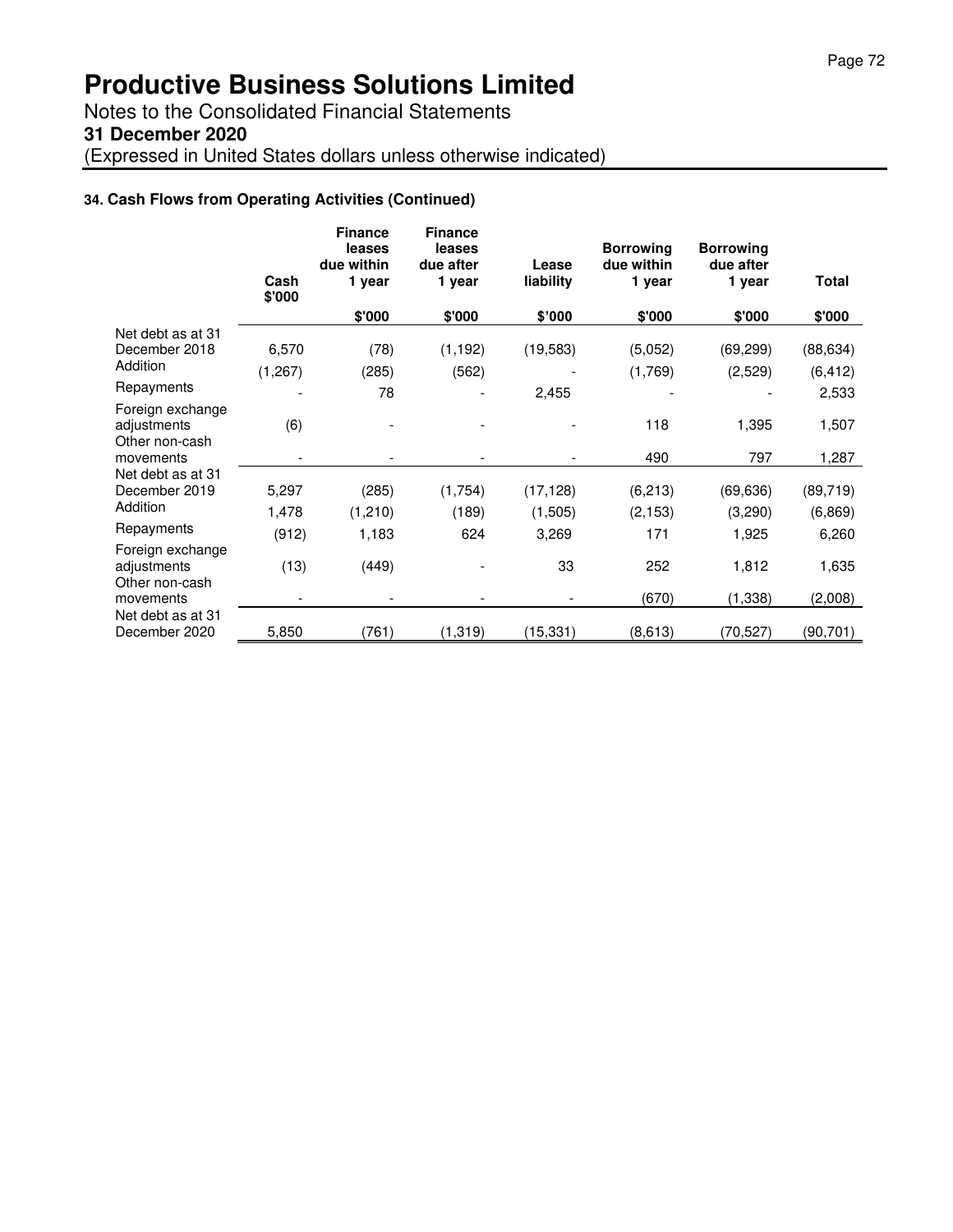# Productive Business Solutions Limited

Notes to the Consolidated Financial Statements

**31 December 2020**

(Expressed in United States dollars unless otherwise indicated)

### 34. Cash Flows from Operating Activities (Continued)

| | Cash $'000 | Finance leases due within 1 year | Finance leases due after 1 year | Lease liability | Borrowing due within 1 year | Borrowing due after 1 year | Total |
|---|---|---|---|---|---|---|---|
| | | $'000 | $'000 | $'000 | $'000 | $'000 | $'000 |
| Net debt as at 31 December 2018 | 6,570 | (78) | (1,192) | (19,583) | (5,052) | (69,299) | (88,634) |
| Addition | (1,267) | (285) | (562) | - | (1,769) | (2,529) | (6,412) |
| Repayments | - | 78 | - | 2,455 | - | - | 2,533 |
| Foreign exchange adjustments | (6) | - | - | - | 118 | 1,395 | 1,507 |
| Other non-cash movements | - | - | - | - | 490 | 797 | 1,287 |
| Net debt as at 31 December 2019 | 5,297 | (285) | (1,754) | (17,128) | (6,213) | (69,636) | (89,719) |
| Addition | 1,478 | (1,210) | (189) | (1,505) | (2,153) | (3,290) | (6,869) |
| Repayments | (912) | 1,183 | 624 | 3,269 | 171 | 1,925 | 6,260 |
| Foreign exchange adjustments | (13) | (449) | - | 33 | 252 | 1,812 | 1,635 |
| Other non-cash movements | - | - | - | - | (670) | (1,338) | (2,008) |
| Net debt as at 31 December 2020 | 5,850 | (761) | (1,319) | (15,331) | (8,613) | (70,527) | (90,701) |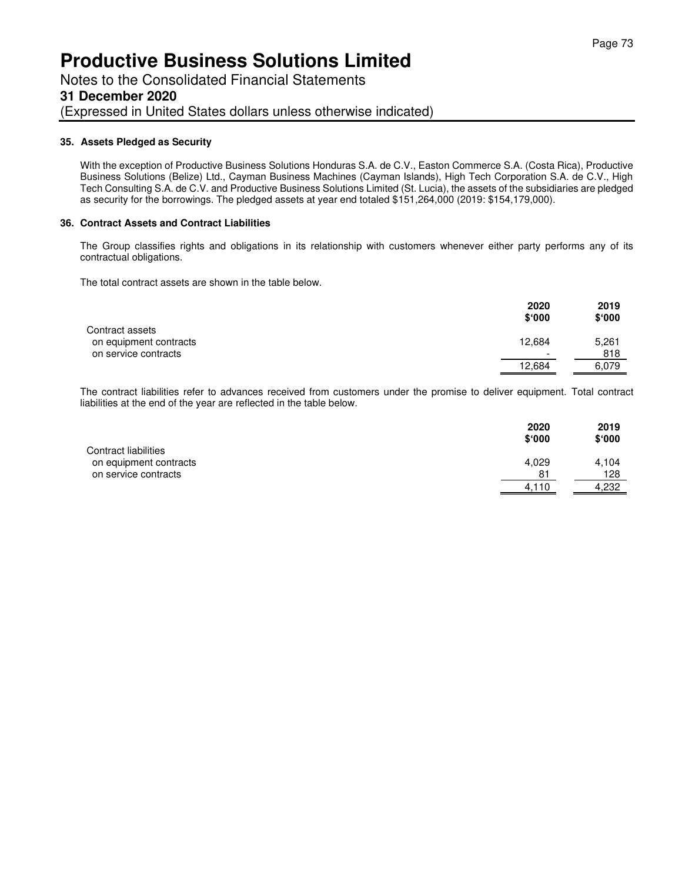# Productive Business Solutions Limited

Notes to the Consolidated Financial Statements

**31 December 2020**

(Expressed in United States dollars unless otherwise indicated)

## 35. Assets Pledged as Security

With the exception of Productive Business Solutions Honduras S.A. de C.V., Easton Commerce S.A. (Costa Rica), Productive Business Solutions (Belize) Ltd., Cayman Business Machines (Cayman Islands), High Tech Corporation S.A. de C.V., High Tech Consulting S.A. de C.V. and Productive Business Solutions Limited (St. Lucia), the assets of the subsidiaries are pledged as security for the borrowings. The pledged assets at year end totaled $151,264,000 (2019: $154,179,000).

## 36. Contract Assets and Contract Liabilities

The Group classifies rights and obligations in its relationship with customers whenever either party performs any of its contractual obligations.

The total contract assets are shown in the table below.

| | 2020 $'000 | 2019 $'000 |
|---|---|---|
| Contract assets | | |
| on equipment contracts | 12,684 | 5,261 |
| on service contracts | - | 818 |
| | 12,684 | 6,079 |

The contract liabilities refer to advances received from customers under the promise to deliver equipment. Total contract liabilities at the end of the year are reflected in the table below.

| | 2020 $'000 | 2019 $'000 |
|---|---|---|
| Contract liabilities | | |
| on equipment contracts | 4,029 | 4,104 |
| on service contracts | 81 | 128 |
| | 4,110 | 4,232 |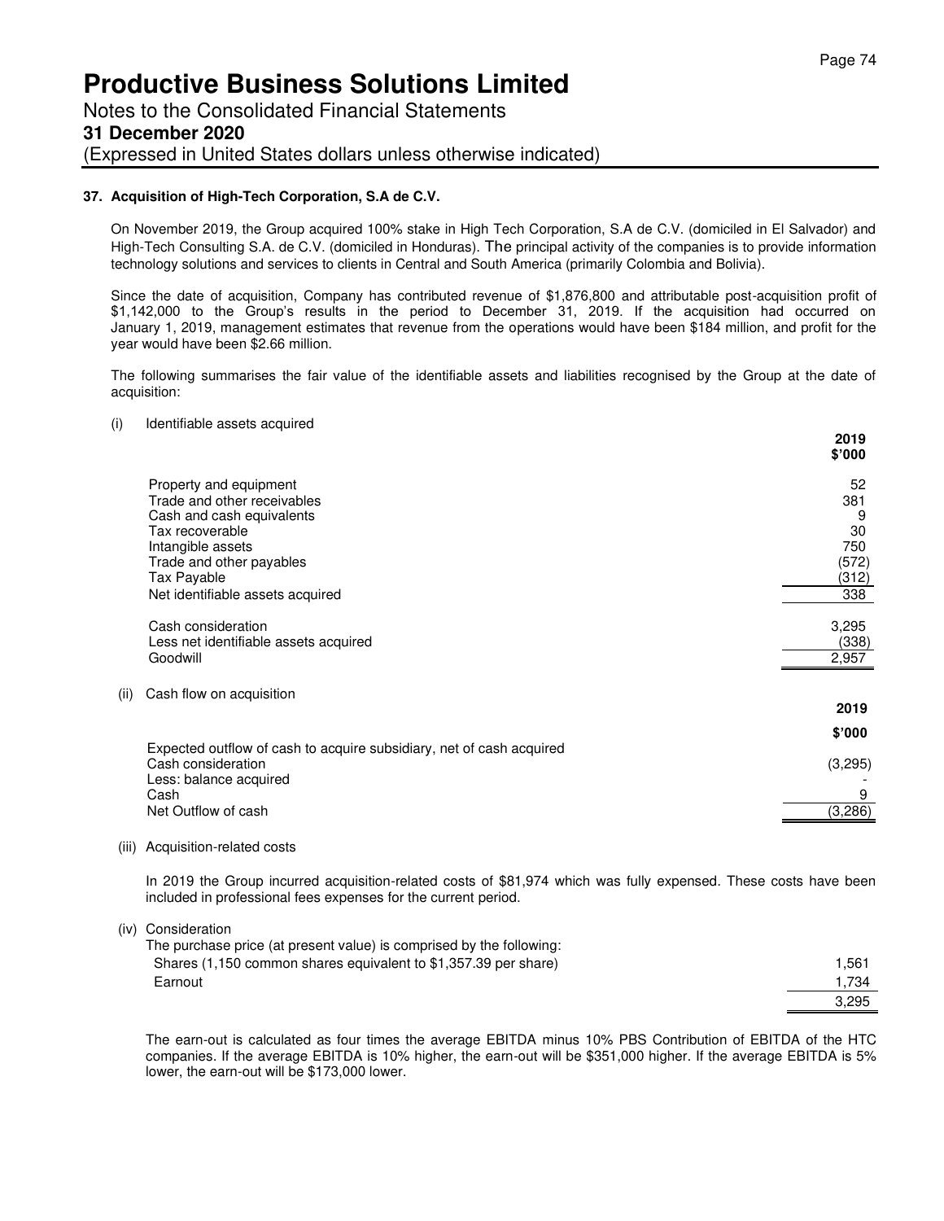# Productive Business Solutions Limited

Notes to the Consolidated Financial Statements

**31 December 2020**

(Expressed in United States dollars unless otherwise indicated)

## 37. Acquisition of High-Tech Corporation, S.A de C.V.

On November 2019, the Group acquired 100% stake in High Tech Corporation, S.A de C.V. (domiciled in El Salvador) and High-Tech Consulting S.A. de C.V. (domiciled in Honduras). The principal activity of the companies is to provide information technology solutions and services to clients in Central and South America (primarily Colombia and Bolivia).

Since the date of acquisition, Company has contributed revenue of $1,876,800 and attributable post-acquisition profit of $1,142,000 to the Group's results in the period to December 31, 2019. If the acquisition had occurred on January 1, 2019, management estimates that revenue from the operations would have been $184 million, and profit for the year would have been $2.66 million.

The following summarises the fair value of the identifiable assets and liabilities recognised by the Group at the date of acquisition:

(i) Identifiable assets acquired

| | 2019<br>$'000 |
|---|---|
| Property and equipment | 52 |
| Trade and other receivables | 381 |
| Cash and cash equivalents | 9 |
| Tax recoverable | 30 |
| Intangible assets | 750 |
| Trade and other payables | (572) |
| Tax Payable | (312) |
| Net identifiable assets acquired | 338 |
| | |
| Cash consideration | 3,295 |
| Less net identifiable assets acquired | (338) |
| Goodwill | 2,957 |

(ii) Cash flow on acquisition

| | 2019<br>$'000 |
|---|---|
| Expected outflow of cash to acquire subsidiary, net of cash acquired | |
| Cash consideration | (3,295) |
| Less: balance acquired | - |
| Cash | 9 |
| Net Outflow of cash | (3,286) |

(iii) Acquisition-related costs

In 2019 the Group incurred acquisition-related costs of $81,974 which was fully expensed. These costs have been included in professional fees expenses for the current period.

(iv) Consideration

The purchase price (at present value) is comprised by the following:

| | |
|---|---|
| Shares (1,150 common shares equivalent to $1,357.39 per share) | 1,561 |
| Earnout | 1,734 |
| | 3,295 |

The earn-out is calculated as four times the average EBITDA minus 10% PBS Contribution of EBITDA of the HTC companies. If the average EBITDA is 10% higher, the earn-out will be $351,000 higher. If the average EBITDA is 5% lower, the earn-out will be $173,000 lower.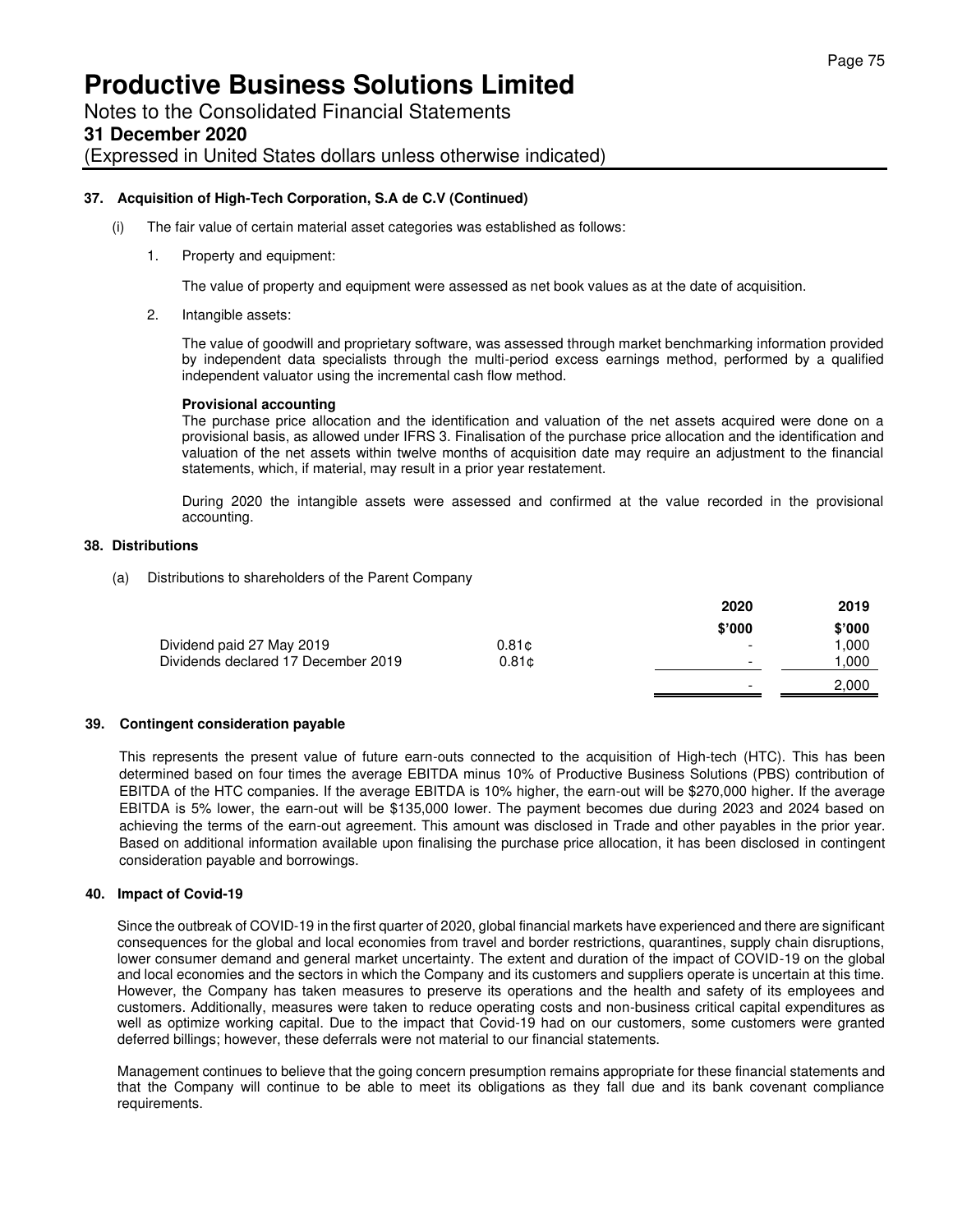# Productive Business Solutions Limited

Notes to the Consolidated Financial Statements

**31 December 2020**

(Expressed in United States dollars unless otherwise indicated)

### 37. Acquisition of High-Tech Corporation, S.A de C.V (Continued)

(i) The fair value of certain material asset categories was established as follows:

1. Property and equipment:

   The value of property and equipment were assessed as net book values as at the date of acquisition.

2. Intangible assets:

   The value of goodwill and proprietary software, was assessed through market benchmarking information provided by independent data specialists through the multi-period excess earnings method, performed by a qualified independent valuator using the incremental cash flow method.

   **Provisional accounting**

   The purchase price allocation and the identification and valuation of the net assets acquired were done on a provisional basis, as allowed under IFRS 3. Finalisation of the purchase price allocation and the identification and valuation of the net assets within twelve months of acquisition date may require an adjustment to the financial statements, which, if material, may result in a prior year restatement.

   During 2020 the intangible assets were assessed and confirmed at the value recorded in the provisional accounting.

### 38. Distributions

(a) Distributions to shareholders of the Parent Company

| | | 2020 | 2019 |
|---|---|---|---|
| | | $'000 | $'000 |
| Dividend paid 27 May 2019 | 0.81¢ | - | 1,000 |
| Dividends declared 17 December 2019 | 0.81¢ | - | 1,000 |
| | | - | 2,000 |

### 39. Contingent consideration payable

This represents the present value of future earn-outs connected to the acquisition of High-tech (HTC). This has been determined based on four times the average EBITDA minus 10% of Productive Business Solutions (PBS) contribution of EBITDA of the HTC companies. If the average EBITDA is 10% higher, the earn-out will be $270,000 higher. If the average EBITDA is 5% lower, the earn-out will be $135,000 lower. The payment becomes due during 2023 and 2024 based on achieving the terms of the earn-out agreement. This amount was disclosed in Trade and other payables in the prior year. Based on additional information available upon finalising the purchase price allocation, it has been disclosed in contingent consideration payable and borrowings.

### 40. Impact of Covid-19

Since the outbreak of COVID-19 in the first quarter of 2020, global financial markets have experienced and there are significant consequences for the global and local economies from travel and border restrictions, quarantines, supply chain disruptions, lower consumer demand and general market uncertainty. The extent and duration of the impact of COVID-19 on the global and local economies and the sectors in which the Company and its customers and suppliers operate is uncertain at this time. However, the Company has taken measures to preserve its operations and the health and safety of its employees and customers. Additionally, measures were taken to reduce operating costs and non-business critical capital expenditures as well as optimize working capital. Due to the impact that Covid-19 had on our customers, some customers were granted deferred billings; however, these deferrals were not material to our financial statements.

Management continues to believe that the going concern presumption remains appropriate for these financial statements and that the Company will continue to be able to meet its obligations as they fall due and its bank covenant compliance requirements.